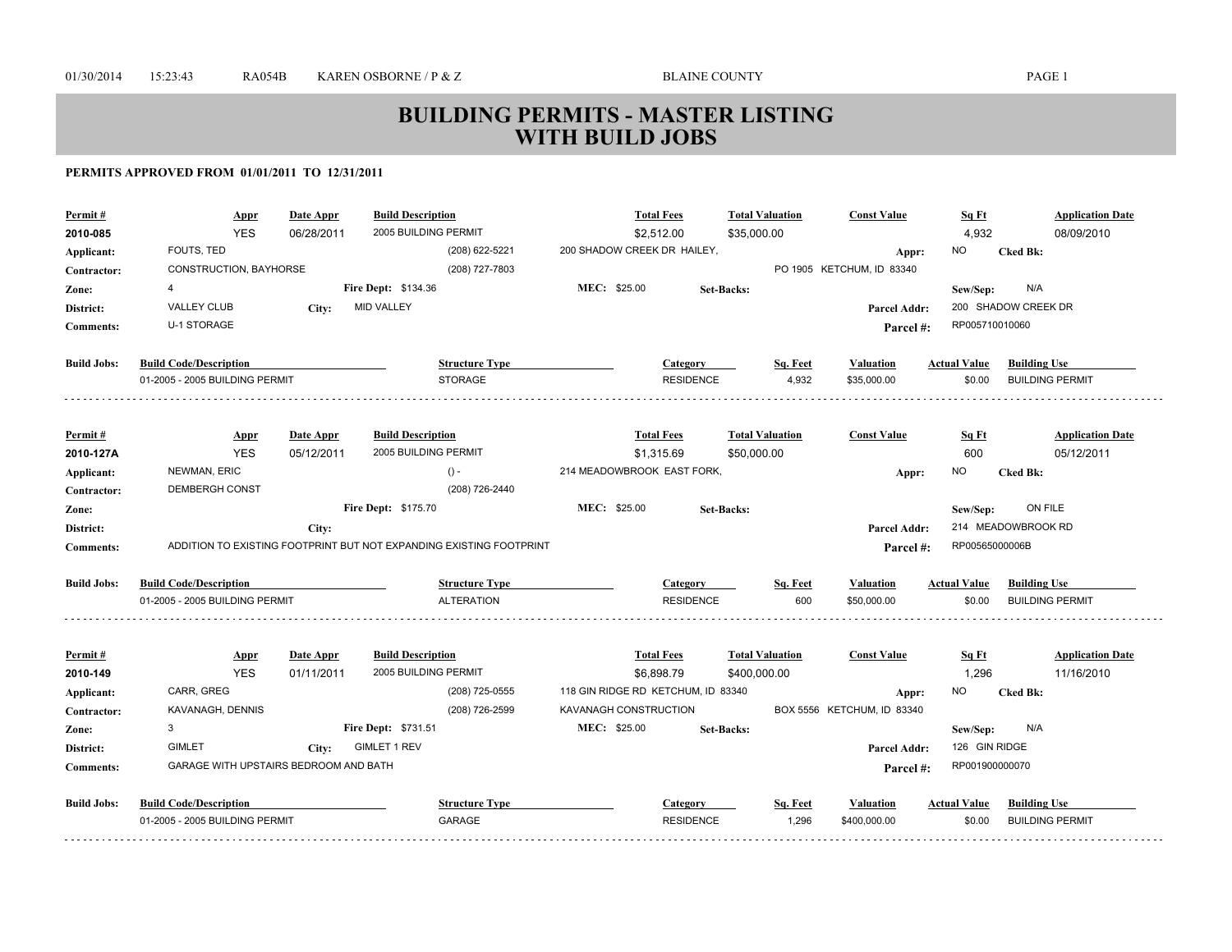# BUILDING PERMITS - MASTER LISTING WITH BUILD JOBS

**PERMITS APPROVED FROM 01/01/2011 TO 12/31/2011**

| Permit # | Appr | Date Appr | Build Description | Total Fees | Total Valuation | Const Value | Sq Ft | Application Date |
|---|---|---|---|---|---|---|---|---|
| 2010-085 | YES | 06/28/2011 | 2005 BUILDING PERMIT | $2,512.00 | $35,000.00 | | 4,932 | 08/09/2010 |

- **Applicant:** FOUTS, TED — (208) 622-5221 — 200 SHADOW CREEK DR HAILEY, — **Appr:** NO — **Cked Bk:**
- **Contractor:** CONSTRUCTION, BAYHORSE — (208) 727-7803 — PO 1905 KETCHUM, ID 83340
- **Zone:** 4 — **Fire Dept:** $134.36 — **MEC:** $25.00 — **Set-Backs:** — **Sew/Sep:** N/A
- **District:** VALLEY CLUB — **City:** MID VALLEY — **Parcel Addr:** 200 SHADOW CREEK DR
- **Comments:** U-1 STORAGE — **Parcel #:** RP005710010060

**Build Jobs:**

| Build Code/Description | Structure Type | Category | Sq. Feet | Valuation | Actual Value | Building Use |
|---|---|---|---|---|---|---|
| 01-2005 - 2005 BUILDING PERMIT | STORAGE | RESIDENCE | 4,932 | $35,000.00 | $0.00 | BUILDING PERMIT |

---

| Permit # | Appr | Date Appr | Build Description | Total Fees | Total Valuation | Const Value | Sq Ft | Application Date |
|---|---|---|---|---|---|---|---|---|
| 2010-127A | YES | 05/12/2011 | 2005 BUILDING PERMIT | $1,315.69 | $50,000.00 | | 600 | 05/12/2011 |

- **Applicant:** NEWMAN, ERIC — () - — 214 MEADOWBROOK EAST FORK, — **Appr:** NO — **Cked Bk:**
- **Contractor:** DEMBERGH CONST — (208) 726-2440
- **Zone:** — **Fire Dept:** $175.70 — **MEC:** $25.00 — **Set-Backs:** — **Sew/Sep:** ON FILE
- **District:** — **City:** — **Parcel Addr:** 214 MEADOWBROOK RD
- **Comments:** ADDITION TO EXISTING FOOTPRINT BUT NOT EXPANDING EXISTING FOOTPRINT — **Parcel #:** RP00565000006B

**Build Jobs:**

| Build Code/Description | Structure Type | Category | Sq. Feet | Valuation | Actual Value | Building Use |
|---|---|---|---|---|---|---|
| 01-2005 - 2005 BUILDING PERMIT | ALTERATION | RESIDENCE | 600 | $50,000.00 | $0.00 | BUILDING PERMIT |

---

| Permit # | Appr | Date Appr | Build Description | Total Fees | Total Valuation | Const Value | Sq Ft | Application Date |
|---|---|---|---|---|---|---|---|---|
| 2010-149 | YES | 01/11/2011 | 2005 BUILDING PERMIT | $6,898.79 | $400,000.00 | | 1,296 | 11/16/2010 |

- **Applicant:** CARR, GREG — (208) 725-0555 — 118 GIN RIDGE RD KETCHUM, ID 83340 — **Appr:** NO — **Cked Bk:**
- **Contractor:** KAVANAGH, DENNIS — (208) 726-2599 — KAVANAGH CONSTRUCTION — BOX 5556 KETCHUM, ID 83340
- **Zone:** 3 — **Fire Dept:** $731.51 — **MEC:** $25.00 — **Set-Backs:** — **Sew/Sep:** N/A
- **District:** GIMLET — **City:** GIMLET 1 REV — **Parcel Addr:** 126 GIN RIDGE
- **Comments:** GARAGE WITH UPSTAIRS BEDROOM AND BATH — **Parcel #:** RP001900000070

**Build Jobs:**

| Build Code/Description | Structure Type | Category | Sq. Feet | Valuation | Actual Value | Building Use |
|---|---|---|---|---|---|---|
| 01-2005 - 2005 BUILDING PERMIT | GARAGE | RESIDENCE | 1,296 | $400,000.00 | $0.00 | BUILDING PERMIT |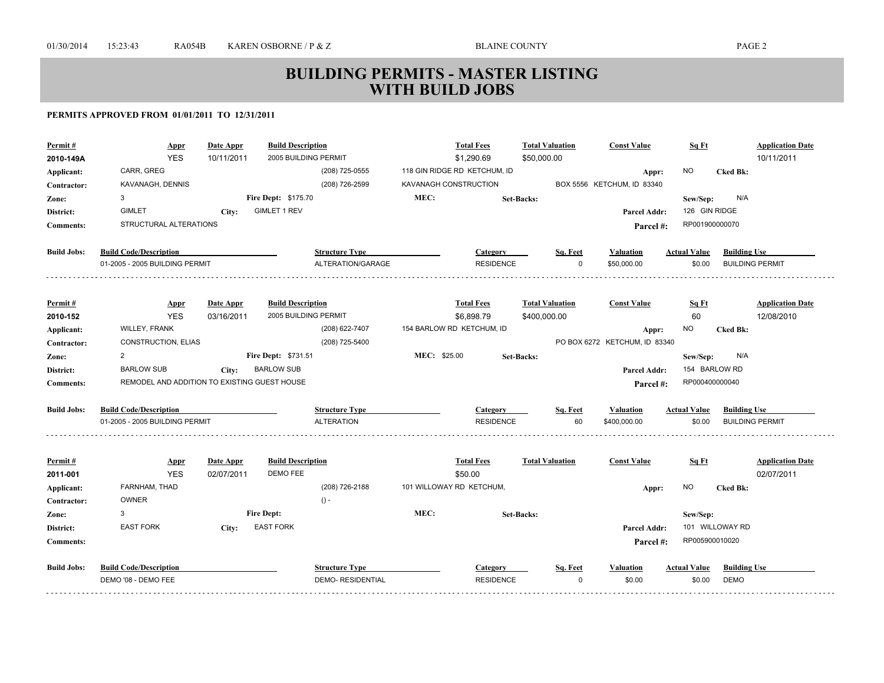# BUILDING PERMITS - MASTER LISTING WITH BUILD JOBS

**PERMITS APPROVED FROM 01/01/2011 TO 12/31/2011**

| Permit # | Appr | Date Appr | Build Description | Total Fees | Total Valuation | Const Value | Sq Ft | Application Date |
|---|---|---|---|---|---|---|---|---|
| 2010-149A | YES | 10/11/2011 | 2005 BUILDING PERMIT | $1,290.69 | $50,000.00 | | | 10/11/2011 |

**Applicant:** CARR, GREG (208) 725-0555 118 GIN RIDGE RD KETCHUM, ID **Appr:** NO **Cked Bk:**
**Contractor:** KAVANAGH, DENNIS (208) 726-2599 KAVANAGH CONSTRUCTION BOX 5556 KETCHUM, ID 83340
**Zone:** 3 **Fire Dept:** $175.70 **MEC:** **Set-Backs:** **Sew/Sep:** N/A
**District:** GIMLET **City:** GIMLET 1 REV **Parcel Addr:** 126 GIN RIDGE
**Comments:** STRUCTURAL ALTERATIONS **Parcel #:** RP001900000070

| Build Jobs: Build Code/Description | Structure Type | Category | Sq. Feet | Valuation | Actual Value | Building Use |
|---|---|---|---|---|---|---|
| 01-2005 - 2005 BUILDING PERMIT | ALTERATION/GARAGE | RESIDENCE | 0 | $50,000.00 | $0.00 | BUILDING PERMIT |

---

| Permit # | Appr | Date Appr | Build Description | Total Fees | Total Valuation | Const Value | Sq Ft | Application Date |
|---|---|---|---|---|---|---|---|---|
| 2010-152 | YES | 03/16/2011 | 2005 BUILDING PERMIT | $6,898.79 | $400,000.00 | | 60 | 12/08/2010 |

**Applicant:** WILLEY, FRANK (208) 622-7407 154 BARLOW RD KETCHUM, ID **Appr:** NO **Cked Bk:**
**Contractor:** CONSTRUCTION, ELIAS (208) 725-5400 PO BOX 6272 KETCHUM, ID 83340
**Zone:** 2 **Fire Dept:** $731.51 **MEC:** $25.00 **Set-Backs:** **Sew/Sep:** N/A
**District:** BARLOW SUB **City:** BARLOW SUB **Parcel Addr:** 154 BARLOW RD
**Comments:** REMODEL AND ADDITION TO EXISTING GUEST HOUSE **Parcel #:** RP000400000040

| Build Jobs: Build Code/Description | Structure Type | Category | Sq. Feet | Valuation | Actual Value | Building Use |
|---|---|---|---|---|---|---|
| 01-2005 - 2005 BUILDING PERMIT | ALTERATION | RESIDENCE | 60 | $400,000.00 | $0.00 | BUILDING PERMIT |

---

| Permit # | Appr | Date Appr | Build Description | Total Fees | Total Valuation | Const Value | Sq Ft | Application Date |
|---|---|---|---|---|---|---|---|---|
| 2011-001 | YES | 02/07/2011 | DEMO FEE | $50.00 | | | | 02/07/2011 |

**Applicant:** FARNHAM, THAD (208) 726-2188 101 WILLOWAY RD KETCHUM, **Appr:** NO **Cked Bk:**
**Contractor:** OWNER () -
**Zone:** 3 **Fire Dept:** **MEC:** **Set-Backs:** **Sew/Sep:**
**District:** EAST FORK **City:** EAST FORK **Parcel Addr:** 101 WILLOWAY RD
**Comments:** **Parcel #:** RP005900010020

| Build Jobs: Build Code/Description | Structure Type | Category | Sq. Feet | Valuation | Actual Value | Building Use |
|---|---|---|---|---|---|---|
| DEMO '08 - DEMO FEE | DEMO- RESIDENTIAL | RESIDENCE | 0 | $0.00 | $0.00 | DEMO |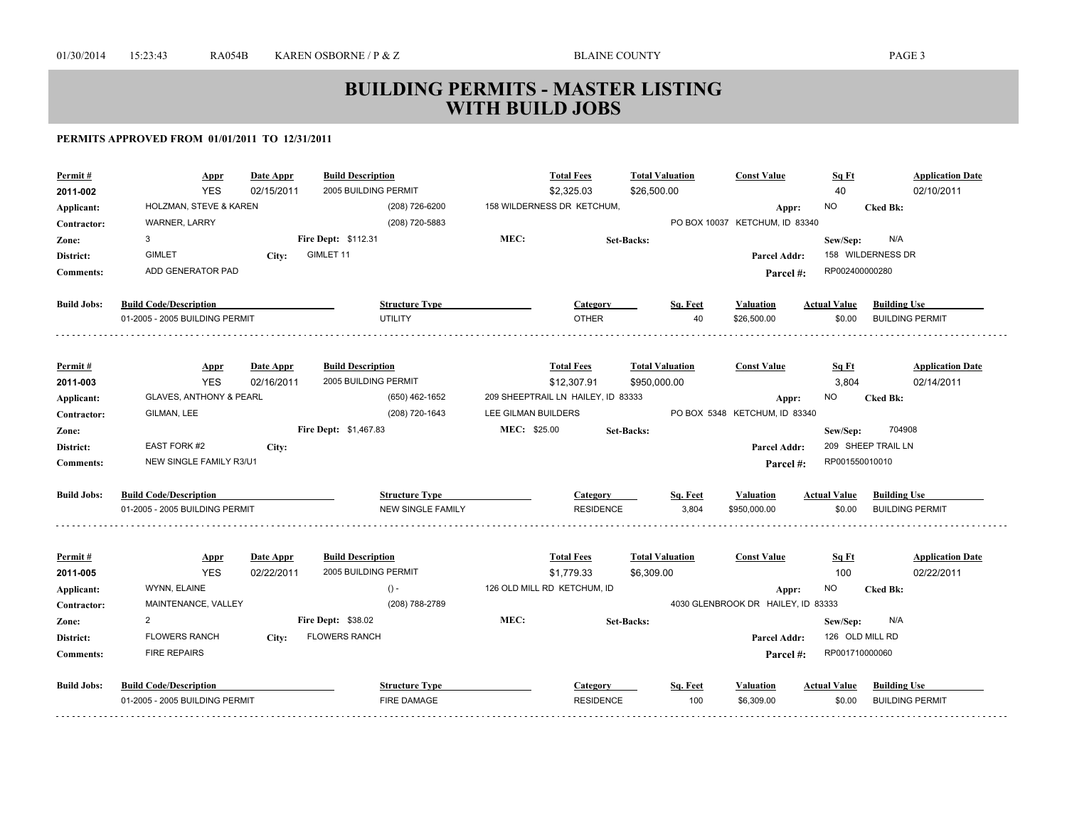# BUILDING PERMITS - MASTER LISTING
# WITH BUILD JOBS

**PERMITS APPROVED FROM 01/01/2011 TO 12/31/2011**

| Permit # | Appr | Date Appr | Build Description | Total Fees | Total Valuation | Const Value | Sq Ft | Application Date |
|---|---|---|---|---|---|---|---|---|
| 2011-002 | YES | 02/15/2011 | 2005 BUILDING PERMIT | $2,325.03 | $26,500.00 | | 40 | 02/10/2011 |

**Applicant:** HOLZMAN, STEVE & KAREN (208) 726-6200 158 WILDERNESS DR KETCHUM, **Appr:** NO **Cked Bk:**
**Contractor:** WARNER, LARRY (208) 720-5883 PO BOX 10037 KETCHUM, ID 83340
**Zone:** 3 **Fire Dept:** $112.31 **MEC:** **Set-Backs:** **Sew/Sep:** N/A
**District:** GIMLET **City:** GIMLET 11 **Parcel Addr:** 158 WILDERNESS DR
**Comments:** ADD GENERATOR PAD **Parcel #:** RP002400000280

| Build Jobs: | Build Code/Description | Structure Type | Category | Sq. Feet | Valuation | Actual Value | Building Use |
|---|---|---|---|---|---|---|---|
| | 01-2005 - 2005 BUILDING PERMIT | UTILITY | OTHER | 40 | $26,500.00 | $0.00 | BUILDING PERMIT |

---

| Permit # | Appr | Date Appr | Build Description | Total Fees | Total Valuation | Const Value | Sq Ft | Application Date |
|---|---|---|---|---|---|---|---|---|
| 2011-003 | YES | 02/16/2011 | 2005 BUILDING PERMIT | $12,307.91 | $950,000.00 | | 3,804 | 02/14/2011 |

**Applicant:** GLAVES, ANTHONY & PEARL (650) 462-1652 209 SHEEPTRAIL LN HAILEY, ID 83333 **Appr:** NO **Cked Bk:**
**Contractor:** GILMAN, LEE (208) 720-1643 LEE GILMAN BUILDERS PO BOX 5348 KETCHUM, ID 83340
**Zone:** **Fire Dept:** $1,467.83 **MEC:** $25.00 **Set-Backs:** **Sew/Sep:** 704908
**District:** EAST FORK #2 **City:** **Parcel Addr:** 209 SHEEP TRAIL LN
**Comments:** NEW SINGLE FAMILY R3/U1 **Parcel #:** RP001550010010

| Build Jobs: | Build Code/Description | Structure Type | Category | Sq. Feet | Valuation | Actual Value | Building Use |
|---|---|---|---|---|---|---|---|
| | 01-2005 - 2005 BUILDING PERMIT | NEW SINGLE FAMILY | RESIDENCE | 3,804 | $950,000.00 | $0.00 | BUILDING PERMIT |

---

| Permit # | Appr | Date Appr | Build Description | Total Fees | Total Valuation | Const Value | Sq Ft | Application Date |
|---|---|---|---|---|---|---|---|---|
| 2011-005 | YES | 02/22/2011 | 2005 BUILDING PERMIT | $1,779.33 | $6,309.00 | | 100 | 02/22/2011 |

**Applicant:** WYNN, ELAINE () - 126 OLD MILL RD KETCHUM, ID **Appr:** NO **Cked Bk:**
**Contractor:** MAINTENANCE, VALLEY (208) 788-2789 4030 GLENBROOK DR HAILEY, ID 83333
**Zone:** 2 **Fire Dept:** $38.02 **MEC:** **Set-Backs:** **Sew/Sep:** N/A
**District:** FLOWERS RANCH **City:** FLOWERS RANCH **Parcel Addr:** 126 OLD MILL RD
**Comments:** FIRE REPAIRS **Parcel #:** RP001710000060

| Build Jobs: | Build Code/Description | Structure Type | Category | Sq. Feet | Valuation | Actual Value | Building Use |
|---|---|---|---|---|---|---|---|
| | 01-2005 - 2005 BUILDING PERMIT | FIRE DAMAGE | RESIDENCE | 100 | $6,309.00 | $0.00 | BUILDING PERMIT |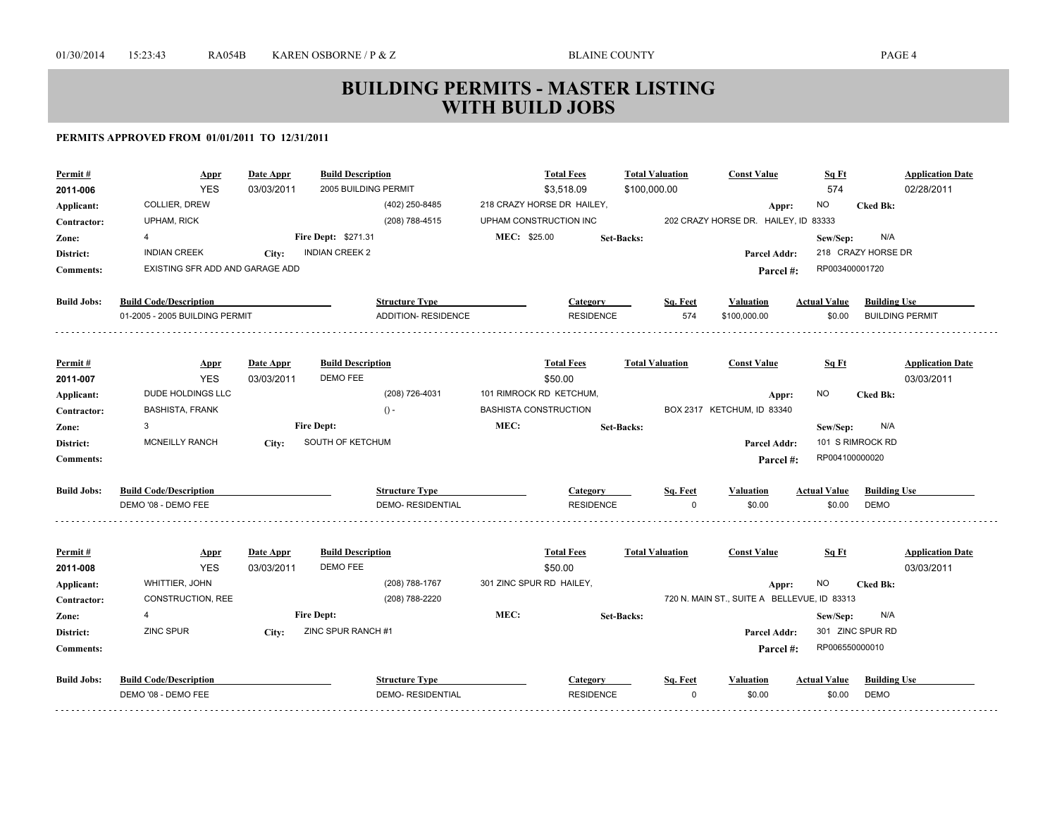# BUILDING PERMITS - MASTER LISTING WITH BUILD JOBS

**PERMITS APPROVED FROM 01/01/2011 TO 12/31/2011**

| Permit # | Appr | Date Appr | Build Description | Total Fees | Total Valuation | Const Value | Sq Ft | Application Date |
|---|---|---|---|---|---|---|---|---|
| 2011-006 | YES | 03/03/2011 | 2005 BUILDING PERMIT | $3,518.09 | $100,000.00 | | 574 | 02/28/2011 |

- **Applicant:** COLLIER, DREW — (402) 250-8485 — 218 CRAZY HORSE DR HAILEY, — **Appr:** NO — **Cked Bk:**
- **Contractor:** UPHAM, RICK — (208) 788-4515 — UPHAM CONSTRUCTION INC — 202 CRAZY HORSE DR. HAILEY, ID 83333
- **Zone:** 4 — **Fire Dept:** $271.31 — **MEC:** $25.00 — **Set-Backs:** — **Sew/Sep:** N/A
- **District:** INDIAN CREEK — **City:** INDIAN CREEK 2 — **Parcel Addr:** 218 CRAZY HORSE DR
- **Comments:** EXISTING SFR ADD AND GARAGE ADD — **Parcel #:** RP003400001720

**Build Jobs:**

| Build Code/Description | Structure Type | Category | Sq. Feet | Valuation | Actual Value | Building Use |
|---|---|---|---|---|---|---|
| 01-2005 - 2005 BUILDING PERMIT | ADDITION- RESIDENCE | RESIDENCE | 574 | $100,000.00 | $0.00 | BUILDING PERMIT |

---

| Permit # | Appr | Date Appr | Build Description | Total Fees | Total Valuation | Const Value | Sq Ft | Application Date |
|---|---|---|---|---|---|---|---|---|
| 2011-007 | YES | 03/03/2011 | DEMO FEE | $50.00 | | | | 03/03/2011 |

- **Applicant:** DUDE HOLDINGS LLC — (208) 726-4031 — 101 RIMROCK RD KETCHUM, — **Appr:** NO — **Cked Bk:**
- **Contractor:** BASHISTA, FRANK — () - — BASHISTA CONSTRUCTION — BOX 2317 KETCHUM, ID 83340
- **Zone:** 3 — **Fire Dept:** — **MEC:** — **Set-Backs:** — **Sew/Sep:** N/A
- **District:** MCNEILLY RANCH — **City:** SOUTH OF KETCHUM — **Parcel Addr:** 101 S RIMROCK RD
- **Comments:** — **Parcel #:** RP004100000020

**Build Jobs:**

| Build Code/Description | Structure Type | Category | Sq. Feet | Valuation | Actual Value | Building Use |
|---|---|---|---|---|---|---|
| DEMO '08 - DEMO FEE | DEMO- RESIDENTIAL | RESIDENCE | 0 | $0.00 | $0.00 | DEMO |

---

| Permit # | Appr | Date Appr | Build Description | Total Fees | Total Valuation | Const Value | Sq Ft | Application Date |
|---|---|---|---|---|---|---|---|---|
| 2011-008 | YES | 03/03/2011 | DEMO FEE | $50.00 | | | | 03/03/2011 |

- **Applicant:** WHITTIER, JOHN — (208) 788-1767 — 301 ZINC SPUR RD HAILEY, — **Appr:** NO — **Cked Bk:**
- **Contractor:** CONSTRUCTION, REE — (208) 788-2220 — 720 N. MAIN ST., SUITE A BELLEVUE, ID 83313
- **Zone:** 4 — **Fire Dept:** — **MEC:** — **Set-Backs:** — **Sew/Sep:** N/A
- **District:** ZINC SPUR — **City:** ZINC SPUR RANCH #1 — **Parcel Addr:** 301 ZINC SPUR RD
- **Comments:** — **Parcel #:** RP006550000010

**Build Jobs:**

| Build Code/Description | Structure Type | Category | Sq. Feet | Valuation | Actual Value | Building Use |
|---|---|---|---|---|---|---|
| DEMO '08 - DEMO FEE | DEMO- RESIDENTIAL | RESIDENCE | 0 | $0.00 | $0.00 | DEMO |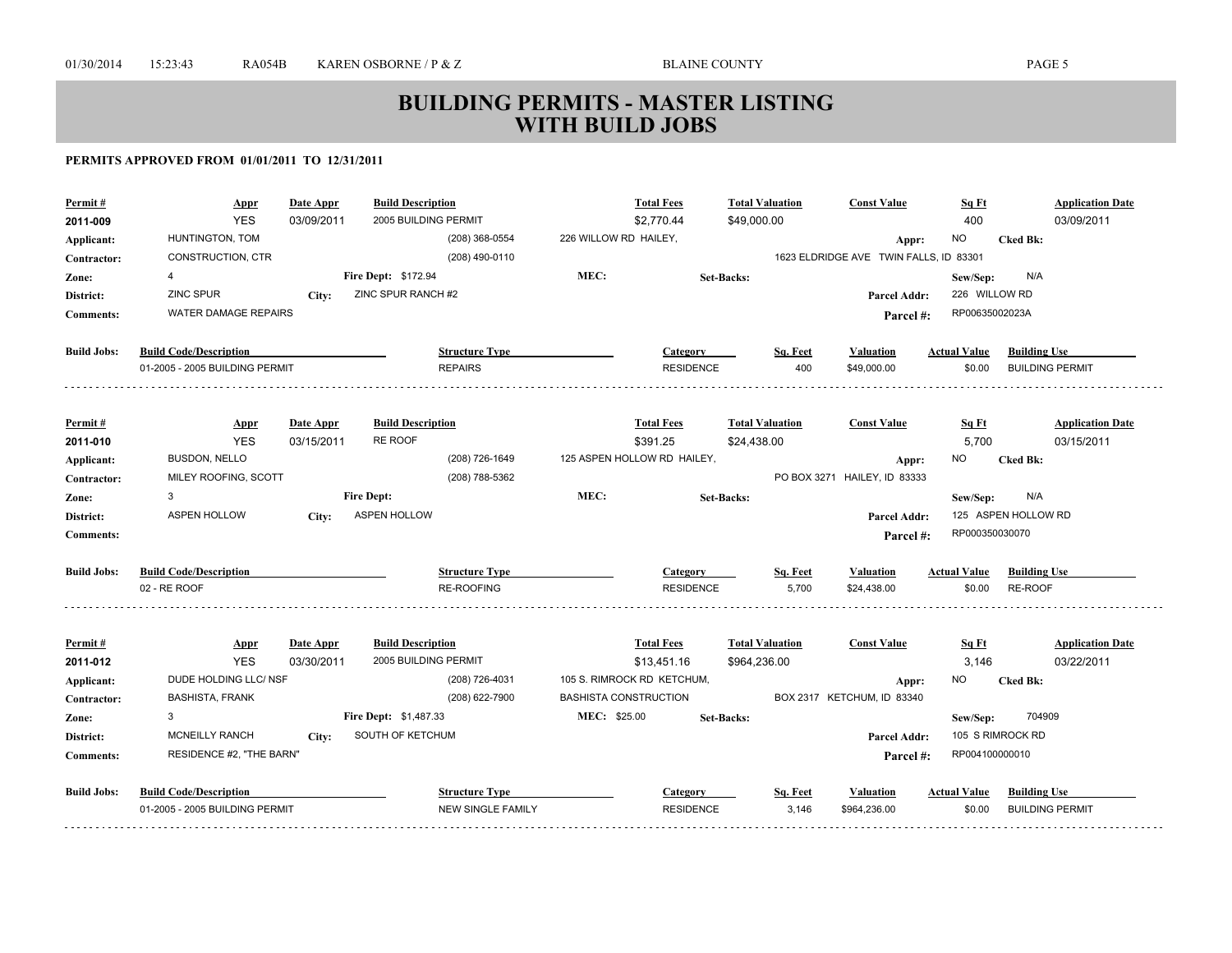# BUILDING PERMITS - MASTER LISTING WITH BUILD JOBS

**PERMITS APPROVED FROM 01/01/2011 TO 12/31/2011**

| Permit # | Appr | Date Appr | Build Description | Total Fees | Total Valuation | Const Value | Sq Ft | Application Date |
|---|---|---|---|---|---|---|---|---|
| 2011-009 | YES | 03/09/2011 | 2005 BUILDING PERMIT | $2,770.44 | $49,000.00 | | 400 | 03/09/2011 |

- **Applicant:** HUNTINGTON, TOM — (208) 368-0554 — 226 WILLOW RD HAILEY, — **Appr:** NO — **Cked Bk:**
- **Contractor:** CONSTRUCTION, CTR — (208) 490-0110 — 1623 ELDRIDGE AVE TWIN FALLS, ID 83301
- **Zone:** 4 — **Fire Dept:** $172.94 — **MEC:** — **Set-Backs:** — **Sew/Sep:** N/A
- **District:** ZINC SPUR — **City:** ZINC SPUR RANCH #2 — **Parcel Addr:** 226 WILLOW RD
- **Comments:** WATER DAMAGE REPAIRS — **Parcel #:** RP00635002023A

| Build Jobs: Build Code/Description | Structure Type | Category | Sq. Feet | Valuation | Actual Value | Building Use |
|---|---|---|---|---|---|---|
| 01-2005 - 2005 BUILDING PERMIT | REPAIRS | RESIDENCE | 400 | $49,000.00 | $0.00 | BUILDING PERMIT |

| Permit # | Appr | Date Appr | Build Description | Total Fees | Total Valuation | Const Value | Sq Ft | Application Date |
|---|---|---|---|---|---|---|---|---|
| 2011-010 | YES | 03/15/2011 | RE ROOF | $391.25 | $24,438.00 | | 5,700 | 03/15/2011 |

- **Applicant:** BUSDON, NELLO — (208) 726-1649 — 125 ASPEN HOLLOW RD HAILEY, — **Appr:** NO — **Cked Bk:**
- **Contractor:** MILEY ROOFING, SCOTT — (208) 788-5362 — PO BOX 3271 HAILEY, ID 83333
- **Zone:** 3 — **Fire Dept:** — **MEC:** — **Set-Backs:** — **Sew/Sep:** N/A
- **District:** ASPEN HOLLOW — **City:** ASPEN HOLLOW — **Parcel Addr:** 125 ASPEN HOLLOW RD
- **Comments:** — **Parcel #:** RP000350030070

| Build Jobs: Build Code/Description | Structure Type | Category | Sq. Feet | Valuation | Actual Value | Building Use |
|---|---|---|---|---|---|---|
| 02 - RE ROOF | RE-ROOFING | RESIDENCE | 5,700 | $24,438.00 | $0.00 | RE-ROOF |

| Permit # | Appr | Date Appr | Build Description | Total Fees | Total Valuation | Const Value | Sq Ft | Application Date |
|---|---|---|---|---|---|---|---|---|
| 2011-012 | YES | 03/30/2011 | 2005 BUILDING PERMIT | $13,451.16 | $964,236.00 | | 3,146 | 03/22/2011 |

- **Applicant:** DUDE HOLDING LLC/ NSF — (208) 726-4031 — 105 S. RIMROCK RD KETCHUM, — **Appr:** NO — **Cked Bk:**
- **Contractor:** BASHISTA, FRANK — (208) 622-7900 — BASHISTA CONSTRUCTION — BOX 2317 KETCHUM, ID 83340
- **Zone:** 3 — **Fire Dept:** $1,487.33 — **MEC:** $25.00 — **Set-Backs:** — **Sew/Sep:** 704909
- **District:** MCNEILLY RANCH — **City:** SOUTH OF KETCHUM — **Parcel Addr:** 105 S RIMROCK RD
- **Comments:** RESIDENCE #2, "THE BARN" — **Parcel #:** RP004100000010

| Build Jobs: Build Code/Description | Structure Type | Category | Sq. Feet | Valuation | Actual Value | Building Use |
|---|---|---|---|---|---|---|
| 01-2005 - 2005 BUILDING PERMIT | NEW SINGLE FAMILY | RESIDENCE | 3,146 | $964,236.00 | $0.00 | BUILDING PERMIT |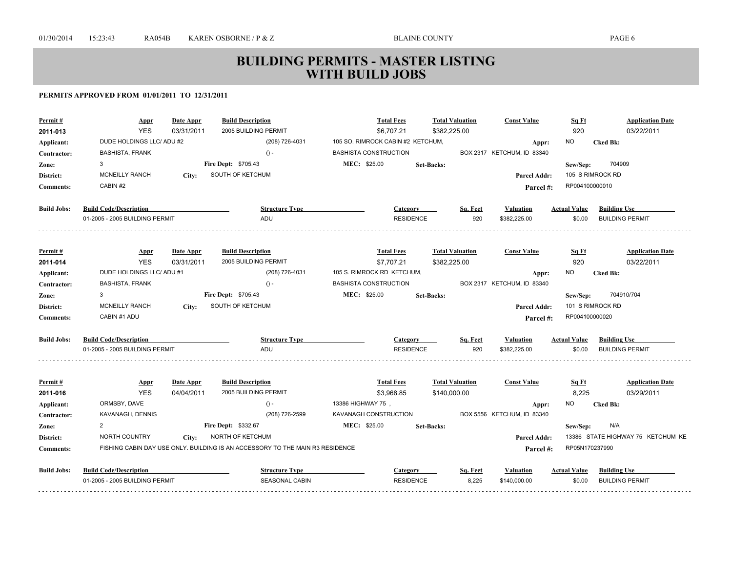# BUILDING PERMITS - MASTER LISTING
# WITH BUILD JOBS

**PERMITS APPROVED FROM 01/01/2011 TO 12/31/2011**

| Permit # | Appr | Date Appr | Build Description | Total Fees | Total Valuation | Const Value | Sq Ft | Application Date |
|---|---|---|---|---|---|---|---|---|
| 2011-013 | YES | 03/31/2011 | 2005 BUILDING PERMIT | $6,707.21 | $382,225.00 | | 920 | 03/22/2011 |

- **Applicant:** DUDE HOLDINGS LLC/ ADU #2 — (208) 726-4031 — 105 SO. RIMROCK CABIN #2 KETCHUM, — **Appr:** NO — **Cked Bk:**
- **Contractor:** BASHISTA, FRANK — () - — BASHISTA CONSTRUCTION — BOX 2317 KETCHUM, ID 83340
- **Zone:** 3 — **Fire Dept:** $705.43 — **MEC:** $25.00 — **Set-Backs:** — **Sew/Sep:** 704909
- **District:** MCNEILLY RANCH — **City:** SOUTH OF KETCHUM — **Parcel Addr:** 105 S RIMROCK RD
- **Comments:** CABIN #2 — **Parcel #:** RP004100000010

| Build Jobs: Build Code/Description | Structure Type | Category | Sq. Feet | Valuation | Actual Value | Building Use |
|---|---|---|---|---|---|---|
| 01-2005 - 2005 BUILDING PERMIT | ADU | RESIDENCE | 920 | $382,225.00 | $0.00 | BUILDING PERMIT |

| Permit # | Appr | Date Appr | Build Description | Total Fees | Total Valuation | Const Value | Sq Ft | Application Date |
|---|---|---|---|---|---|---|---|---|
| 2011-014 | YES | 03/31/2011 | 2005 BUILDING PERMIT | $7,707.21 | $382,225.00 | | 920 | 03/22/2011 |

- **Applicant:** DUDE HOLDINGS LLC/ ADU #1 — (208) 726-4031 — 105 S. RIMROCK RD KETCHUM, — **Appr:** NO — **Cked Bk:**
- **Contractor:** BASHISTA, FRANK — () - — BASHISTA CONSTRUCTION — BOX 2317 KETCHUM, ID 83340
- **Zone:** 3 — **Fire Dept:** $705.43 — **MEC:** $25.00 — **Set-Backs:** — **Sew/Sep:** 704910/704
- **District:** MCNEILLY RANCH — **City:** SOUTH OF KETCHUM — **Parcel Addr:** 101 S RIMROCK RD
- **Comments:** CABIN #1 ADU — **Parcel #:** RP004100000020

| Build Jobs: Build Code/Description | Structure Type | Category | Sq. Feet | Valuation | Actual Value | Building Use |
|---|---|---|---|---|---|---|
| 01-2005 - 2005 BUILDING PERMIT | ADU | RESIDENCE | 920 | $382,225.00 | $0.00 | BUILDING PERMIT |

| Permit # | Appr | Date Appr | Build Description | Total Fees | Total Valuation | Const Value | Sq Ft | Application Date |
|---|---|---|---|---|---|---|---|---|
| 2011-016 | YES | 04/04/2011 | 2005 BUILDING PERMIT | $3,968.85 | $140,000.00 | | 8,225 | 03/29/2011 |

- **Applicant:** ORMSBY, DAVE — () - — 13386 HIGHWAY 75 , — **Appr:** NO — **Cked Bk:**
- **Contractor:** KAVANAGH, DENNIS — (208) 726-2599 — KAVANAGH CONSTRUCTION — BOX 5556 KETCHUM, ID 83340
- **Zone:** 2 — **Fire Dept:** $332.67 — **MEC:** $25.00 — **Set-Backs:** — **Sew/Sep:** N/A
- **District:** NORTH COUNTRY — **City:** NORTH OF KETCHUM — **Parcel Addr:** 13386 STATE HIGHWAY 75 KETCHUM KE
- **Comments:** FISHING CABIN DAY USE ONLY. BUILDING IS AN ACCESSORY TO THE MAIN R3 RESIDENCE — **Parcel #:** RP05N170237990

| Build Jobs: Build Code/Description | Structure Type | Category | Sq. Feet | Valuation | Actual Value | Building Use |
|---|---|---|---|---|---|---|
| 01-2005 - 2005 BUILDING PERMIT | SEASONAL CABIN | RESIDENCE | 8,225 | $140,000.00 | $0.00 | BUILDING PERMIT |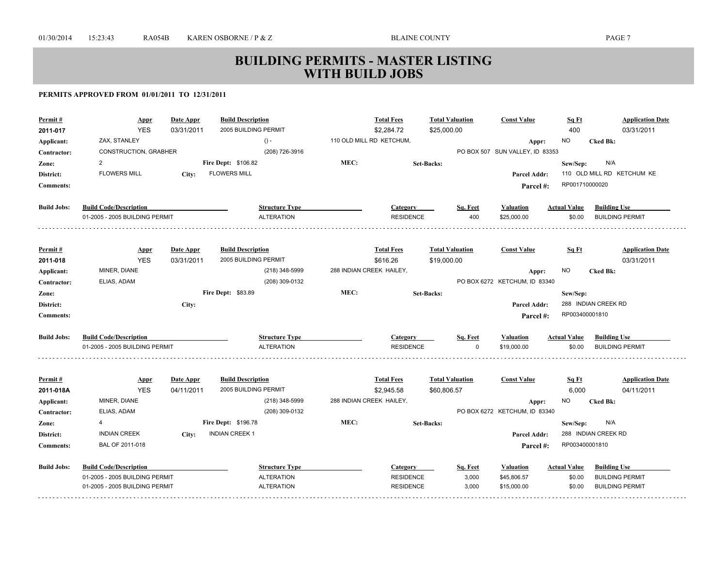# BUILDING PERMITS - MASTER LISTING WITH BUILD JOBS

**PERMITS APPROVED FROM 01/01/2011 TO 12/31/2011**

| Permit # | Appr | Date Appr | Build Description | Total Fees | Total Valuation | Const Value | Sq Ft | Application Date |
|---|---|---|---|---|---|---|---|---|
| 2011-017 | YES | 03/31/2011 | 2005 BUILDING PERMIT | $2,284.72 | $25,000.00 | | 400 | 03/31/2011 |

- **Applicant:** ZAX, STANLEY — () - — 110 OLD MILL RD KETCHUM, — **Appr:** NO — **Cked Bk:**
- **Contractor:** CONSTRUCTION, GRABHER — (208) 726-3916 — PO BOX 507 SUN VALLEY, ID 83353
- **Zone:** 2 — **Fire Dept:** $106.82 — **MEC:** — **Set-Backs:** — **Sew/Sep:** N/A
- **District:** FLOWERS MILL — **City:** FLOWERS MILL — **Parcel Addr:** 110 OLD MILL RD KETCHUM KE
- **Comments:** — **Parcel #:** RP001710000020

| Build Jobs: Build Code/Description | Structure Type | Category | Sq. Feet | Valuation | Actual Value | Building Use |
|---|---|---|---|---|---|---|
| 01-2005 - 2005 BUILDING PERMIT | ALTERATION | RESIDENCE | 400 | $25,000.00 | $0.00 | BUILDING PERMIT |

| Permit # | Appr | Date Appr | Build Description | Total Fees | Total Valuation | Const Value | Sq Ft | Application Date |
|---|---|---|---|---|---|---|---|---|
| 2011-018 | YES | 03/31/2011 | 2005 BUILDING PERMIT | $616.26 | $19,000.00 | | | 03/31/2011 |

- **Applicant:** MINER, DIANE — (218) 348-5999 — 288 INDIAN CREEK HAILEY, — **Appr:** NO — **Cked Bk:**
- **Contractor:** ELIAS, ADAM — (208) 309-0132 — PO BOX 6272 KETCHUM, ID 83340
- **Zone:** — **Fire Dept:** $83.89 — **MEC:** — **Set-Backs:** — **Sew/Sep:**
- **District:** — **City:** — **Parcel Addr:** 288 INDIAN CREEK RD
- **Comments:** — **Parcel #:** RP003400001810

| Build Jobs: Build Code/Description | Structure Type | Category | Sq. Feet | Valuation | Actual Value | Building Use |
|---|---|---|---|---|---|---|
| 01-2005 - 2005 BUILDING PERMIT | ALTERATION | RESIDENCE | 0 | $19,000.00 | $0.00 | BUILDING PERMIT |

| Permit # | Appr | Date Appr | Build Description | Total Fees | Total Valuation | Const Value | Sq Ft | Application Date |
|---|---|---|---|---|---|---|---|---|
| 2011-018A | YES | 04/11/2011 | 2005 BUILDING PERMIT | $2,945.58 | $60,806.57 | | 6,000 | 04/11/2011 |

- **Applicant:** MINER, DIANE — (218) 348-5999 — 288 INDIAN CREEK HAILEY, — **Appr:** NO — **Cked Bk:**
- **Contractor:** ELIAS, ADAM — (208) 309-0132 — PO BOX 6272 KETCHUM, ID 83340
- **Zone:** 4 — **Fire Dept:** $196.78 — **MEC:** — **Set-Backs:** — **Sew/Sep:** N/A
- **District:** INDIAN CREEK — **City:** INDIAN CREEK 1 — **Parcel Addr:** 288 INDIAN CREEK RD
- **Comments:** BAL OF 2011-018 — **Parcel #:** RP003400001810

| Build Jobs: Build Code/Description | Structure Type | Category | Sq. Feet | Valuation | Actual Value | Building Use |
|---|---|---|---|---|---|---|
| 01-2005 - 2005 BUILDING PERMIT | ALTERATION | RESIDENCE | 3,000 | $45,806.57 | $0.00 | BUILDING PERMIT |
| 01-2005 - 2005 BUILDING PERMIT | ALTERATION | RESIDENCE | 3,000 | $15,000.00 | $0.00 | BUILDING PERMIT |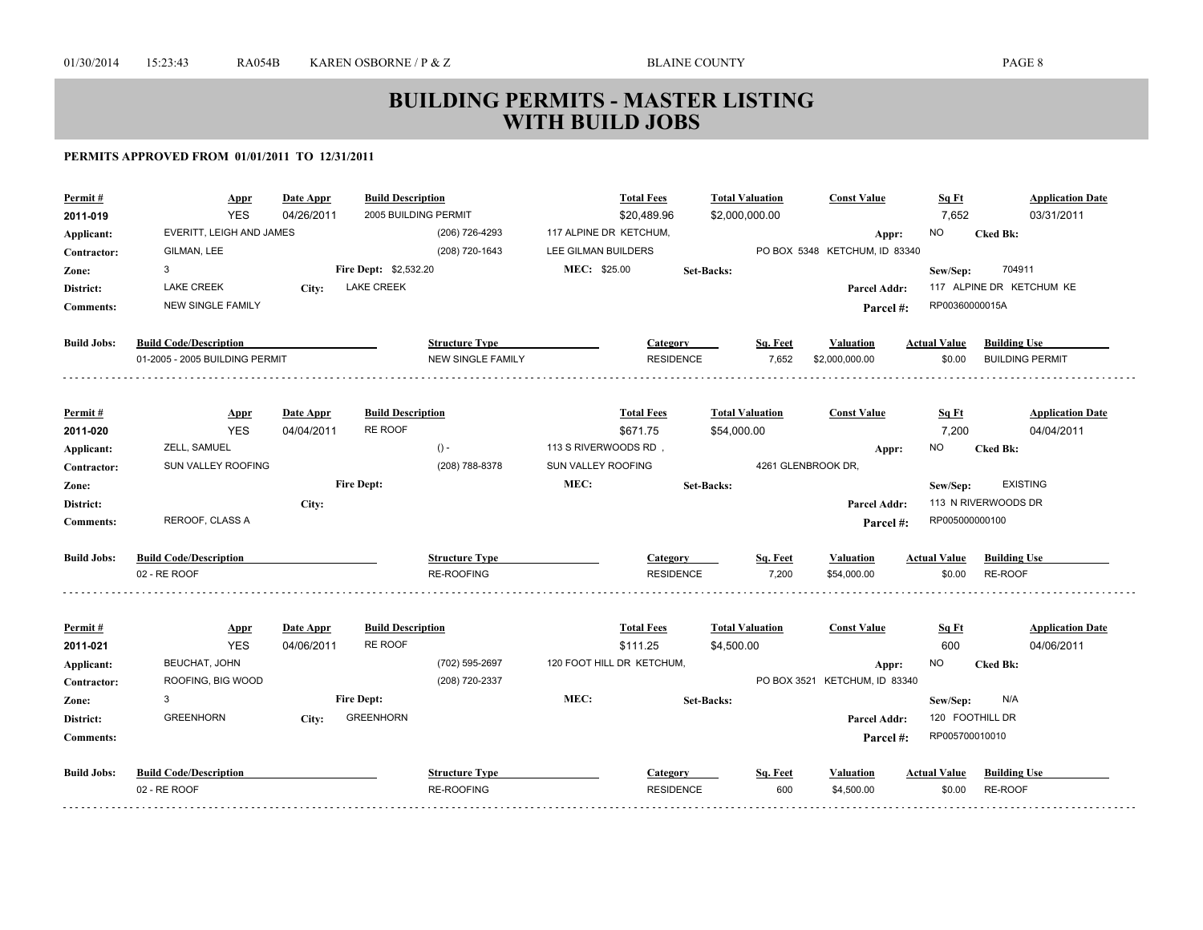# BUILDING PERMITS - MASTER LISTING WITH BUILD JOBS

**PERMITS APPROVED FROM 01/01/2011 TO 12/31/2011**

| Permit # | Appr | Date Appr | Build Description | Total Fees | Total Valuation | Const Value | Sq Ft | Application Date |
|---|---|---|---|---|---|---|---|---|
| 2011-019 | YES | 04/26/2011 | 2005 BUILDING PERMIT | $20,489.96 | $2,000,000.00 | | 7,652 | 03/31/2011 |

**Applicant:** EVERITT, LEIGH AND JAMES (206) 726-4293 117 ALPINE DR KETCHUM, **Appr:** NO **Cked Bk:**
**Contractor:** GILMAN, LEE (208) 720-1643 LEE GILMAN BUILDERS PO BOX 5348 KETCHUM, ID 83340
**Zone:** 3 **Fire Dept:** $2,532.20 **MEC:** $25.00 **Set-Backs:** **Sew/Sep:** 704911
**District:** LAKE CREEK **City:** LAKE CREEK **Parcel Addr:** 117 ALPINE DR KETCHUM KE
**Comments:** NEW SINGLE FAMILY **Parcel #:** RP00360000015A

| Build Jobs: Build Code/Description | Structure Type | Category | Sq. Feet | Valuation | Actual Value | Building Use |
|---|---|---|---|---|---|---|
| 01-2005 - 2005 BUILDING PERMIT | NEW SINGLE FAMILY | RESIDENCE | 7,652 | $2,000,000.00 | $0.00 | BUILDING PERMIT |

| Permit # | Appr | Date Appr | Build Description | Total Fees | Total Valuation | Const Value | Sq Ft | Application Date |
|---|---|---|---|---|---|---|---|---|
| 2011-020 | YES | 04/04/2011 | RE ROOF | $671.75 | $54,000.00 | | 7,200 | 04/04/2011 |

**Applicant:** ZELL, SAMUEL () - 113 S RIVERWOODS RD , **Appr:** NO **Cked Bk:**
**Contractor:** SUN VALLEY ROOFING (208) 788-8378 SUN VALLEY ROOFING 4261 GLENBROOK DR,
**Zone:** **Fire Dept:** **MEC:** **Set-Backs:** **Sew/Sep:** EXISTING
**District:** **City:** **Parcel Addr:** 113 N RIVERWOODS DR
**Comments:** REROOF, CLASS A **Parcel #:** RP005000000100

| Build Jobs: Build Code/Description | Structure Type | Category | Sq. Feet | Valuation | Actual Value | Building Use |
|---|---|---|---|---|---|---|
| 02 - RE ROOF | RE-ROOFING | RESIDENCE | 7,200 | $54,000.00 | $0.00 | RE-ROOF |

| Permit # | Appr | Date Appr | Build Description | Total Fees | Total Valuation | Const Value | Sq Ft | Application Date |
|---|---|---|---|---|---|---|---|---|
| 2011-021 | YES | 04/06/2011 | RE ROOF | $111.25 | $4,500.00 | | 600 | 04/06/2011 |

**Applicant:** BEUCHAT, JOHN (702) 595-2697 120 FOOT HILL DR KETCHUM, **Appr:** NO **Cked Bk:**
**Contractor:** ROOFING, BIG WOOD (208) 720-2337 PO BOX 3521 KETCHUM, ID 83340
**Zone:** 3 **Fire Dept:** **MEC:** **Set-Backs:** **Sew/Sep:** N/A
**District:** GREENHORN **City:** GREENHORN **Parcel Addr:** 120 FOOTHILL DR
**Comments:** **Parcel #:** RP005700010010

| Build Jobs: Build Code/Description | Structure Type | Category | Sq. Feet | Valuation | Actual Value | Building Use |
|---|---|---|---|---|---|---|
| 02 - RE ROOF | RE-ROOFING | RESIDENCE | 600 | $4,500.00 | $0.00 | RE-ROOF |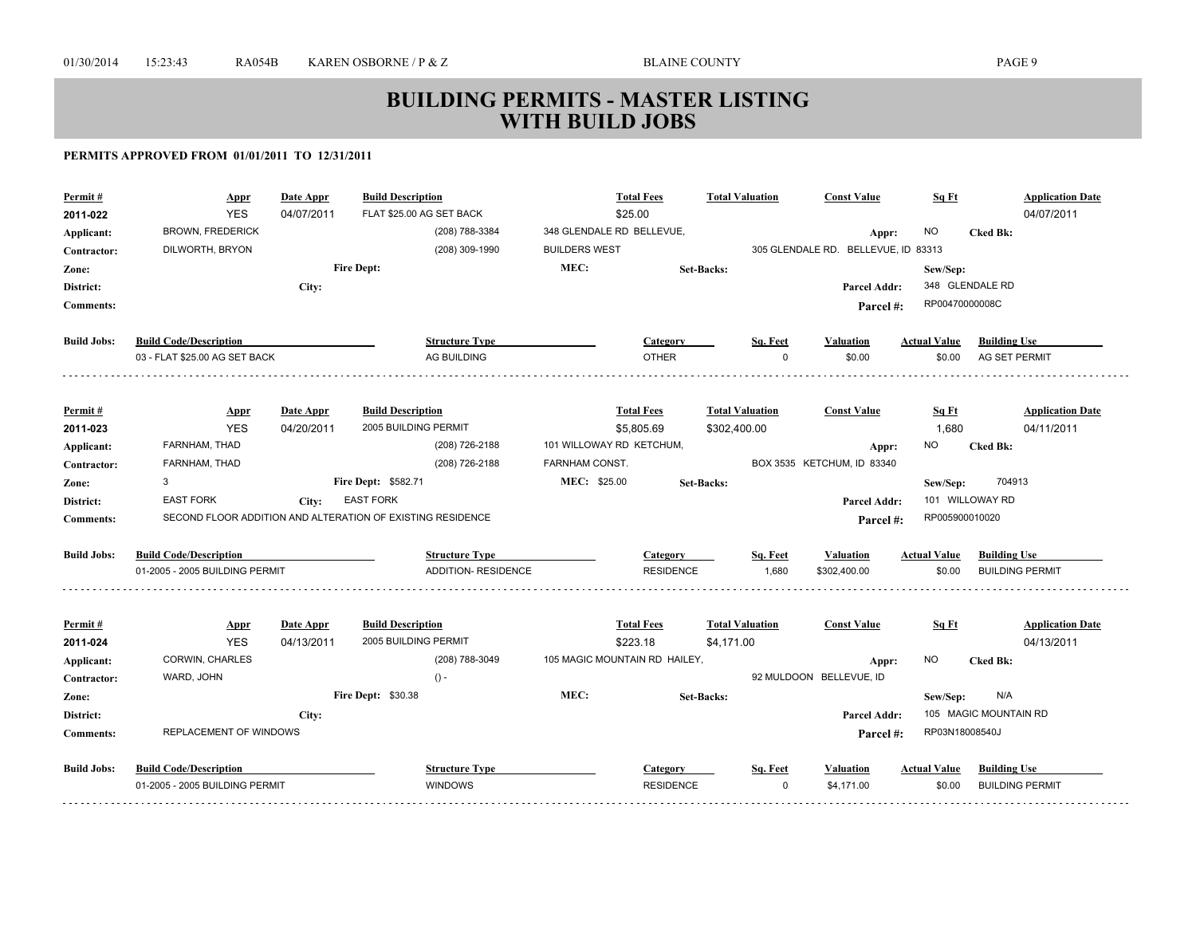# BUILDING PERMITS - MASTER LISTING
# WITH BUILD JOBS

**PERMITS APPROVED FROM 01/01/2011 TO 12/31/2011**

| Permit # | Appr | Date Appr | Build Description | Total Fees | Total Valuation | Const Value | Sq Ft | Application Date |
|---|---|---|---|---|---|---|---|---|
| 2011-022 | YES | 04/07/2011 | FLAT $25.00 AG SET BACK | $25.00 | | | | 04/07/2011 |

**Applicant:** BROWN, FREDERICK (208) 788-3384 348 GLENDALE RD BELLEVUE, **Appr:** NO **Cked Bk:**
**Contractor:** DILWORTH, BRYON (208) 309-1990 BUILDERS WEST 305 GLENDALE RD. BELLEVUE, ID 83313
**Zone:** **Fire Dept:** **MEC:** **Set-Backs:** **Sew/Sep:**
**District:** **City:** **Parcel Addr:** 348 GLENDALE RD
**Comments:** **Parcel #:** RP00470000008C

| Build Jobs: Build Code/Description | Structure Type | Category | Sq. Feet | Valuation | Actual Value | Building Use |
|---|---|---|---|---|---|---|
| 03 - FLAT $25.00 AG SET BACK | AG BUILDING | OTHER | 0 | $0.00 | $0.00 | AG SET PERMIT |

---

| Permit # | Appr | Date Appr | Build Description | Total Fees | Total Valuation | Const Value | Sq Ft | Application Date |
|---|---|---|---|---|---|---|---|---|
| 2011-023 | YES | 04/20/2011 | 2005 BUILDING PERMIT | $5,805.69 | $302,400.00 | | 1,680 | 04/11/2011 |

**Applicant:** FARNHAM, THAD (208) 726-2188 101 WILLOWAY RD KETCHUM, **Appr:** NO **Cked Bk:**
**Contractor:** FARNHAM, THAD (208) 726-2188 FARNHAM CONST. BOX 3535 KETCHUM, ID 83340
**Zone:** 3 **Fire Dept:** $582.71 **MEC:** $25.00 **Set-Backs:** **Sew/Sep:** 704913
**District:** EAST FORK **City:** EAST FORK **Parcel Addr:** 101 WILLOWAY RD
**Comments:** SECOND FLOOR ADDITION AND ALTERATION OF EXISTING RESIDENCE **Parcel #:** RP005900010020

| Build Jobs: Build Code/Description | Structure Type | Category | Sq. Feet | Valuation | Actual Value | Building Use |
|---|---|---|---|---|---|---|
| 01-2005 - 2005 BUILDING PERMIT | ADDITION- RESIDENCE | RESIDENCE | 1,680 | $302,400.00 | $0.00 | BUILDING PERMIT |

---

| Permit # | Appr | Date Appr | Build Description | Total Fees | Total Valuation | Const Value | Sq Ft | Application Date |
|---|---|---|---|---|---|---|---|---|
| 2011-024 | YES | 04/13/2011 | 2005 BUILDING PERMIT | $223.18 | $4,171.00 | | | 04/13/2011 |

**Applicant:** CORWIN, CHARLES (208) 788-3049 105 MAGIC MOUNTAIN RD HAILEY, **Appr:** NO **Cked Bk:**
**Contractor:** WARD, JOHN () - 92 MULDOON BELLEVUE, ID
**Zone:** **Fire Dept:** $30.38 **MEC:** **Set-Backs:** **Sew/Sep:** N/A
**District:** **City:** **Parcel Addr:** 105 MAGIC MOUNTAIN RD
**Comments:** REPLACEMENT OF WINDOWS **Parcel #:** RP03N18008540J

| Build Jobs: Build Code/Description | Structure Type | Category | Sq. Feet | Valuation | Actual Value | Building Use |
|---|---|---|---|---|---|---|
| 01-2005 - 2005 BUILDING PERMIT | WINDOWS | RESIDENCE | 0 | $4,171.00 | $0.00 | BUILDING PERMIT |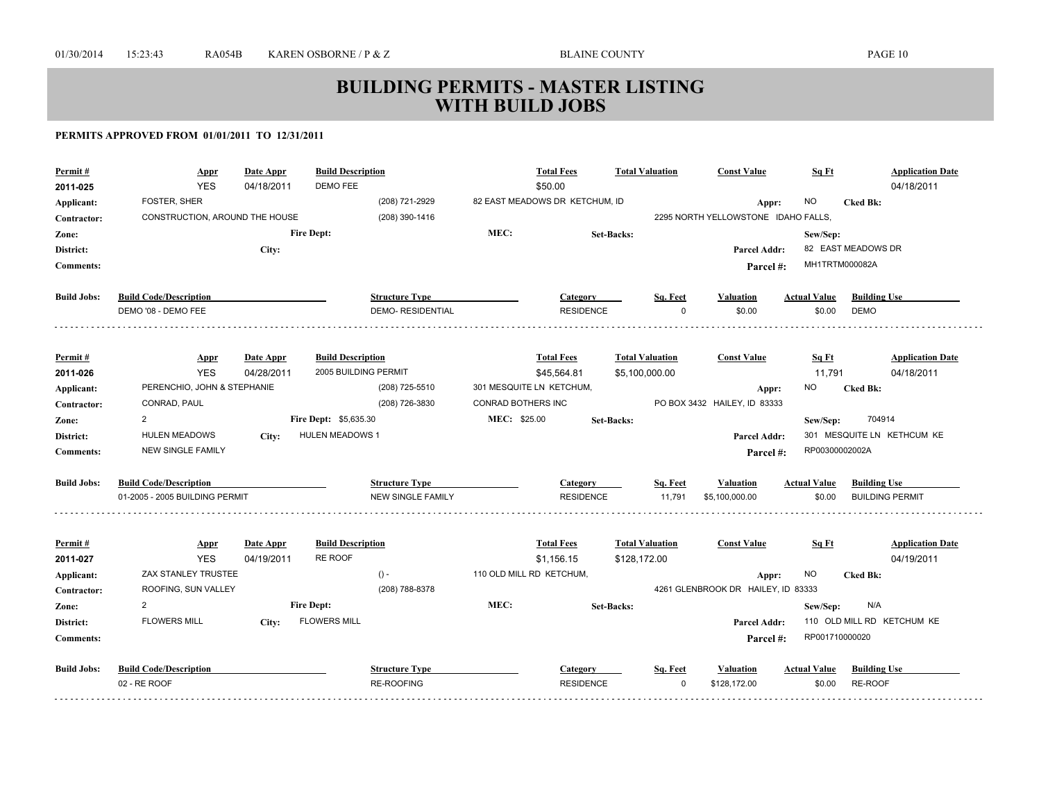# BUILDING PERMITS - MASTER LISTING WITH BUILD JOBS

**PERMITS APPROVED FROM 01/01/2011 TO 12/31/2011**

| Permit # | Appr | Date Appr | Build Description | Total Fees | Total Valuation | Const Value | Sq Ft | Application Date |
|---|---|---|---|---|---|---|---|---|
| 2011-025 | YES | 04/18/2011 | DEMO FEE | $50.00 | | | | 04/18/2011 |

**Applicant:** FOSTER, SHER (208) 721-2929 82 EAST MEADOWS DR KETCHUM, ID **Appr:** NO **Cked Bk:**
**Contractor:** CONSTRUCTION, AROUND THE HOUSE (208) 390-1416 2295 NORTH YELLOWSTONE IDAHO FALLS,
**Zone:** **Fire Dept:** **MEC:** **Set-Backs:** **Sew/Sep:**
**District:** **City:** **Parcel Addr:** 82 EAST MEADOWS DR
**Comments:** **Parcel #:** MH1TRTM000082A

| Build Jobs: | Build Code/Description | Structure Type | Category | Sq. Feet | Valuation | Actual Value | Building Use |
|---|---|---|---|---|---|---|---|
| | DEMO '08 - DEMO FEE | DEMO- RESIDENTIAL | RESIDENCE | 0 | $0.00 | $0.00 | DEMO |

---

| Permit # | Appr | Date Appr | Build Description | Total Fees | Total Valuation | Const Value | Sq Ft | Application Date |
|---|---|---|---|---|---|---|---|---|
| 2011-026 | YES | 04/28/2011 | 2005 BUILDING PERMIT | $45,564.81 | $5,100,000.00 | | 11,791 | 04/18/2011 |

**Applicant:** PERENCHIO, JOHN & STEPHANIE (208) 725-5510 301 MESQUITE LN KETCHUM, **Appr:** NO **Cked Bk:**
**Contractor:** CONRAD, PAUL (208) 726-3830 CONRAD BOTHERS INC PO BOX 3432 HAILEY, ID 83333
**Zone:** 2 **Fire Dept:** $5,635.30 **MEC:** $25.00 **Set-Backs:** **Sew/Sep:** 704914
**District:** HULEN MEADOWS **City:** HULEN MEADOWS 1 **Parcel Addr:** 301 MESQUITE LN KETHCUM KE
**Comments:** NEW SINGLE FAMILY **Parcel #:** RP00300002002A

| Build Jobs: | Build Code/Description | Structure Type | Category | Sq. Feet | Valuation | Actual Value | Building Use |
|---|---|---|---|---|---|---|---|
| | 01-2005 - 2005 BUILDING PERMIT | NEW SINGLE FAMILY | RESIDENCE | 11,791 | $5,100,000.00 | $0.00 | BUILDING PERMIT |

---

| Permit # | Appr | Date Appr | Build Description | Total Fees | Total Valuation | Const Value | Sq Ft | Application Date |
|---|---|---|---|---|---|---|---|---|
| 2011-027 | YES | 04/19/2011 | RE ROOF | $1,156.15 | $128,172.00 | | | 04/19/2011 |

**Applicant:** ZAX STANLEY TRUSTEE () - 110 OLD MILL RD KETCHUM, **Appr:** NO **Cked Bk:**
**Contractor:** ROOFING, SUN VALLEY (208) 788-8378 4261 GLENBROOK DR HAILEY, ID 83333
**Zone:** 2 **Fire Dept:** **MEC:** **Set-Backs:** **Sew/Sep:** N/A
**District:** FLOWERS MILL **City:** FLOWERS MILL **Parcel Addr:** 110 OLD MILL RD KETCHUM KE
**Comments:** **Parcel #:** RP001710000020

| Build Jobs: | Build Code/Description | Structure Type | Category | Sq. Feet | Valuation | Actual Value | Building Use |
|---|---|---|---|---|---|---|---|
| | 02 - RE ROOF | RE-ROOFING | RESIDENCE | 0 | $128,172.00 | $0.00 | RE-ROOF |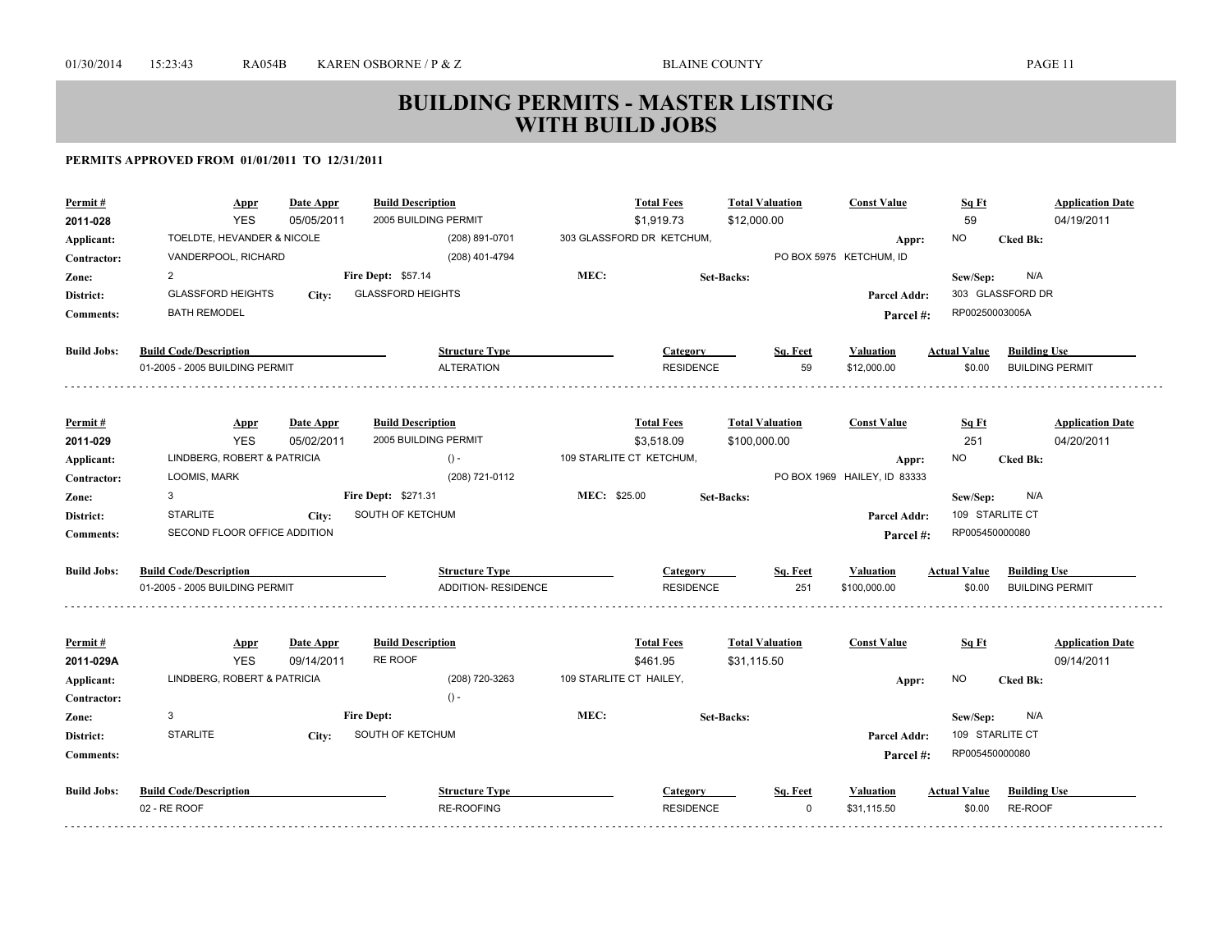# BUILDING PERMITS - MASTER LISTING WITH BUILD JOBS

**PERMITS APPROVED FROM 01/01/2011 TO 12/31/2011**

| Permit # | Appr | Date Appr | Build Description | Total Fees | Total Valuation | Const Value | Sq Ft | Application Date |
|---|---|---|---|---|---|---|---|---|
| 2011-028 | YES | 05/05/2011 | 2005 BUILDING PERMIT | $1,919.73 | $12,000.00 | | 59 | 04/19/2011 |

- **Applicant:** TOELDTE, HEVANDER & NICOLE — (208) 891-0701 — 303 GLASSFORD DR KETCHUM, — **Appr:** NO — **Cked Bk:**
- **Contractor:** VANDERPOOL, RICHARD — (208) 401-4794 — PO BOX 5975 KETCHUM, ID
- **Zone:** 2 — **Fire Dept:** $57.14 — **MEC:** — **Set-Backs:** — **Sew/Sep:** N/A
- **District:** GLASSFORD HEIGHTS — **City:** GLASSFORD HEIGHTS — **Parcel Addr:** 303 GLASSFORD DR
- **Comments:** BATH REMODEL — **Parcel #:** RP00250003005A

| Build Jobs: Build Code/Description | Structure Type | Category | Sq. Feet | Valuation | Actual Value | Building Use |
|---|---|---|---|---|---|---|
| 01-2005 - 2005 BUILDING PERMIT | ALTERATION | RESIDENCE | 59 | $12,000.00 | $0.00 | BUILDING PERMIT |

---

| Permit # | Appr | Date Appr | Build Description | Total Fees | Total Valuation | Const Value | Sq Ft | Application Date |
|---|---|---|---|---|---|---|---|---|
| 2011-029 | YES | 05/02/2011 | 2005 BUILDING PERMIT | $3,518.09 | $100,000.00 | | 251 | 04/20/2011 |

- **Applicant:** LINDBERG, ROBERT & PATRICIA — () - — 109 STARLITE CT KETCHUM, — **Appr:** NO — **Cked Bk:**
- **Contractor:** LOOMIS, MARK — (208) 721-0112 — PO BOX 1969 HAILEY, ID 83333
- **Zone:** 3 — **Fire Dept:** $271.31 — **MEC:** $25.00 — **Set-Backs:** — **Sew/Sep:** N/A
- **District:** STARLITE — **City:** SOUTH OF KETCHUM — **Parcel Addr:** 109 STARLITE CT
- **Comments:** SECOND FLOOR OFFICE ADDITION — **Parcel #:** RP005450000080

| Build Jobs: Build Code/Description | Structure Type | Category | Sq. Feet | Valuation | Actual Value | Building Use |
|---|---|---|---|---|---|---|
| 01-2005 - 2005 BUILDING PERMIT | ADDITION- RESIDENCE | RESIDENCE | 251 | $100,000.00 | $0.00 | BUILDING PERMIT |

---

| Permit # | Appr | Date Appr | Build Description | Total Fees | Total Valuation | Const Value | Sq Ft | Application Date |
|---|---|---|---|---|---|---|---|---|
| 2011-029A | YES | 09/14/2011 | RE ROOF | $461.95 | $31,115.50 | | | 09/14/2011 |

- **Applicant:** LINDBERG, ROBERT & PATRICIA — (208) 720-3263 — 109 STARLITE CT HAILEY, — **Appr:** NO — **Cked Bk:**
- **Contractor:** () -
- **Zone:** 3 — **Fire Dept:** — **MEC:** — **Set-Backs:** — **Sew/Sep:** N/A
- **District:** STARLITE — **City:** SOUTH OF KETCHUM — **Parcel Addr:** 109 STARLITE CT
- **Comments:** — **Parcel #:** RP005450000080

| Build Jobs: Build Code/Description | Structure Type | Category | Sq. Feet | Valuation | Actual Value | Building Use |
|---|---|---|---|---|---|---|
| 02 - RE ROOF | RE-ROOFING | RESIDENCE | 0 | $31,115.50 | $0.00 | RE-ROOF |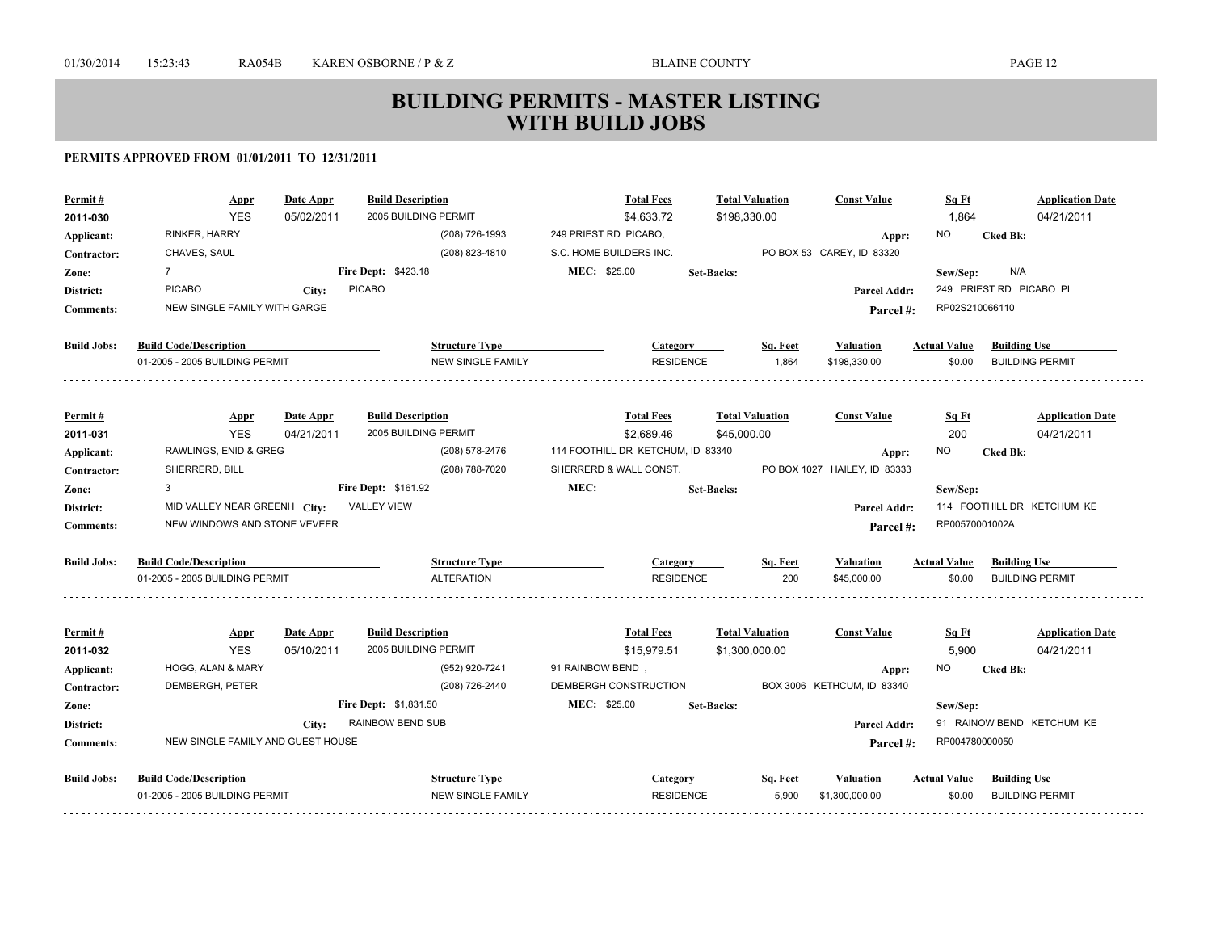# BUILDING PERMITS - MASTER LISTING WITH BUILD JOBS

**PERMITS APPROVED FROM 01/01/2011 TO 12/31/2011**

| Permit # | Appr | Date Appr | Build Description | Total Fees | Total Valuation | Const Value | Sq Ft | Application Date |
|---|---|---|---|---|---|---|---|---|
| 2011-030 | YES | 05/02/2011 | 2005 BUILDING PERMIT | $4,633.72 | $198,330.00 | | 1,864 | 04/21/2011 |

- **Applicant:** RINKER, HARRY — (208) 726-1993 — 249 PRIEST RD PICABO, — **Appr:** NO — **Cked Bk:**
- **Contractor:** CHAVES, SAUL — (208) 823-4810 — S.C. HOME BUILDERS INC. — PO BOX 53 CAREY, ID 83320
- **Zone:** 7 — **Fire Dept:** $423.18 — **MEC:** $25.00 — **Set-Backs:** — **Sew/Sep:** N/A
- **District:** PICABO — **City:** PICABO — **Parcel Addr:** 249 PRIEST RD PICABO PI
- **Comments:** NEW SINGLE FAMILY WITH GARGE — **Parcel #:** RP02S210066110

| Build Jobs: Build Code/Description | Structure Type | Category | Sq. Feet | Valuation | Actual Value | Building Use |
|---|---|---|---|---|---|---|
| 01-2005 - 2005 BUILDING PERMIT | NEW SINGLE FAMILY | RESIDENCE | 1,864 | $198,330.00 | $0.00 | BUILDING PERMIT |

| Permit # | Appr | Date Appr | Build Description | Total Fees | Total Valuation | Const Value | Sq Ft | Application Date |
|---|---|---|---|---|---|---|---|---|
| 2011-031 | YES | 04/21/2011 | 2005 BUILDING PERMIT | $2,689.46 | $45,000.00 | | 200 | 04/21/2011 |

- **Applicant:** RAWLINGS, ENID & GREG — (208) 578-2476 — 114 FOOTHILL DR KETCHUM, ID 83340 — **Appr:** NO — **Cked Bk:**
- **Contractor:** SHERRERD, BILL — (208) 788-7020 — SHERRERD & WALL CONST. — PO BOX 1027 HAILEY, ID 83333
- **Zone:** 3 — **Fire Dept:** $161.92 — **MEC:** — **Set-Backs:** — **Sew/Sep:**
- **District:** MID VALLEY NEAR GREENH — **City:** VALLEY VIEW — **Parcel Addr:** 114 FOOTHILL DR KETCHUM KE
- **Comments:** NEW WINDOWS AND STONE VEVEER — **Parcel #:** RP00570001002A

| Build Jobs: Build Code/Description | Structure Type | Category | Sq. Feet | Valuation | Actual Value | Building Use |
|---|---|---|---|---|---|---|
| 01-2005 - 2005 BUILDING PERMIT | ALTERATION | RESIDENCE | 200 | $45,000.00 | $0.00 | BUILDING PERMIT |

| Permit # | Appr | Date Appr | Build Description | Total Fees | Total Valuation | Const Value | Sq Ft | Application Date |
|---|---|---|---|---|---|---|---|---|
| 2011-032 | YES | 05/10/2011 | 2005 BUILDING PERMIT | $15,979.51 | $1,300,000.00 | | 5,900 | 04/21/2011 |

- **Applicant:** HOGG, ALAN & MARY — (952) 920-7241 — 91 RAINBOW BEND , — **Appr:** NO — **Cked Bk:**
- **Contractor:** DEMBERGH, PETER — (208) 726-2440 — DEMBERGH CONSTRUCTION — BOX 3006 KETHCUM, ID 83340
- **Zone:** — **Fire Dept:** $1,831.50 — **MEC:** $25.00 — **Set-Backs:** — **Sew/Sep:**
- **District:** — **City:** RAINBOW BEND SUB — **Parcel Addr:** 91 RAINOW BEND KETCHUM KE
- **Comments:** NEW SINGLE FAMILY AND GUEST HOUSE — **Parcel #:** RP004780000050

| Build Jobs: Build Code/Description | Structure Type | Category | Sq. Feet | Valuation | Actual Value | Building Use |
|---|---|---|---|---|---|---|
| 01-2005 - 2005 BUILDING PERMIT | NEW SINGLE FAMILY | RESIDENCE | 5,900 | $1,300,000.00 | $0.00 | BUILDING PERMIT |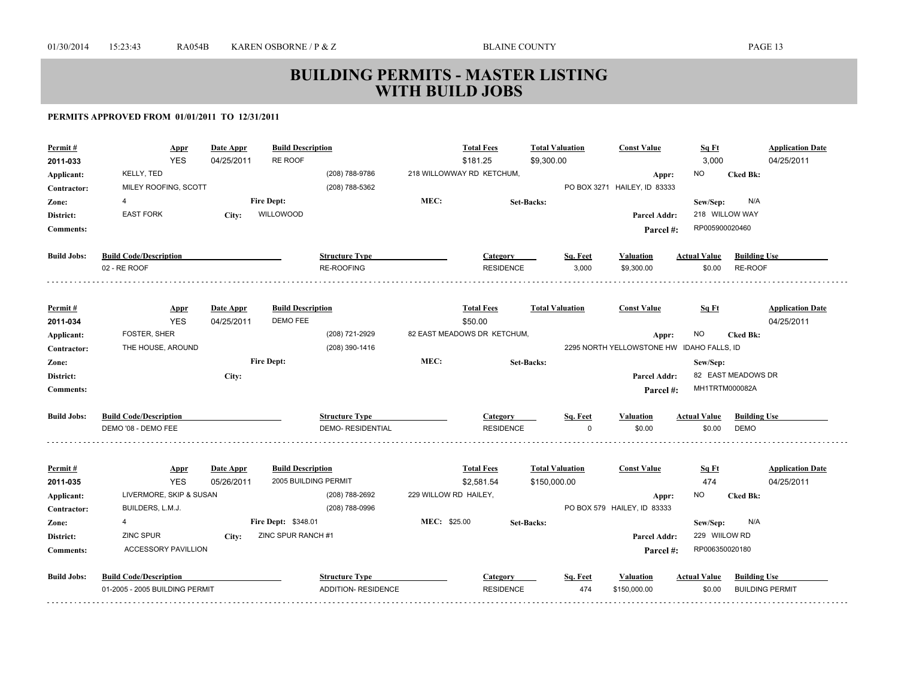# BUILDING PERMITS - MASTER LISTING WITH BUILD JOBS

**PERMITS APPROVED FROM 01/01/2011 TO 12/31/2011**

| Permit # | Appr | Date Appr | Build Description | Total Fees | Total Valuation | Const Value | Sq Ft | Application Date |
|---|---|---|---|---|---|---|---|---|
| 2011-033 | YES | 04/25/2011 | RE ROOF | $181.25 | $9,300.00 | | 3,000 | 04/25/2011 |

**Applicant:** KELLY, TED (208) 788-9786 218 WILLOWWAY RD KETCHUM, **Appr:** NO **Cked Bk:**
**Contractor:** MILEY ROOFING, SCOTT (208) 788-5362 PO BOX 3271 HAILEY, ID 83333
**Zone:** 4 **Fire Dept:** **MEC:** **Set-Backs:** **Sew/Sep:** N/A
**District:** EAST FORK **City:** WILLOWOOD **Parcel Addr:** 218 WILLOW WAY
**Comments:** **Parcel #:** RP005900020460

| Build Jobs: Build Code/Description | Structure Type | Category | Sq. Feet | Valuation | Actual Value | Building Use |
|---|---|---|---|---|---|---|
| 02 - RE ROOF | RE-ROOFING | RESIDENCE | 3,000 | $9,300.00 | $0.00 | RE-ROOF |

| Permit # | Appr | Date Appr | Build Description | Total Fees | Total Valuation | Const Value | Sq Ft | Application Date |
|---|---|---|---|---|---|---|---|---|
| 2011-034 | YES | 04/25/2011 | DEMO FEE | $50.00 | | | | 04/25/2011 |

**Applicant:** FOSTER, SHER (208) 721-2929 82 EAST MEADOWS DR KETCHUM, **Appr:** NO **Cked Bk:**
**Contractor:** THE HOUSE, AROUND (208) 390-1416 2295 NORTH YELLOWSTONE HW IDAHO FALLS, ID
**Zone:** **Fire Dept:** **MEC:** **Set-Backs:** **Sew/Sep:**
**District:** **City:** **Parcel Addr:** 82 EAST MEADOWS DR
**Comments:** **Parcel #:** MH1TRTM000082A

| Build Jobs: Build Code/Description | Structure Type | Category | Sq. Feet | Valuation | Actual Value | Building Use |
|---|---|---|---|---|---|---|
| DEMO '08 - DEMO FEE | DEMO- RESIDENTIAL | RESIDENCE | 0 | $0.00 | $0.00 | DEMO |

| Permit # | Appr | Date Appr | Build Description | Total Fees | Total Valuation | Const Value | Sq Ft | Application Date |
|---|---|---|---|---|---|---|---|---|
| 2011-035 | YES | 05/26/2011 | 2005 BUILDING PERMIT | $2,581.54 | $150,000.00 | | 474 | 04/25/2011 |

**Applicant:** LIVERMORE, SKIP & SUSAN (208) 788-2692 229 WILLOW RD HAILEY, **Appr:** NO **Cked Bk:**
**Contractor:** BUILDERS, L.M.J. (208) 788-0996 PO BOX 579 HAILEY, ID 83333
**Zone:** 4 **Fire Dept:** $348.01 **MEC:** $25.00 **Set-Backs:** **Sew/Sep:** N/A
**District:** ZINC SPUR **City:** ZINC SPUR RANCH #1 **Parcel Addr:** 229 WIILOW RD
**Comments:** ACCESSORY PAVILLION **Parcel #:** RP006350020180

| Build Jobs: Build Code/Description | Structure Type | Category | Sq. Feet | Valuation | Actual Value | Building Use |
|---|---|---|---|---|---|---|
| 01-2005 - 2005 BUILDING PERMIT | ADDITION- RESIDENCE | RESIDENCE | 474 | $150,000.00 | $0.00 | BUILDING PERMIT |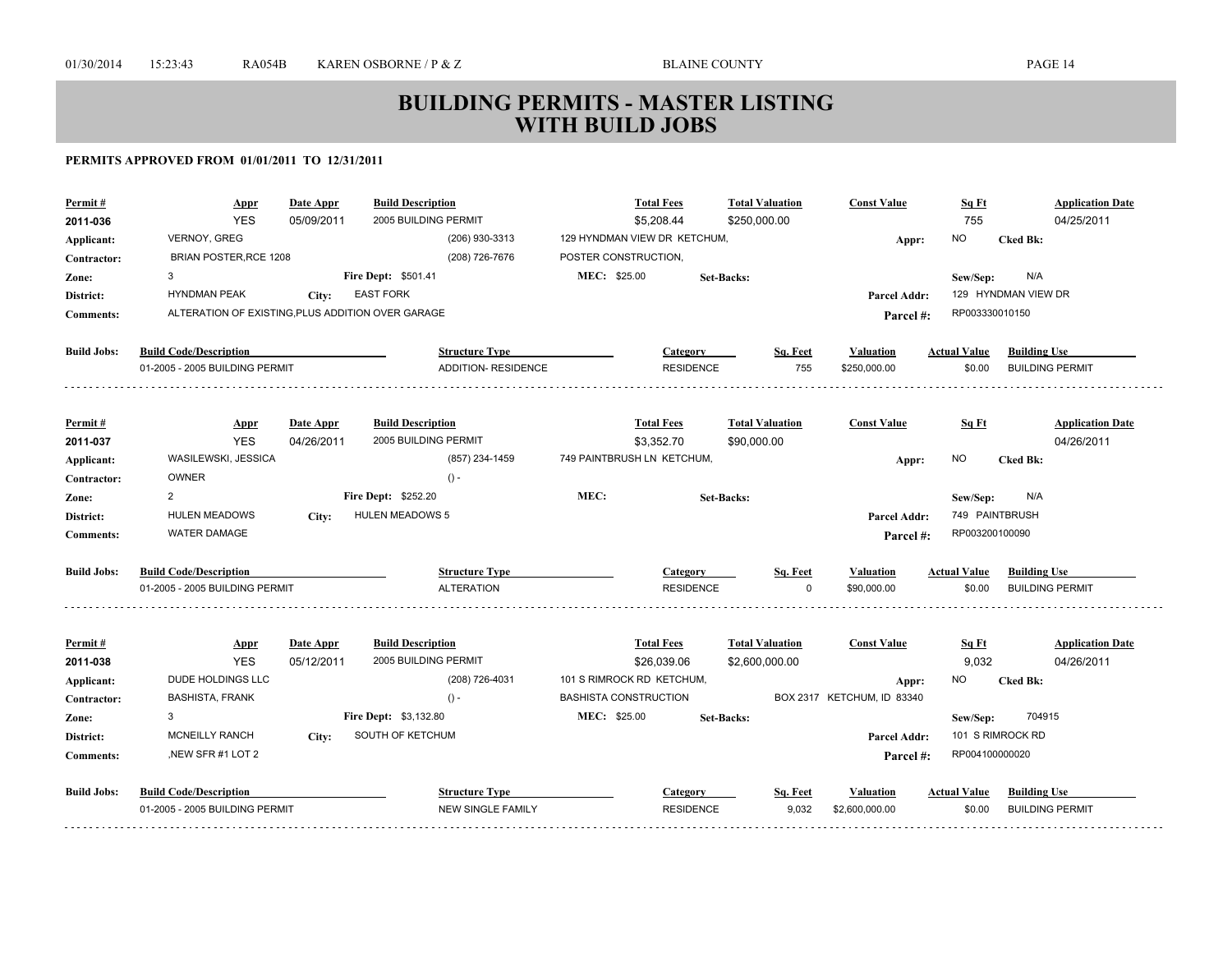# BUILDING PERMITS - MASTER LISTING
# WITH BUILD JOBS

**PERMITS APPROVED FROM 01/01/2011 TO 12/31/2011**

| Permit # | Appr | Date Appr | Build Description | Total Fees | Total Valuation | Const Value | Sq Ft | Application Date |
|---|---|---|---|---|---|---|---|---|
| 2011-036 | YES | 05/09/2011 | 2005 BUILDING PERMIT | $5,208.44 | $250,000.00 | | 755 | 04/25/2011 |

**Applicant:** VERNOY, GREG (206) 930-3313 129 HYNDMAN VIEW DR KETCHUM, **Appr:** NO **Cked Bk:**
**Contractor:** BRIAN POSTER,RCE 1208 (208) 726-7676 POSTER CONSTRUCTION,
**Zone:** 3 **Fire Dept:** $501.41 **MEC:** $25.00 **Set-Backs:** **Sew/Sep:** N/A
**District:** HYNDMAN PEAK **City:** EAST FORK **Parcel Addr:** 129 HYNDMAN VIEW DR
**Comments:** ALTERATION OF EXISTING,PLUS ADDITION OVER GARAGE **Parcel #:** RP003330010150

| Build Jobs: Build Code/Description | Structure Type | Category | Sq. Feet | Valuation | Actual Value | Building Use |
|---|---|---|---|---|---|---|
| 01-2005 - 2005 BUILDING PERMIT | ADDITION- RESIDENCE | RESIDENCE | 755 | $250,000.00 | $0.00 | BUILDING PERMIT |

| Permit # | Appr | Date Appr | Build Description | Total Fees | Total Valuation | Const Value | Sq Ft | Application Date |
|---|---|---|---|---|---|---|---|---|
| 2011-037 | YES | 04/26/2011 | 2005 BUILDING PERMIT | $3,352.70 | $90,000.00 | | | 04/26/2011 |

**Applicant:** WASILEWSKI, JESSICA (857) 234-1459 749 PAINTBRUSH LN KETCHUM, **Appr:** NO **Cked Bk:**
**Contractor:** OWNER () -
**Zone:** 2 **Fire Dept:** $252.20 **MEC:** **Set-Backs:** **Sew/Sep:** N/A
**District:** HULEN MEADOWS **City:** HULEN MEADOWS 5 **Parcel Addr:** 749 PAINTBRUSH
**Comments:** WATER DAMAGE **Parcel #:** RP003200100090

| Build Jobs: Build Code/Description | Structure Type | Category | Sq. Feet | Valuation | Actual Value | Building Use |
|---|---|---|---|---|---|---|
| 01-2005 - 2005 BUILDING PERMIT | ALTERATION | RESIDENCE | 0 | $90,000.00 | $0.00 | BUILDING PERMIT |

| Permit # | Appr | Date Appr | Build Description | Total Fees | Total Valuation | Const Value | Sq Ft | Application Date |
|---|---|---|---|---|---|---|---|---|
| 2011-038 | YES | 05/12/2011 | 2005 BUILDING PERMIT | $26,039.06 | $2,600,000.00 | | 9,032 | 04/26/2011 |

**Applicant:** DUDE HOLDINGS LLC (208) 726-4031 101 S RIMROCK RD KETCHUM, **Appr:** NO **Cked Bk:**
**Contractor:** BASHISTA, FRANK () - BASHISTA CONSTRUCTION BOX 2317 KETCHUM, ID 83340
**Zone:** 3 **Fire Dept:** $3,132.80 **MEC:** $25.00 **Set-Backs:** **Sew/Sep:** 704915
**District:** MCNEILLY RANCH **City:** SOUTH OF KETCHUM **Parcel Addr:** 101 S RIMROCK RD
**Comments:** ,NEW SFR #1 LOT 2 **Parcel #:** RP004100000020

| Build Jobs: Build Code/Description | Structure Type | Category | Sq. Feet | Valuation | Actual Value | Building Use |
|---|---|---|---|---|---|---|
| 01-2005 - 2005 BUILDING PERMIT | NEW SINGLE FAMILY | RESIDENCE | 9,032 | $2,600,000.00 | $0.00 | BUILDING PERMIT |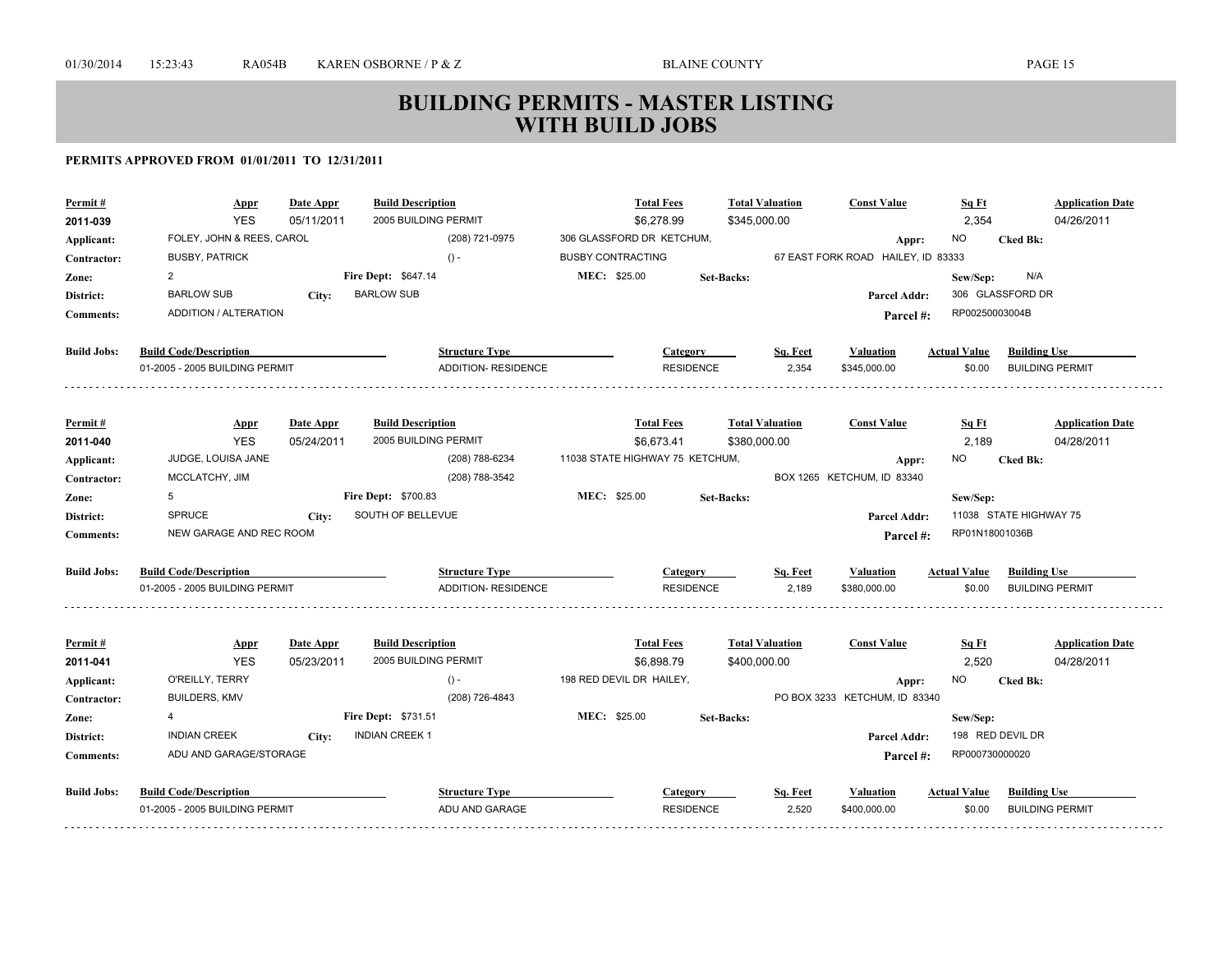# BUILDING PERMITS - MASTER LISTING WITH BUILD JOBS

**PERMITS APPROVED FROM 01/01/2011 TO 12/31/2011**

| Permit # | Appr | Date Appr | Build Description | Total Fees | Total Valuation | Const Value | Sq Ft | Application Date |
|---|---|---|---|---|---|---|---|---|
| 2011-039 | YES | 05/11/2011 | 2005 BUILDING PERMIT | $6,278.99 | $345,000.00 | | 2,354 | 04/26/2011 |

- **Applicant:** FOLEY, JOHN & REES, CAROL — () - — 306 GLASSFORD DR KETCHUM, — **Appr:** NO — **Cked Bk:**
- **Contractor:** BUSBY, PATRICK — () - — BUSBY CONTRACTING — 67 EAST FORK ROAD HAILEY, ID 83333
- **Zone:** 2 — **Fire Dept:** $647.14 — **MEC:** $25.00 — **Set-Backs:** — **Sew/Sep:** N/A
- **District:** BARLOW SUB — **City:** BARLOW SUB — **Parcel Addr:** 306 GLASSFORD DR
- **Comments:** ADDITION / ALTERATION — **Parcel #:** RP00250003004B

**Build Jobs:**

| Build Code/Description | Structure Type | Category | Sq. Feet | Valuation | Actual Value | Building Use |
|---|---|---|---|---|---|---|
| 01-2005 - 2005 BUILDING PERMIT | ADDITION- RESIDENCE | RESIDENCE | 2,354 | $345,000.00 | $0.00 | BUILDING PERMIT |

---

| Permit # | Appr | Date Appr | Build Description | Total Fees | Total Valuation | Const Value | Sq Ft | Application Date |
|---|---|---|---|---|---|---|---|---|
| 2011-040 | YES | 05/24/2011 | 2005 BUILDING PERMIT | $6,673.41 | $380,000.00 | | 2,189 | 04/28/2011 |

- **Applicant:** JUDGE, LOUISA JANE — (208) 788-6234 — 11038 STATE HIGHWAY 75 KETCHUM, — **Appr:** NO — **Cked Bk:**
- **Contractor:** MCCLATCHY, JIM — (208) 788-3542 — BOX 1265 KETCHUM, ID 83340
- **Zone:** 5 — **Fire Dept:** $700.83 — **MEC:** $25.00 — **Set-Backs:** — **Sew/Sep:**
- **District:** SPRUCE — **City:** SOUTH OF BELLEVUE — **Parcel Addr:** 11038 STATE HIGHWAY 75
- **Comments:** NEW GARAGE AND REC ROOM — **Parcel #:** RP01N18001036B

**Build Jobs:**

| Build Code/Description | Structure Type | Category | Sq. Feet | Valuation | Actual Value | Building Use |
|---|---|---|---|---|---|---|
| 01-2005 - 2005 BUILDING PERMIT | ADDITION- RESIDENCE | RESIDENCE | 2,189 | $380,000.00 | $0.00 | BUILDING PERMIT |

---

| Permit # | Appr | Date Appr | Build Description | Total Fees | Total Valuation | Const Value | Sq Ft | Application Date |
|---|---|---|---|---|---|---|---|---|
| 2011-041 | YES | 05/23/2011 | 2005 BUILDING PERMIT | $6,898.79 | $400,000.00 | | 2,520 | 04/28/2011 |

- **Applicant:** O'REILLY, TERRY — () - — 198 RED DEVIL DR HAILEY, — **Appr:** NO — **Cked Bk:**
- **Contractor:** BUILDERS, KMV — (208) 726-4843 — PO BOX 3233 KETCHUM, ID 83340
- **Zone:** 4 — **Fire Dept:** $731.51 — **MEC:** $25.00 — **Set-Backs:** — **Sew/Sep:**
- **District:** INDIAN CREEK — **City:** INDIAN CREEK 1 — **Parcel Addr:** 198 RED DEVIL DR
- **Comments:** ADU AND GARAGE/STORAGE — **Parcel #:** RP000730000020

**Build Jobs:**

| Build Code/Description | Structure Type | Category | Sq. Feet | Valuation | Actual Value | Building Use |
|---|---|---|---|---|---|---|
| 01-2005 - 2005 BUILDING PERMIT | ADU AND GARAGE | RESIDENCE | 2,520 | $400,000.00 | $0.00 | BUILDING PERMIT |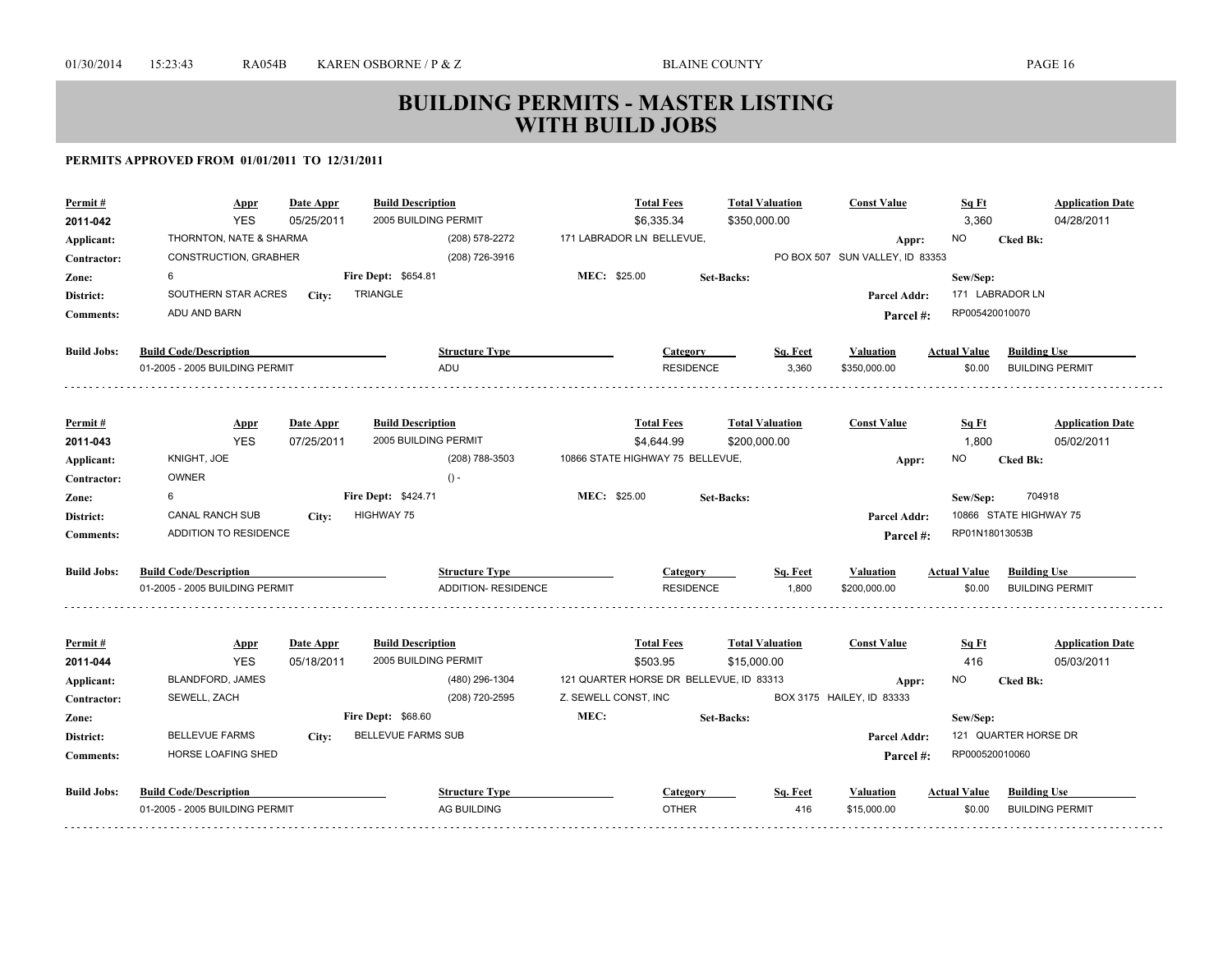# BUILDING PERMITS - MASTER LISTING
# WITH BUILD JOBS

**PERMITS APPROVED FROM 01/01/2011 TO 12/31/2011**

| Permit # | Appr | Date Appr | Build Description | Total Fees | Total Valuation | Const Value | Sq Ft | Application Date |
|---|---|---|---|---|---|---|---|---|
| 2011-042 | YES | 05/25/2011 | 2005 BUILDING PERMIT | $6,335.34 | $350,000.00 | | 3,360 | 04/28/2011 |

**Applicant:** THORNTON, NATE & SHARMA (208) 578-2272 171 LABRADOR LN BELLEVUE, **Appr:** NO **Cked Bk:**
**Contractor:** CONSTRUCTION, GRABHER (208) 726-3916 PO BOX 507 SUN VALLEY, ID 83353
**Zone:** 6 **Fire Dept:** $654.81 **MEC:** $25.00 **Set-Backs:** **Sew/Sep:**
**District:** SOUTHERN STAR ACRES **City:** TRIANGLE **Parcel Addr:** 171 LABRADOR LN
**Comments:** ADU AND BARN **Parcel #:** RP005420010070

| Build Jobs: Build Code/Description | Structure Type | Category | Sq. Feet | Valuation | Actual Value | Building Use |
|---|---|---|---|---|---|---|
| 01-2005 - 2005 BUILDING PERMIT | ADU | RESIDENCE | 3,360 | $350,000.00 | $0.00 | BUILDING PERMIT |

---

| Permit # | Appr | Date Appr | Build Description | Total Fees | Total Valuation | Const Value | Sq Ft | Application Date |
|---|---|---|---|---|---|---|---|---|
| 2011-043 | YES | 07/25/2011 | 2005 BUILDING PERMIT | $4,644.99 | $200,000.00 | | 1,800 | 05/02/2011 |

**Applicant:** KNIGHT, JOE (208) 788-3503 10866 STATE HIGHWAY 75 BELLEVUE, **Appr:** NO **Cked Bk:**
**Contractor:** OWNER () -
**Zone:** 6 **Fire Dept:** $424.71 **MEC:** $25.00 **Set-Backs:** **Sew/Sep:** 704918
**District:** CANAL RANCH SUB **City:** HIGHWAY 75 **Parcel Addr:** 10866 STATE HIGHWAY 75
**Comments:** ADDITION TO RESIDENCE **Parcel #:** RP01N18013053B

| Build Jobs: Build Code/Description | Structure Type | Category | Sq. Feet | Valuation | Actual Value | Building Use |
|---|---|---|---|---|---|---|
| 01-2005 - 2005 BUILDING PERMIT | ADDITION- RESIDENCE | RESIDENCE | 1,800 | $200,000.00 | $0.00 | BUILDING PERMIT |

---

| Permit # | Appr | Date Appr | Build Description | Total Fees | Total Valuation | Const Value | Sq Ft | Application Date |
|---|---|---|---|---|---|---|---|---|
| 2011-044 | YES | 05/18/2011 | 2005 BUILDING PERMIT | $503.95 | $15,000.00 | | 416 | 05/03/2011 |

**Applicant:** BLANDFORD, JAMES (480) 296-1304 121 QUARTER HORSE DR BELLEVUE, ID 83313 **Appr:** NO **Cked Bk:**
**Contractor:** SEWELL, ZACH (208) 720-2595 Z. SEWELL CONST, INC BOX 3175 HAILEY, ID 83333
**Zone:** **Fire Dept:** $68.60 **MEC:** **Set-Backs:** **Sew/Sep:**
**District:** BELLEVUE FARMS **City:** BELLEVUE FARMS SUB **Parcel Addr:** 121 QUARTER HORSE DR
**Comments:** HORSE LOAFING SHED **Parcel #:** RP000520010060

| Build Jobs: Build Code/Description | Structure Type | Category | Sq. Feet | Valuation | Actual Value | Building Use |
|---|---|---|---|---|---|---|
| 01-2005 - 2005 BUILDING PERMIT | AG BUILDING | OTHER | 416 | $15,000.00 | $0.00 | BUILDING PERMIT |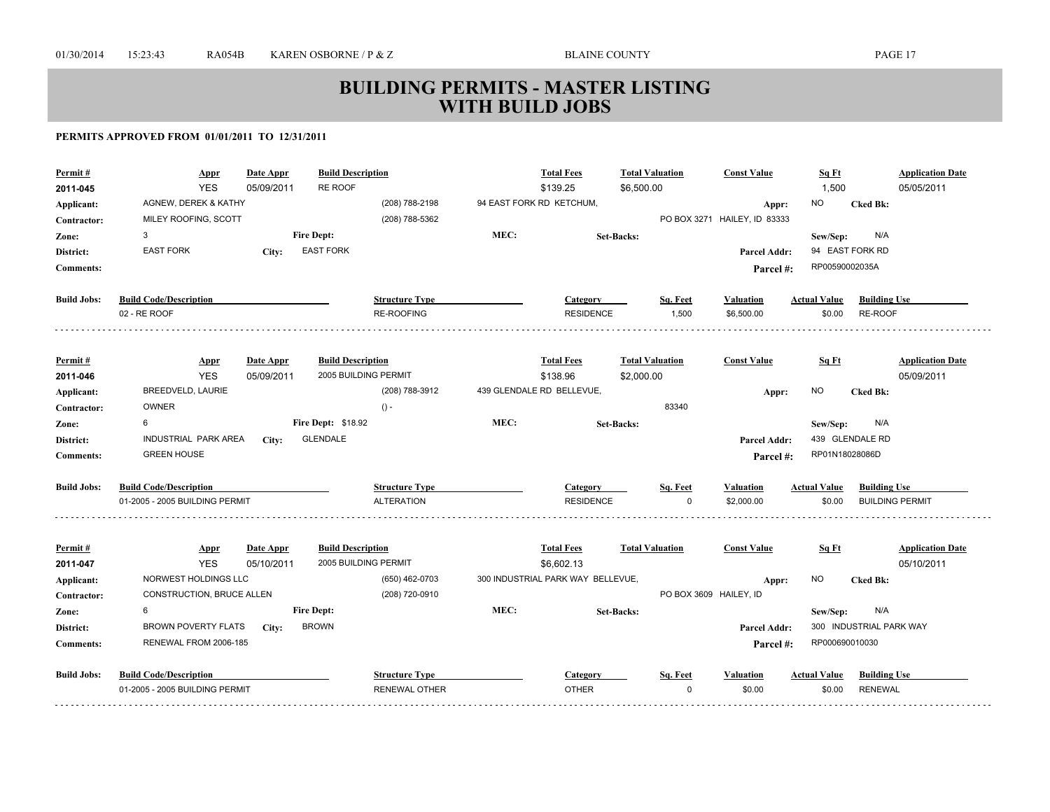# BUILDING PERMITS - MASTER LISTING WITH BUILD JOBS

**PERMITS APPROVED FROM 01/01/2011 TO 12/31/2011**

| Permit # | Appr | Date Appr | Build Description | Total Fees | Total Valuation | Const Value | Sq Ft | Application Date |
|---|---|---|---|---|---|---|---|---|
| 2011-045 | YES | 05/09/2011 | RE ROOF | $139.25 | $6,500.00 | | 1,500 | 05/05/2011 |

**Applicant:** AGNEW, DEREK & KATHY (208) 788-2198 94 EAST FORK RD KETCHUM, **Appr:** NO **Cked Bk:**
**Contractor:** MILEY ROOFING, SCOTT (208) 788-5362 PO BOX 3271 HAILEY, ID 83333
**Zone:** 3 **Fire Dept:** **MEC:** **Set-Backs:** **Sew/Sep:** N/A
**District:** EAST FORK **City:** EAST FORK **Parcel Addr:** 94 EAST FORK RD
**Comments:** **Parcel #:** RP00590002035A

| Build Jobs: Build Code/Description | Structure Type | Category | Sq. Feet | Valuation | Actual Value | Building Use |
|---|---|---|---|---|---|---|
| 02 - RE ROOF | RE-ROOFING | RESIDENCE | 1,500 | $6,500.00 | $0.00 | RE-ROOF |

---

| Permit # | Appr | Date Appr | Build Description | Total Fees | Total Valuation | Const Value | Sq Ft | Application Date |
|---|---|---|---|---|---|---|---|---|
| 2011-046 | YES | 05/09/2011 | 2005 BUILDING PERMIT | $138.96 | $2,000.00 | | | 05/09/2011 |

**Applicant:** BREEDVELD, LAURIE (208) 788-3912 439 GLENDALE RD BELLEVUE, **Appr:** NO **Cked Bk:**
**Contractor:** OWNER () - 83340
**Zone:** 6 **Fire Dept:** $18.92 **MEC:** **Set-Backs:** **Sew/Sep:** N/A
**District:** INDUSTRIAL PARK AREA **City:** GLENDALE **Parcel Addr:** 439 GLENDALE RD
**Comments:** GREEN HOUSE **Parcel #:** RP01N18028086D

| Build Jobs: Build Code/Description | Structure Type | Category | Sq. Feet | Valuation | Actual Value | Building Use |
|---|---|---|---|---|---|---|
| 01-2005 - 2005 BUILDING PERMIT | ALTERATION | RESIDENCE | 0 | $2,000.00 | $0.00 | BUILDING PERMIT |

---

| Permit # | Appr | Date Appr | Build Description | Total Fees | Total Valuation | Const Value | Sq Ft | Application Date |
|---|---|---|---|---|---|---|---|---|
| 2011-047 | YES | 05/10/2011 | 2005 BUILDING PERMIT | $6,602.13 | | | | 05/10/2011 |

**Applicant:** NORWEST HOLDINGS LLC (650) 462-0703 300 INDUSTRIAL PARK WAY BELLEVUE, **Appr:** NO **Cked Bk:**
**Contractor:** CONSTRUCTION, BRUCE ALLEN (208) 720-0910 PO BOX 3609 HAILEY, ID
**Zone:** 6 **Fire Dept:** **MEC:** **Set-Backs:** **Sew/Sep:** N/A
**District:** BROWN POVERTY FLATS **City:** BROWN **Parcel Addr:** 300 INDUSTRIAL PARK WAY
**Comments:** RENEWAL FROM 2006-185 **Parcel #:** RP000690010030

| Build Jobs: Build Code/Description | Structure Type | Category | Sq. Feet | Valuation | Actual Value | Building Use |
|---|---|---|---|---|---|---|
| 01-2005 - 2005 BUILDING PERMIT | RENEWAL OTHER | OTHER | 0 | $0.00 | $0.00 | RENEWAL |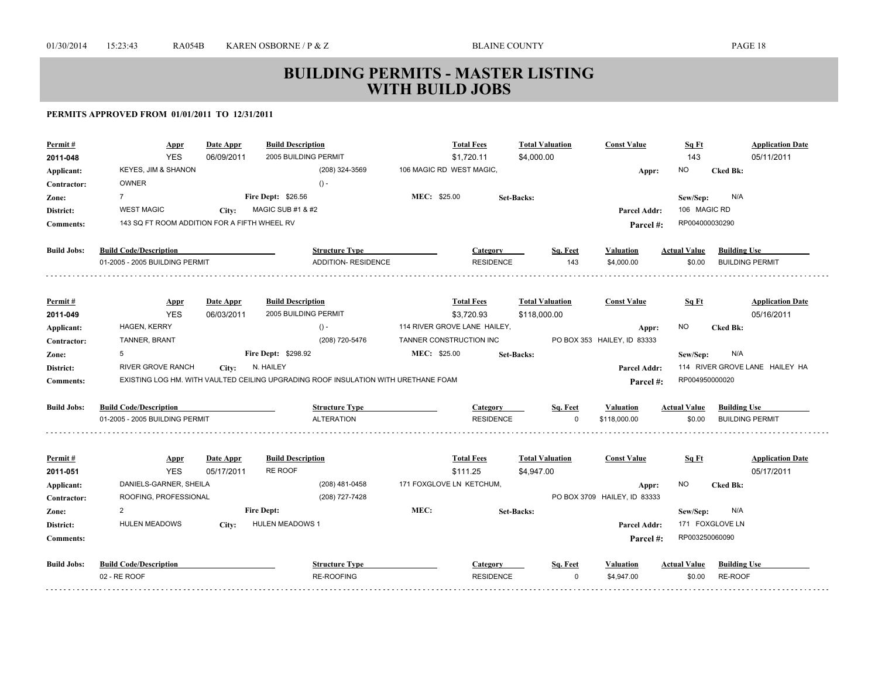# BUILDING PERMITS - MASTER LISTING WITH BUILD JOBS

**PERMITS APPROVED FROM 01/01/2011 TO 12/31/2011**

| Permit # | Appr | Date Appr | Build Description | Total Fees | Total Valuation | Const Value | Sq Ft | Application Date |
|---|---|---|---|---|---|---|---|---|
| 2011-048 | YES | 06/09/2011 | 2005 BUILDING PERMIT | $1,720.11 | $4,000.00 | | 143 | 05/11/2011 |

- **Applicant:** KEYES, JIM & SHANON — (208) 324-3569 — 106 MAGIC RD WEST MAGIC, — **Appr:** NO — **Cked Bk:**
- **Contractor:** OWNER — () -
- **Zone:** 7 — **Fire Dept:** $26.56 — **MEC:** $25.00 — **Set-Backs:** — **Sew/Sep:** N/A
- **District:** WEST MAGIC — **City:** MAGIC SUB #1 & #2 — **Parcel Addr:** 106 MAGIC RD
- **Comments:** 143 SQ FT ROOM ADDITION FOR A FIFTH WHEEL RV — **Parcel #:** RP004000030290

| Build Jobs: Build Code/Description | Structure Type | Category | Sq. Feet | Valuation | Actual Value | Building Use |
|---|---|---|---|---|---|---|
| 01-2005 - 2005 BUILDING PERMIT | ADDITION- RESIDENCE | RESIDENCE | 143 | $4,000.00 | $0.00 | BUILDING PERMIT |

---

| Permit # | Appr | Date Appr | Build Description | Total Fees | Total Valuation | Const Value | Sq Ft | Application Date |
|---|---|---|---|---|---|---|---|---|
| 2011-049 | YES | 06/03/2011 | 2005 BUILDING PERMIT | $3,720.93 | $118,000.00 | | | 05/16/2011 |

- **Applicant:** HAGEN, KERRY — () - — 114 RIVER GROVE LANE HAILEY, — **Appr:** NO — **Cked Bk:**
- **Contractor:** TANNER, BRANT — (208) 720-5476 — TANNER CONSTRUCTION INC — PO BOX 353 HAILEY, ID 83333
- **Zone:** 5 — **Fire Dept:** $298.92 — **MEC:** $25.00 — **Set-Backs:** — **Sew/Sep:** N/A
- **District:** RIVER GROVE RANCH — **City:** N. HAILEY — **Parcel Addr:** 114 RIVER GROVE LANE HAILEY HA
- **Comments:** EXISTING LOG HM. WITH VAULTED CEILING UPGRADING ROOF INSULATION WITH URETHANE FOAM — **Parcel #:** RP004950000020

| Build Jobs: Build Code/Description | Structure Type | Category | Sq. Feet | Valuation | Actual Value | Building Use |
|---|---|---|---|---|---|---|
| 01-2005 - 2005 BUILDING PERMIT | ALTERATION | RESIDENCE | 0 | $118,000.00 | $0.00 | BUILDING PERMIT |

---

| Permit # | Appr | Date Appr | Build Description | Total Fees | Total Valuation | Const Value | Sq Ft | Application Date |
|---|---|---|---|---|---|---|---|---|
| 2011-051 | YES | 05/17/2011 | RE ROOF | $111.25 | $4,947.00 | | | 05/17/2011 |

- **Applicant:** DANIELS-GARNER, SHEILA — (208) 481-0458 — 171 FOXGLOVE LN KETCHUM, — **Appr:** NO — **Cked Bk:**
- **Contractor:** ROOFING, PROFESSIONAL — (208) 727-7428 — PO BOX 3709 HAILEY, ID 83333
- **Zone:** 2 — **Fire Dept:** — **MEC:** — **Set-Backs:** — **Sew/Sep:** N/A
- **District:** HULEN MEADOWS — **City:** HULEN MEADOWS 1 — **Parcel Addr:** 171 FOXGLOVE LN
- **Comments:** — **Parcel #:** RP003250060090

| Build Jobs: Build Code/Description | Structure Type | Category | Sq. Feet | Valuation | Actual Value | Building Use |
|---|---|---|---|---|---|---|
| 02 - RE ROOF | RE-ROOFING | RESIDENCE | 0 | $4,947.00 | $0.00 | RE-ROOF |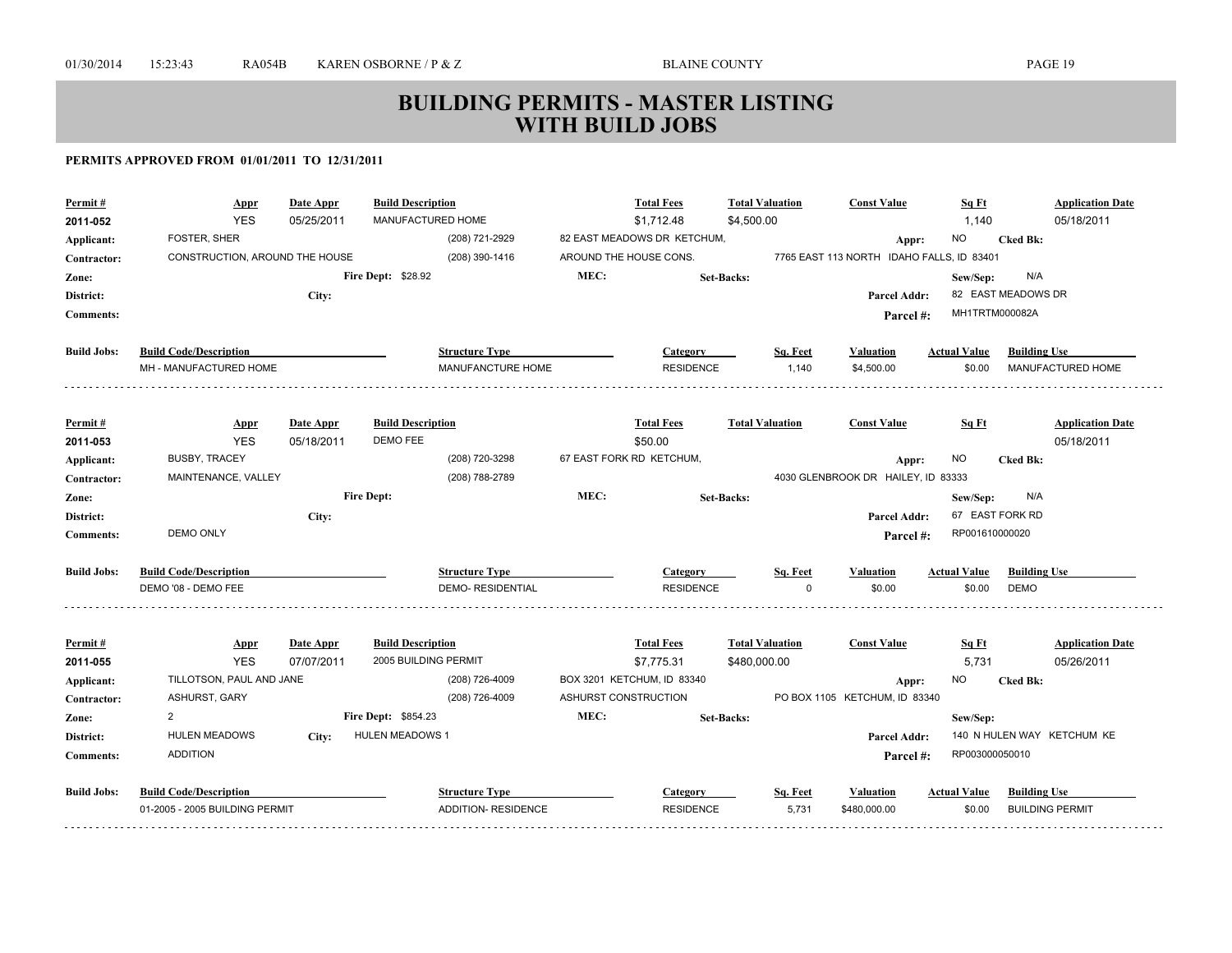# BUILDING PERMITS - MASTER LISTING
# WITH BUILD JOBS

**PERMITS APPROVED FROM 01/01/2011 TO 12/31/2011**

| Permit # | Appr | Date Appr | Build Description | Total Fees | Total Valuation | Const Value | Sq Ft | Application Date |
|---|---|---|---|---|---|---|---|---|
| 2011-052 | YES | 05/25/2011 | MANUFACTURED HOME | $1,712.48 | $4,500.00 | | 1,140 | 05/18/2011 |

**Applicant:** FOSTER, SHER (208) 721-2929 82 EAST MEADOWS DR KETCHUM, **Appr:** NO **Cked Bk:**
**Contractor:** CONSTRUCTION, AROUND THE HOUSE (208) 390-1416 AROUND THE HOUSE CONS. 7765 EAST 113 NORTH IDAHO FALLS, ID 83401
**Zone:** **Fire Dept:** $28.92 **MEC:** **Set-Backs:** **Sew/Sep:** N/A
**District:** **City:** **Parcel Addr:** 82 EAST MEADOWS DR
**Comments:** **Parcel #:** MH1TRTM000082A

| Build Jobs: Build Code/Description | Structure Type | Category | Sq. Feet | Valuation | Actual Value | Building Use |
|---|---|---|---|---|---|---|
| MH - MANUFACTURED HOME | MANUFANCTURE HOME | RESIDENCE | 1,140 | $4,500.00 | $0.00 | MANUFACTURED HOME |

---

| Permit # | Appr | Date Appr | Build Description | Total Fees | Total Valuation | Const Value | Sq Ft | Application Date |
|---|---|---|---|---|---|---|---|---|
| 2011-053 | YES | 05/18/2011 | DEMO FEE | $50.00 | | | | 05/18/2011 |

**Applicant:** BUSBY, TRACEY (208) 720-3298 67 EAST FORK RD KETCHUM, **Appr:** NO **Cked Bk:**
**Contractor:** MAINTENANCE, VALLEY (208) 788-2789 4030 GLENBROOK DR HAILEY, ID 83333
**Zone:** **Fire Dept:** **MEC:** **Set-Backs:** **Sew/Sep:** N/A
**District:** **City:** **Parcel Addr:** 67 EAST FORK RD
**Comments:** DEMO ONLY **Parcel #:** RP001610000020

| Build Jobs: Build Code/Description | Structure Type | Category | Sq. Feet | Valuation | Actual Value | Building Use |
|---|---|---|---|---|---|---|
| DEMO '08 - DEMO FEE | DEMO- RESIDENTIAL | RESIDENCE | 0 | $0.00 | $0.00 | DEMO |

---

| Permit # | Appr | Date Appr | Build Description | Total Fees | Total Valuation | Const Value | Sq Ft | Application Date |
|---|---|---|---|---|---|---|---|---|
| 2011-055 | YES | 07/07/2011 | 2005 BUILDING PERMIT | $7,775.31 | $480,000.00 | | 5,731 | 05/26/2011 |

**Applicant:** TILLOTSON, PAUL AND JANE (208) 726-4009 BOX 3201 KETCHUM, ID 83340 **Appr:** NO **Cked Bk:**
**Contractor:** ASHURST, GARY (208) 726-4009 ASHURST CONSTRUCTION PO BOX 1105 KETCHUM, ID 83340
**Zone:** 2 **Fire Dept:** $854.23 **MEC:** **Set-Backs:** **Sew/Sep:**
**District:** HULEN MEADOWS **City:** HULEN MEADOWS 1 **Parcel Addr:** 140 N HULEN WAY KETCHUM KE
**Comments:** ADDITION **Parcel #:** RP003000050010

| Build Jobs: Build Code/Description | Structure Type | Category | Sq. Feet | Valuation | Actual Value | Building Use |
|---|---|---|---|---|---|---|
| 01-2005 - 2005 BUILDING PERMIT | ADDITION- RESIDENCE | RESIDENCE | 5,731 | $480,000.00 | $0.00 | BUILDING PERMIT |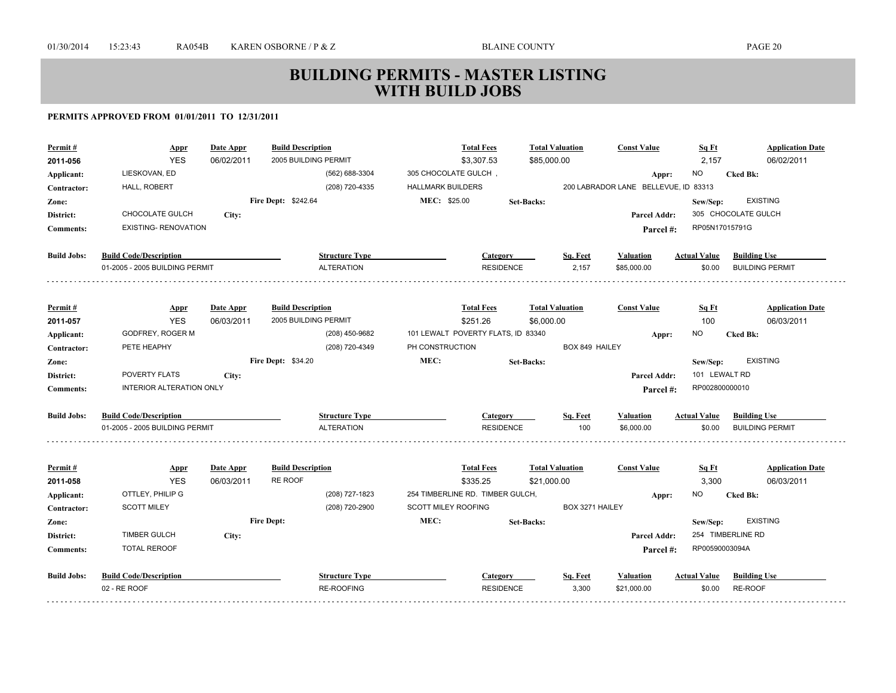# BUILDING PERMITS - MASTER LISTING WITH BUILD JOBS

**PERMITS APPROVED FROM 01/01/2011 TO 12/31/2011**

| Permit # | Appr | Date Appr | Build Description | Total Fees | Total Valuation | Const Value | Sq Ft | Application Date |
|---|---|---|---|---|---|---|---|---|
| 2011-056 | YES | 06/02/2011 | 2005 BUILDING PERMIT | $3,307.53 | $85,000.00 | | 2,157 | 06/02/2011 |

**Applicant:** LIESKOVAN, ED (562) 688-3304 305 CHOCOLATE GULCH , **Appr:** NO **Cked Bk:**
**Contractor:** HALL, ROBERT (208) 720-4335 HALLMARK BUILDERS 200 LABRADOR LANE BELLEVUE, ID 83313
**Zone:** **Fire Dept:** $242.64 **MEC:** $25.00 **Set-Backs:** **Sew/Sep:** EXISTING
**District:** CHOCOLATE GULCH **City:** **Parcel Addr:** 305 CHOCOLATE GULCH
**Comments:** EXISTING- RENOVATION **Parcel #:** RP05N17015791G

**Build Jobs:**

| Build Code/Description | Structure Type | Category | Sq. Feet | Valuation | Actual Value | Building Use |
|---|---|---|---|---|---|---|
| 01-2005 - 2005 BUILDING PERMIT | ALTERATION | RESIDENCE | 2,157 | $85,000.00 | $0.00 | BUILDING PERMIT |

| Permit # | Appr | Date Appr | Build Description | Total Fees | Total Valuation | Const Value | Sq Ft | Application Date |
|---|---|---|---|---|---|---|---|---|
| 2011-057 | YES | 06/03/2011 | 2005 BUILDING PERMIT | $251.26 | $6,000.00 | | 100 | 06/03/2011 |

**Applicant:** GODFREY, ROGER M (208) 450-9682 101 LEWALT POVERTY FLATS, ID 83340 **Appr:** NO **Cked Bk:**
**Contractor:** PETE HEAPHY (208) 720-4349 PH CONSTRUCTION BOX 849 HAILEY
**Zone:** **Fire Dept:** $34.20 **MEC:** **Set-Backs:** **Sew/Sep:** EXISTING
**District:** POVERTY FLATS **City:** **Parcel Addr:** 101 LEWALT RD
**Comments:** INTERIOR ALTERATION ONLY **Parcel #:** RP002800000010

**Build Jobs:**

| Build Code/Description | Structure Type | Category | Sq. Feet | Valuation | Actual Value | Building Use |
|---|---|---|---|---|---|---|
| 01-2005 - 2005 BUILDING PERMIT | ALTERATION | RESIDENCE | 100 | $6,000.00 | $0.00 | BUILDING PERMIT |

| Permit # | Appr | Date Appr | Build Description | Total Fees | Total Valuation | Const Value | Sq Ft | Application Date |
|---|---|---|---|---|---|---|---|---|
| 2011-058 | YES | 06/03/2011 | RE ROOF | $335.25 | $21,000.00 | | 3,300 | 06/03/2011 |

**Applicant:** OTTLEY, PHILIP G (208) 727-1823 254 TIMBERLINE RD. TIMBER GULCH, **Appr:** NO **Cked Bk:**
**Contractor:** SCOTT MILEY (208) 720-2900 SCOTT MILEY ROOFING BOX 3271 HAILEY
**Zone:** **Fire Dept:** **MEC:** **Set-Backs:** **Sew/Sep:** EXISTING
**District:** TIMBER GULCH **City:** **Parcel Addr:** 254 TIMBERLINE RD
**Comments:** TOTAL REROOF **Parcel #:** RP00590003094A

**Build Jobs:**

| Build Code/Description | Structure Type | Category | Sq. Feet | Valuation | Actual Value | Building Use |
|---|---|---|---|---|---|---|
| 02 - RE ROOF | RE-ROOFING | RESIDENCE | 3,300 | $21,000.00 | $0.00 | RE-ROOF |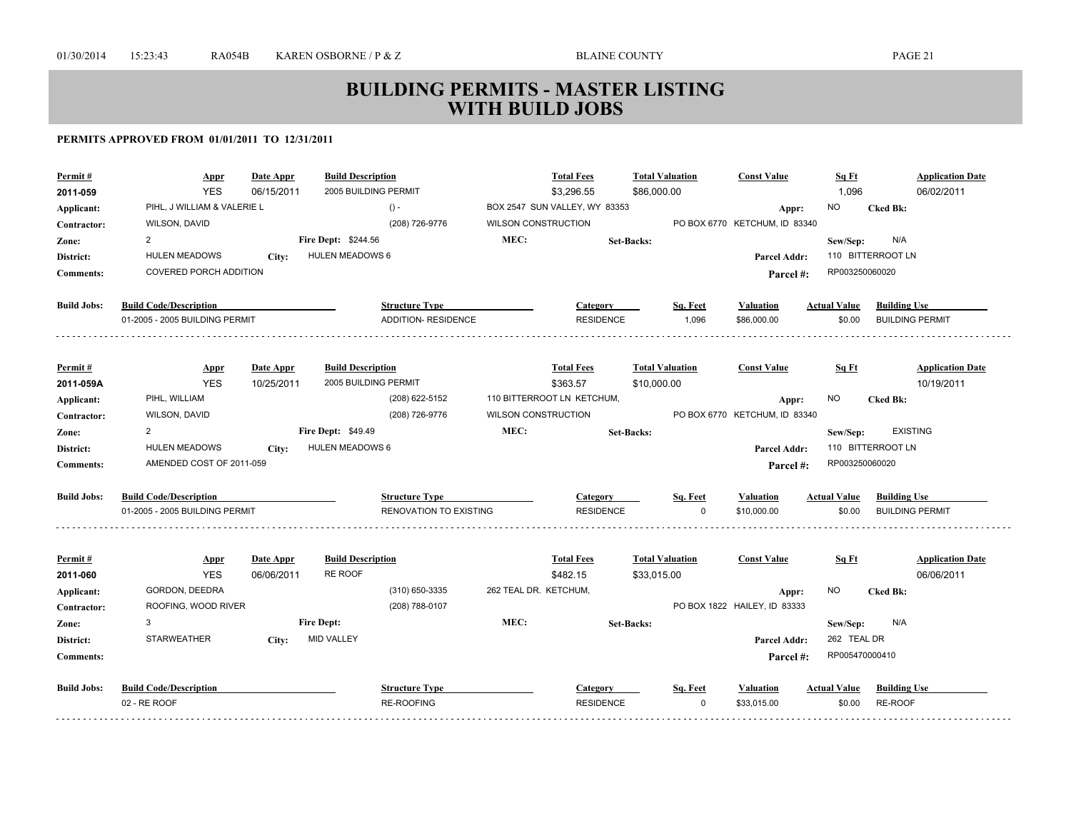# BUILDING PERMITS - MASTER LISTING WITH BUILD JOBS

**PERMITS APPROVED FROM 01/01/2011 TO 12/31/2011**

| Permit # | Appr | Date Appr | Build Description | Total Fees | Total Valuation | Const Value | Sq Ft | Application Date |
|---|---|---|---|---|---|---|---|---|
| 2011-059 | YES | 06/15/2011 | 2005 BUILDING PERMIT | $3,296.55 | $86,000.00 | | 1,096 | 06/02/2011 |

- **Applicant:** PIHL, J WILLIAM & VALERIE L — () - — BOX 2547 SUN VALLEY, WY 83353 — **Appr:** NO — **Cked Bk:**
- **Contractor:** WILSON, DAVID — (208) 726-9776 — WILSON CONSTRUCTION — PO BOX 6770 KETCHUM, ID 83340
- **Zone:** 2 — **Fire Dept:** $244.56 — **MEC:** — **Set-Backs:** — **Sew/Sep:** N/A
- **District:** HULEN MEADOWS — **City:** HULEN MEADOWS 6 — **Parcel Addr:** 110 BITTERROOT LN
- **Comments:** COVERED PORCH ADDITION — **Parcel #:** RP003250060020

| Build Jobs: Build Code/Description | Structure Type | Category | Sq. Feet | Valuation | Actual Value | Building Use |
|---|---|---|---|---|---|---|
| 01-2005 - 2005 BUILDING PERMIT | ADDITION- RESIDENCE | RESIDENCE | 1,096 | $86,000.00 | $0.00 | BUILDING PERMIT |

---

| Permit # | Appr | Date Appr | Build Description | Total Fees | Total Valuation | Const Value | Sq Ft | Application Date |
|---|---|---|---|---|---|---|---|---|
| 2011-059A | YES | 10/25/2011 | 2005 BUILDING PERMIT | $363.57 | $10,000.00 | | | 10/19/2011 |

- **Applicant:** PIHL, WILLIAM — (208) 622-5152 — 110 BITTERROOT LN KETCHUM, — **Appr:** NO — **Cked Bk:**
- **Contractor:** WILSON, DAVID — (208) 726-9776 — WILSON CONSTRUCTION — PO BOX 6770 KETCHUM, ID 83340
- **Zone:** 2 — **Fire Dept:** $49.49 — **MEC:** — **Set-Backs:** — **Sew/Sep:** EXISTING
- **District:** HULEN MEADOWS — **City:** HULEN MEADOWS 6 — **Parcel Addr:** 110 BITTERROOT LN
- **Comments:** AMENDED COST OF 2011-059 — **Parcel #:** RP003250060020

| Build Jobs: Build Code/Description | Structure Type | Category | Sq. Feet | Valuation | Actual Value | Building Use |
|---|---|---|---|---|---|---|
| 01-2005 - 2005 BUILDING PERMIT | RENOVATION TO EXISTING | RESIDENCE | 0 | $10,000.00 | $0.00 | BUILDING PERMIT |

---

| Permit # | Appr | Date Appr | Build Description | Total Fees | Total Valuation | Const Value | Sq Ft | Application Date |
|---|---|---|---|---|---|---|---|---|
| 2011-060 | YES | 06/06/2011 | RE ROOF | $482.15 | $33,015.00 | | | 06/06/2011 |

- **Applicant:** GORDON, DEEDRA — (310) 650-3335 — 262 TEAL DR. KETCHUM, — **Appr:** NO — **Cked Bk:**
- **Contractor:** ROOFING, WOOD RIVER — (208) 788-0107 — PO BOX 1822 HAILEY, ID 83333
- **Zone:** 3 — **Fire Dept:** — **MEC:** — **Set-Backs:** — **Sew/Sep:** N/A
- **District:** STARWEATHER — **City:** MID VALLEY — **Parcel Addr:** 262 TEAL DR
- **Comments:** — **Parcel #:** RP005470000410

| Build Jobs: Build Code/Description | Structure Type | Category | Sq. Feet | Valuation | Actual Value | Building Use |
|---|---|---|---|---|---|---|
| 02 - RE ROOF | RE-ROOFING | RESIDENCE | 0 | $33,015.00 | $0.00 | RE-ROOF |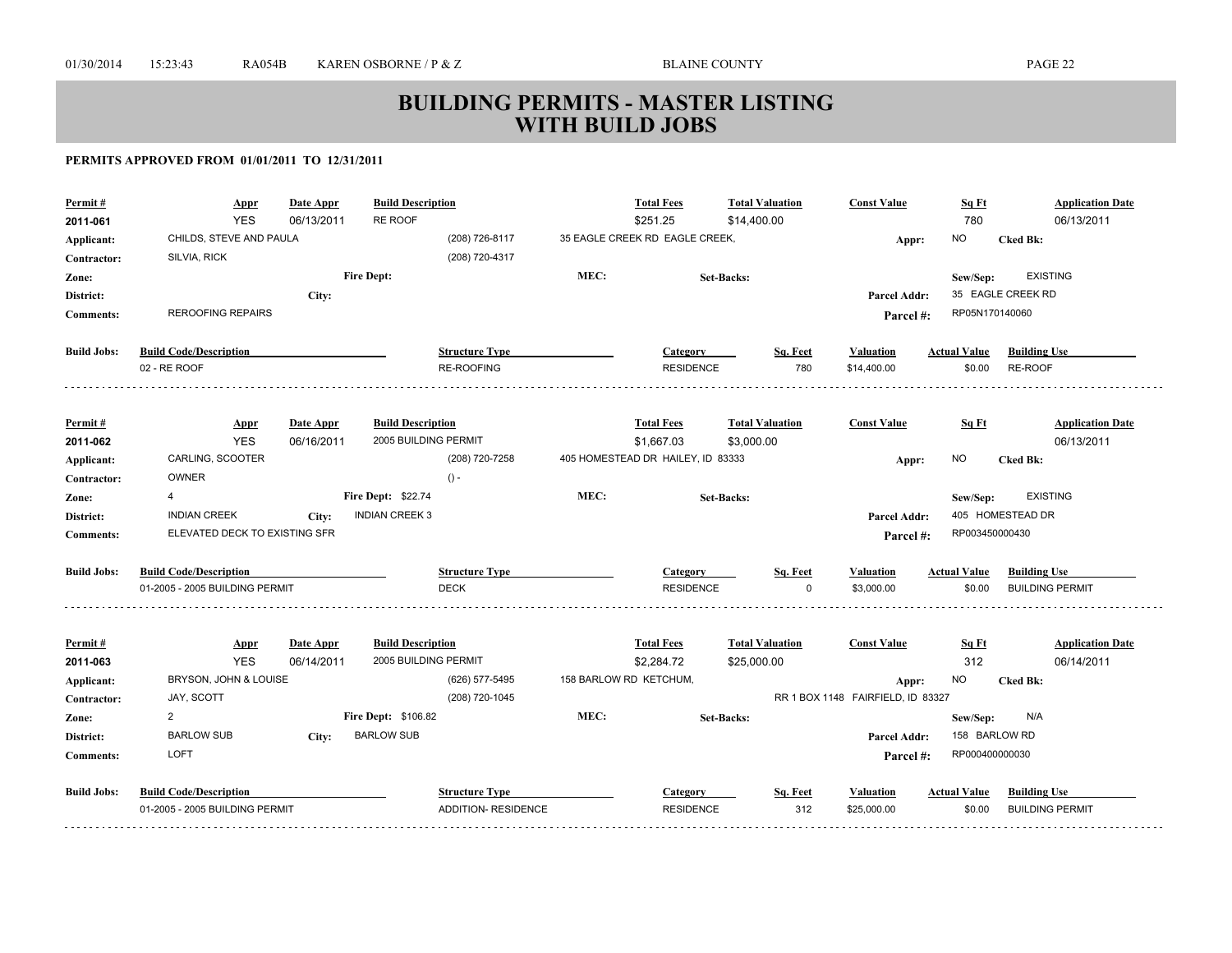# BUILDING PERMITS - MASTER LISTING
# WITH BUILD JOBS

**PERMITS APPROVED FROM 01/01/2011 TO 12/31/2011**

| Permit # | Appr | Date Appr | Build Description | Total Fees | Total Valuation | Const Value | Sq Ft | Application Date |
|---|---|---|---|---|---|---|---|---|
| 2011-061 | YES | 06/13/2011 | RE ROOF | $251.25 | $14,400.00 | | 780 | 06/13/2011 |

**Applicant:** CHILDS, STEVE AND PAULA (208) 726-8117 35 EAGLE CREEK RD EAGLE CREEK, **Appr:** NO **Cked Bk:**
**Contractor:** SILVIA, RICK (208) 720-4317
**Zone:** **Fire Dept:** **MEC:** **Set-Backs:** **Sew/Sep:** EXISTING
**District:** **City:** **Parcel Addr:** 35 EAGLE CREEK RD
**Comments:** REROOFING REPAIRS **Parcel #:** RP05N170140060

| Build Jobs: | Build Code/Description | Structure Type | Category | Sq. Feet | Valuation | Actual Value | Building Use |
|---|---|---|---|---|---|---|---|
| | 02 - RE ROOF | RE-ROOFING | RESIDENCE | 780 | $14,400.00 | $0.00 | RE-ROOF |

| Permit # | Appr | Date Appr | Build Description | Total Fees | Total Valuation | Const Value | Sq Ft | Application Date |
|---|---|---|---|---|---|---|---|---|
| 2011-062 | YES | 06/16/2011 | 2005 BUILDING PERMIT | $1,667.03 | $3,000.00 | | | 06/13/2011 |

**Applicant:** CARLING, SCOOTER (208) 720-7258 405 HOMESTEAD DR HAILEY, ID 83333 **Appr:** NO **Cked Bk:**
**Contractor:** OWNER () -
**Zone:** 4 **Fire Dept:** $22.74 **MEC:** **Set-Backs:** **Sew/Sep:** EXISTING
**District:** INDIAN CREEK **City:** INDIAN CREEK 3 **Parcel Addr:** 405 HOMESTEAD DR
**Comments:** ELEVATED DECK TO EXISTING SFR **Parcel #:** RP003450000430

| Build Jobs: | Build Code/Description | Structure Type | Category | Sq. Feet | Valuation | Actual Value | Building Use |
|---|---|---|---|---|---|---|---|
| | 01-2005 - 2005 BUILDING PERMIT | DECK | RESIDENCE | 0 | $3,000.00 | $0.00 | BUILDING PERMIT |

| Permit # | Appr | Date Appr | Build Description | Total Fees | Total Valuation | Const Value | Sq Ft | Application Date |
|---|---|---|---|---|---|---|---|---|
| 2011-063 | YES | 06/14/2011 | 2005 BUILDING PERMIT | $2,284.72 | $25,000.00 | | 312 | 06/14/2011 |

**Applicant:** BRYSON, JOHN & LOUISE (626) 577-5495 158 BARLOW RD KETCHUM, **Appr:** NO **Cked Bk:**
**Contractor:** JAY, SCOTT (208) 720-1045 RR 1 BOX 1148 FAIRFIELD, ID 83327
**Zone:** 2 **Fire Dept:** $106.82 **MEC:** **Set-Backs:** **Sew/Sep:** N/A
**District:** BARLOW SUB **City:** BARLOW SUB **Parcel Addr:** 158 BARLOW RD
**Comments:** LOFT **Parcel #:** RP000400000030

| Build Jobs: | Build Code/Description | Structure Type | Category | Sq. Feet | Valuation | Actual Value | Building Use |
|---|---|---|---|---|---|---|---|
| | 01-2005 - 2005 BUILDING PERMIT | ADDITION- RESIDENCE | RESIDENCE | 312 | $25,000.00 | $0.00 | BUILDING PERMIT |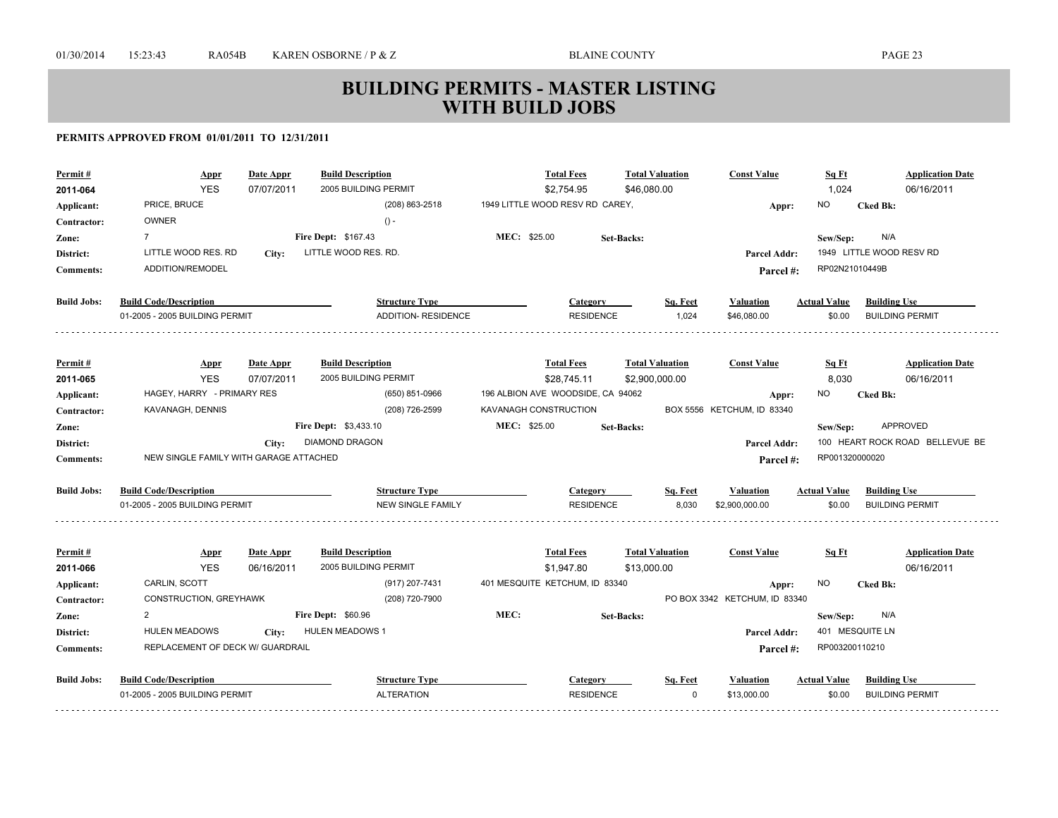# BUILDING PERMITS - MASTER LISTING WITH BUILD JOBS

**PERMITS APPROVED FROM 01/01/2011 TO 12/31/2011**

| Permit # | Appr | Date Appr | Build Description | Total Fees | Total Valuation | Const Value | Sq Ft | Application Date |
|---|---|---|---|---|---|---|---|---|
| 2011-064 | YES | 07/07/2011 | 2005 BUILDING PERMIT | $2,754.95 | $46,080.00 | | 1,024 | 06/16/2011 |

- **Applicant:** PRICE, BRUCE — (208) 863-2518 — 1949 LITTLE WOOD RESV RD CAREY, — **Appr:** NO — **Cked Bk:**
- **Contractor:** OWNER — () -
- **Zone:** 7 — **Fire Dept:** $167.43 — **MEC:** $25.00 — **Set-Backs:** — **Sew/Sep:** N/A
- **District:** LITTLE WOOD RES. RD — **City:** LITTLE WOOD RES. RD. — **Parcel Addr:** 1949 LITTLE WOOD RESV RD
- **Comments:** ADDITION/REMODEL — **Parcel #:** RP02N21010449B

| Build Jobs: Build Code/Description | Structure Type | Category | Sq. Feet | Valuation | Actual Value | Building Use |
|---|---|---|---|---|---|---|
| 01-2005 - 2005 BUILDING PERMIT | ADDITION- RESIDENCE | RESIDENCE | 1,024 | $46,080.00 | $0.00 | BUILDING PERMIT |

---

| Permit # | Appr | Date Appr | Build Description | Total Fees | Total Valuation | Const Value | Sq Ft | Application Date |
|---|---|---|---|---|---|---|---|---|
| 2011-065 | YES | 07/07/2011 | 2005 BUILDING PERMIT | $28,745.11 | $2,900,000.00 | | 8,030 | 06/16/2011 |

- **Applicant:** HAGEY, HARRY - PRIMARY RES — (650) 851-0966 — 196 ALBION AVE WOODSIDE, CA 94062 — **Appr:** NO — **Cked Bk:**
- **Contractor:** KAVANAGH, DENNIS — (208) 726-2599 — KAVANAGH CONSTRUCTION — BOX 5556 KETCHUM, ID 83340
- **Zone:** — **Fire Dept:** $3,433.10 — **MEC:** $25.00 — **Set-Backs:** — **Sew/Sep:** APPROVED
- **District:** — **City:** DIAMOND DRAGON — **Parcel Addr:** 100 HEART ROCK ROAD BELLEVUE BE
- **Comments:** NEW SINGLE FAMILY WITH GARAGE ATTACHED — **Parcel #:** RP001320000020

| Build Jobs: Build Code/Description | Structure Type | Category | Sq. Feet | Valuation | Actual Value | Building Use |
|---|---|---|---|---|---|---|
| 01-2005 - 2005 BUILDING PERMIT | NEW SINGLE FAMILY | RESIDENCE | 8,030 | $2,900,000.00 | $0.00 | BUILDING PERMIT |

---

| Permit # | Appr | Date Appr | Build Description | Total Fees | Total Valuation | Const Value | Sq Ft | Application Date |
|---|---|---|---|---|---|---|---|---|
| 2011-066 | YES | 06/16/2011 | 2005 BUILDING PERMIT | $1,947.80 | $13,000.00 | | | 06/16/2011 |

- **Applicant:** CARLIN, SCOTT — (917) 207-7431 — 401 MESQUITE KETCHUM, ID 83340 — **Appr:** NO — **Cked Bk:**
- **Contractor:** CONSTRUCTION, GREYHAWK — (208) 720-7900 — PO BOX 3342 KETCHUM, ID 83340
- **Zone:** 2 — **Fire Dept:** $60.96 — **MEC:** — **Set-Backs:** — **Sew/Sep:** N/A
- **District:** HULEN MEADOWS — **City:** HULEN MEADOWS 1 — **Parcel Addr:** 401 MESQUITE LN
- **Comments:** REPLACEMENT OF DECK W/ GUARDRAIL — **Parcel #:** RP003200110210

| Build Jobs: Build Code/Description | Structure Type | Category | Sq. Feet | Valuation | Actual Value | Building Use |
|---|---|---|---|---|---|---|
| 01-2005 - 2005 BUILDING PERMIT | ALTERATION | RESIDENCE | 0 | $13,000.00 | $0.00 | BUILDING PERMIT |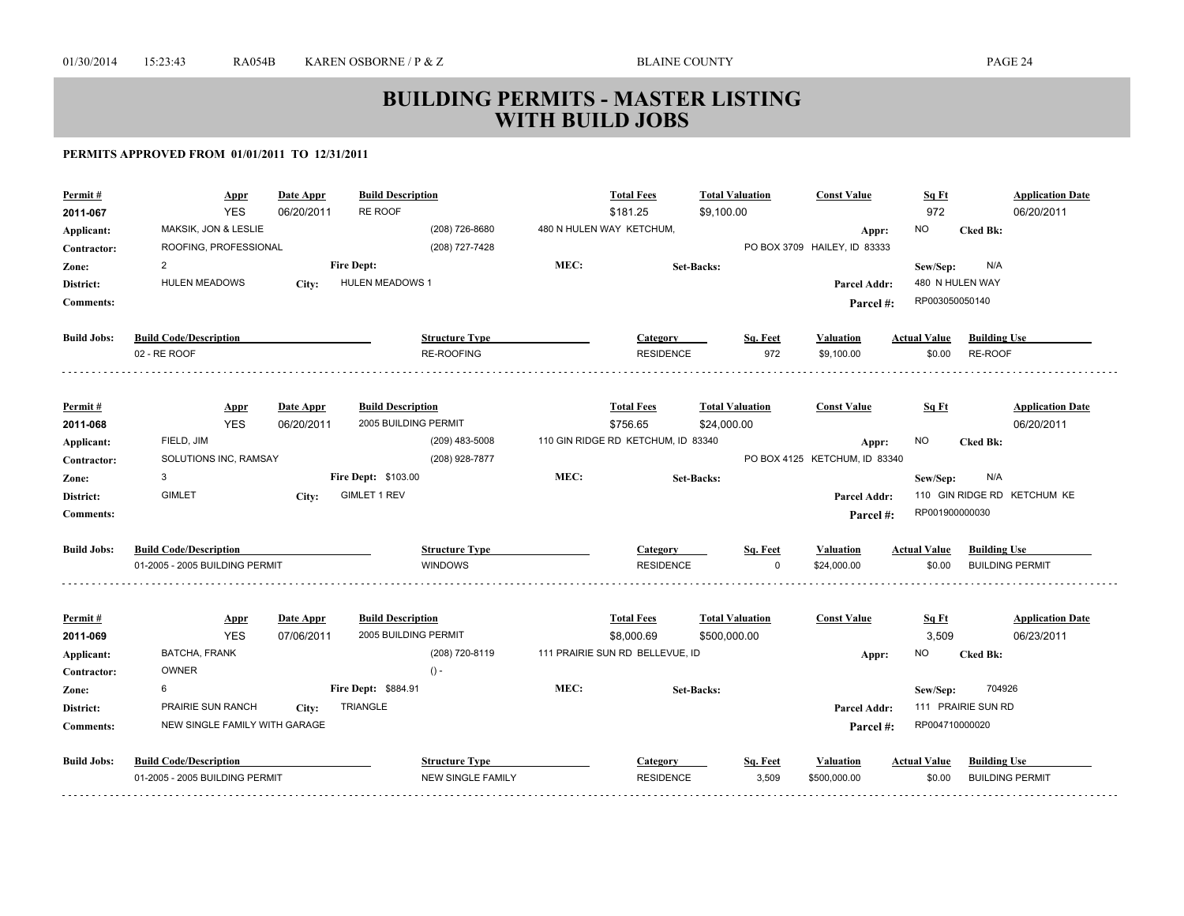# BUILDING PERMITS - MASTER LISTING WITH BUILD JOBS

**PERMITS APPROVED FROM 01/01/2011 TO 12/31/2011**

| Permit # | Appr | Date Appr | Build Description | Total Fees | Total Valuation | Const Value | Sq Ft | Application Date |
|---|---|---|---|---|---|---|---|---|
| 2011-067 | YES | 06/20/2011 | RE ROOF | $181.25 | $9,100.00 | | 972 | 06/20/2011 |

- **Applicant:** MAKSIK, JON & LESLIE — (208) 726-8680 — 480 N HULEN WAY KETCHUM, — **Appr:** NO — **Cked Bk:**
- **Contractor:** ROOFING, PROFESSIONAL — (208) 727-7428 — PO BOX 3709 HAILEY, ID 83333
- **Zone:** 2 — **Fire Dept:** — **MEC:** — **Set-Backs:** — **Sew/Sep:** N/A
- **District:** HULEN MEADOWS — **City:** HULEN MEADOWS 1 — **Parcel Addr:** 480 N HULEN WAY
- **Comments:** — **Parcel #:** RP003050050140

| Build Jobs: Build Code/Description | Structure Type | Category | Sq. Feet | Valuation | Actual Value | Building Use |
|---|---|---|---|---|---|---|
| 02 - RE ROOF | RE-ROOFING | RESIDENCE | 972 | $9,100.00 | $0.00 | RE-ROOF |

---

| Permit # | Appr | Date Appr | Build Description | Total Fees | Total Valuation | Const Value | Sq Ft | Application Date |
|---|---|---|---|---|---|---|---|---|
| 2011-068 | YES | 06/20/2011 | 2005 BUILDING PERMIT | $756.65 | $24,000.00 | | | 06/20/2011 |

- **Applicant:** FIELD, JIM — (209) 483-5008 — 110 GIN RIDGE RD KETCHUM, ID 83340 — **Appr:** NO — **Cked Bk:**
- **Contractor:** SOLUTIONS INC, RAMSAY — (208) 928-7877 — PO BOX 4125 KETCHUM, ID 83340
- **Zone:** 3 — **Fire Dept:** $103.00 — **MEC:** — **Set-Backs:** — **Sew/Sep:** N/A
- **District:** GIMLET — **City:** GIMLET 1 REV — **Parcel Addr:** 110 GIN RIDGE RD KETCHUM KE
- **Comments:** — **Parcel #:** RP001900000030

| Build Jobs: Build Code/Description | Structure Type | Category | Sq. Feet | Valuation | Actual Value | Building Use |
|---|---|---|---|---|---|---|
| 01-2005 - 2005 BUILDING PERMIT | WINDOWS | RESIDENCE | 0 | $24,000.00 | $0.00 | BUILDING PERMIT |

---

| Permit # | Appr | Date Appr | Build Description | Total Fees | Total Valuation | Const Value | Sq Ft | Application Date |
|---|---|---|---|---|---|---|---|---|
| 2011-069 | YES | 07/06/2011 | 2005 BUILDING PERMIT | $8,000.69 | $500,000.00 | | 3,509 | 06/23/2011 |

- **Applicant:** BATCHA, FRANK — (208) 720-8119 — 111 PRAIRIE SUN RD BELLEVUE, ID — **Appr:** NO — **Cked Bk:**
- **Contractor:** OWNER — () -
- **Zone:** 6 — **Fire Dept:** $884.91 — **MEC:** — **Set-Backs:** — **Sew/Sep:** 704926
- **District:** PRAIRIE SUN RANCH — **City:** TRIANGLE — **Parcel Addr:** 111 PRAIRIE SUN RD
- **Comments:** NEW SINGLE FAMILY WITH GARAGE — **Parcel #:** RP004710000020

| Build Jobs: Build Code/Description | Structure Type | Category | Sq. Feet | Valuation | Actual Value | Building Use |
|---|---|---|---|---|---|---|
| 01-2005 - 2005 BUILDING PERMIT | NEW SINGLE FAMILY | RESIDENCE | 3,509 | $500,000.00 | $0.00 | BUILDING PERMIT |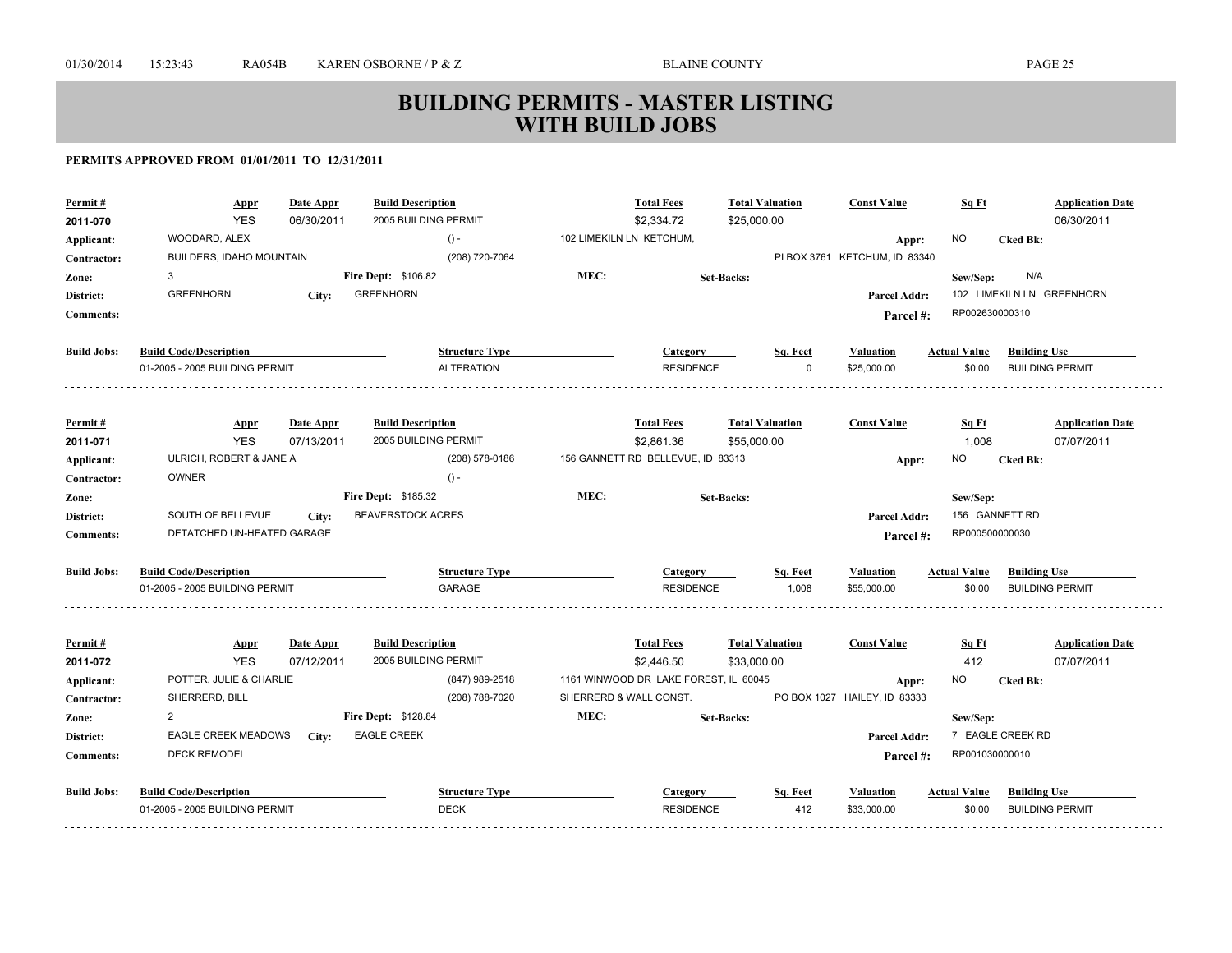# BUILDING PERMITS - MASTER LISTING WITH BUILD JOBS

**PERMITS APPROVED FROM 01/01/2011 TO 12/31/2011**

| Permit # | Appr | Date Appr | Build Description | Total Fees | Total Valuation | Const Value | Sq Ft | Application Date |
|---|---|---|---|---|---|---|---|---|
| 2011-070 | YES | 06/30/2011 | 2005 BUILDING PERMIT | $2,334.72 | $25,000.00 | | | 06/30/2011 |

**Applicant:** WOODARD, ALEX — () - — 102 LIMEKILN LN KETCHUM, — **Appr:** NO **Cked Bk:**
**Contractor:** BUILDERS, IDAHO MOUNTAIN — (208) 720-7064 — PI BOX 3761 KETCHUM, ID 83340
**Zone:** 3 — **Fire Dept:** $106.82 — **MEC:** — **Set-Backs:** — **Sew/Sep:** N/A
**District:** GREENHORN — **City:** GREENHORN — **Parcel Addr:** 102 LIMEKILN LN GREENHORN
**Comments:** — **Parcel #:** RP002630000310

| Build Jobs: Build Code/Description | Structure Type | Category | Sq. Feet | Valuation | Actual Value | Building Use |
|---|---|---|---|---|---|---|
| 01-2005 - 2005 BUILDING PERMIT | ALTERATION | RESIDENCE | 0 | $25,000.00 | $0.00 | BUILDING PERMIT |

---

| Permit # | Appr | Date Appr | Build Description | Total Fees | Total Valuation | Const Value | Sq Ft | Application Date |
|---|---|---|---|---|---|---|---|---|
| 2011-071 | YES | 07/13/2011 | 2005 BUILDING PERMIT | $2,861.36 | $55,000.00 | | 1,008 | 07/07/2011 |

**Applicant:** ULRICH, ROBERT & JANE A — (208) 578-0186 — 156 GANNETT RD BELLEVUE, ID 83313 — **Appr:** NO **Cked Bk:**
**Contractor:** OWNER — () -
**Zone:** — **Fire Dept:** $185.32 — **MEC:** — **Set-Backs:** — **Sew/Sep:**
**District:** SOUTH OF BELLEVUE — **City:** BEAVERSTOCK ACRES — **Parcel Addr:** 156 GANNETT RD
**Comments:** DETATCHED UN-HEATED GARAGE — **Parcel #:** RP000500000030

| Build Jobs: Build Code/Description | Structure Type | Category | Sq. Feet | Valuation | Actual Value | Building Use |
|---|---|---|---|---|---|---|
| 01-2005 - 2005 BUILDING PERMIT | GARAGE | RESIDENCE | 1,008 | $55,000.00 | $0.00 | BUILDING PERMIT |

---

| Permit # | Appr | Date Appr | Build Description | Total Fees | Total Valuation | Const Value | Sq Ft | Application Date |
|---|---|---|---|---|---|---|---|---|
| 2011-072 | YES | 07/12/2011 | 2005 BUILDING PERMIT | $2,446.50 | $33,000.00 | | 412 | 07/07/2011 |

**Applicant:** POTTER, JULIE & CHARLIE — (847) 989-2518 — 1161 WINWOOD DR LAKE FOREST, IL 60045 — **Appr:** NO **Cked Bk:**
**Contractor:** SHERRERD, BILL — (208) 788-7020 — SHERRERD & WALL CONST. — PO BOX 1027 HAILEY, ID 83333
**Zone:** 2 — **Fire Dept:** $128.84 — **MEC:** — **Set-Backs:** — **Sew/Sep:**
**District:** EAGLE CREEK MEADOWS — **City:** EAGLE CREEK — **Parcel Addr:** 7 EAGLE CREEK RD
**Comments:** DECK REMODEL — **Parcel #:** RP001030000010

| Build Jobs: Build Code/Description | Structure Type | Category | Sq. Feet | Valuation | Actual Value | Building Use |
|---|---|---|---|---|---|---|
| 01-2005 - 2005 BUILDING PERMIT | DECK | RESIDENCE | 412 | $33,000.00 | $0.00 | BUILDING PERMIT |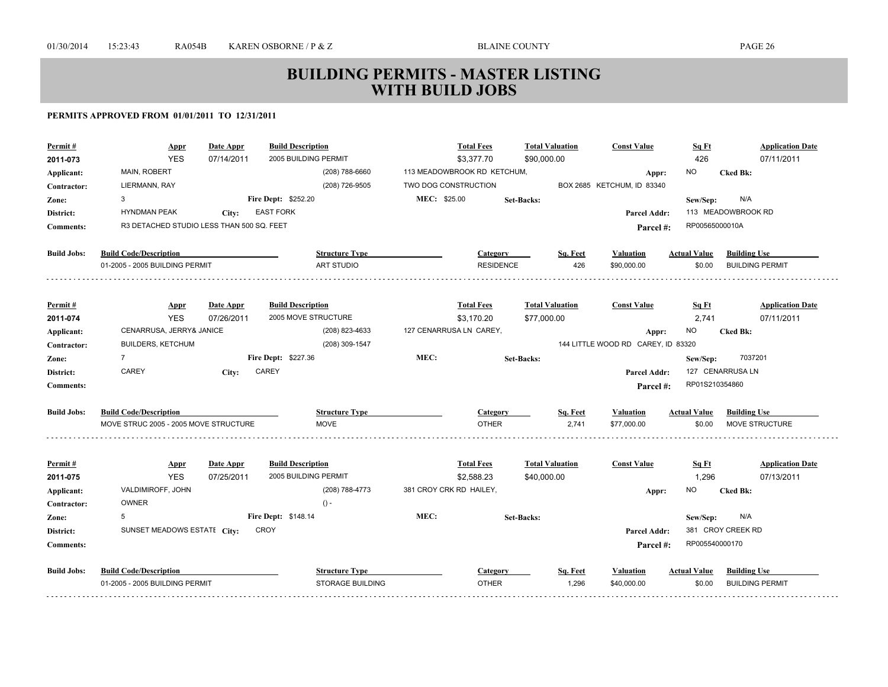# BUILDING PERMITS - MASTER LISTING WITH BUILD JOBS

**PERMITS APPROVED FROM 01/01/2011 TO 12/31/2011**

| Permit # | Appr | Date Appr | Build Description | Total Fees | Total Valuation | Const Value | Sq Ft | Application Date |
|---|---|---|---|---|---|---|---|---|
| 2011-073 | YES | 07/14/2011 | 2005 BUILDING PERMIT | $3,377.70 | $90,000.00 | | 426 | 07/11/2011 |

**Applicant:** MAIN, ROBERT — (208) 788-6660 — 113 MEADOWBROOK RD KETCHUM, — **Appr:** NO **Cked Bk:**

**Contractor:** LIERMANN, RAY — (208) 726-9505 — TWO DOG CONSTRUCTION — BOX 2685 KETCHUM, ID 83340

**Zone:** 3 — **Fire Dept:** $252.20 — **MEC:** $25.00 — **Set-Backs:** — **Sew/Sep:** N/A

**District:** HYNDMAN PEAK — **City:** EAST FORK — **Parcel Addr:** 113 MEADOWBROOK RD

**Comments:** R3 DETACHED STUDIO LESS THAN 500 SQ. FEET — **Parcel #:** RP00565000010A

| Build Jobs: Build Code/Description | Structure Type | Category | Sq. Feet | Valuation | Actual Value | Building Use |
|---|---|---|---|---|---|---|
| 01-2005 - 2005 BUILDING PERMIT | ART STUDIO | RESIDENCE | 426 | $90,000.00 | $0.00 | BUILDING PERMIT |

---

| Permit # | Appr | Date Appr | Build Description | Total Fees | Total Valuation | Const Value | Sq Ft | Application Date |
|---|---|---|---|---|---|---|---|---|
| 2011-074 | YES | 07/26/2011 | 2005 MOVE STRUCTURE | $3,170.20 | $77,000.00 | | 2,741 | 07/11/2011 |

**Applicant:** CENARRUSA, JERRY& JANICE — (208) 823-4633 — 127 CENARRUSA LN CAREY, — **Appr:** NO **Cked Bk:**

**Contractor:** BUILDERS, KETCHUM — (208) 309-1547 — 144 LITTLE WOOD RD CAREY, ID 83320

**Zone:** 7 — **Fire Dept:** $227.36 — **MEC:** — **Set-Backs:** — **Sew/Sep:** 7037201

**District:** CAREY — **City:** CAREY — **Parcel Addr:** 127 CENARRUSA LN

**Comments:** — **Parcel #:** RP01S210354860

| Build Jobs: Build Code/Description | Structure Type | Category | Sq. Feet | Valuation | Actual Value | Building Use |
|---|---|---|---|---|---|---|
| MOVE STRUC 2005 - 2005 MOVE STRUCTURE | MOVE | OTHER | 2,741 | $77,000.00 | $0.00 | MOVE STRUCTURE |

---

| Permit # | Appr | Date Appr | Build Description | Total Fees | Total Valuation | Const Value | Sq Ft | Application Date |
|---|---|---|---|---|---|---|---|---|
| 2011-075 | YES | 07/25/2011 | 2005 BUILDING PERMIT | $2,588.23 | $40,000.00 | | 1,296 | 07/13/2011 |

**Applicant:** VALDIMIROFF, JOHN — (208) 788-4773 — 381 CROY CRK RD HAILEY, — **Appr:** NO **Cked Bk:**

**Contractor:** OWNER — () -

**Zone:** 5 — **Fire Dept:** $148.14 — **MEC:** — **Set-Backs:** — **Sew/Sep:** N/A

**District:** SUNSET MEADOWS ESTATE — **City:** CROY — **Parcel Addr:** 381 CROY CREEK RD

**Comments:** — **Parcel #:** RP005540000170

| Build Jobs: Build Code/Description | Structure Type | Category | Sq. Feet | Valuation | Actual Value | Building Use |
|---|---|---|---|---|---|---|
| 01-2005 - 2005 BUILDING PERMIT | STORAGE BUILDING | OTHER | 1,296 | $40,000.00 | $0.00 | BUILDING PERMIT |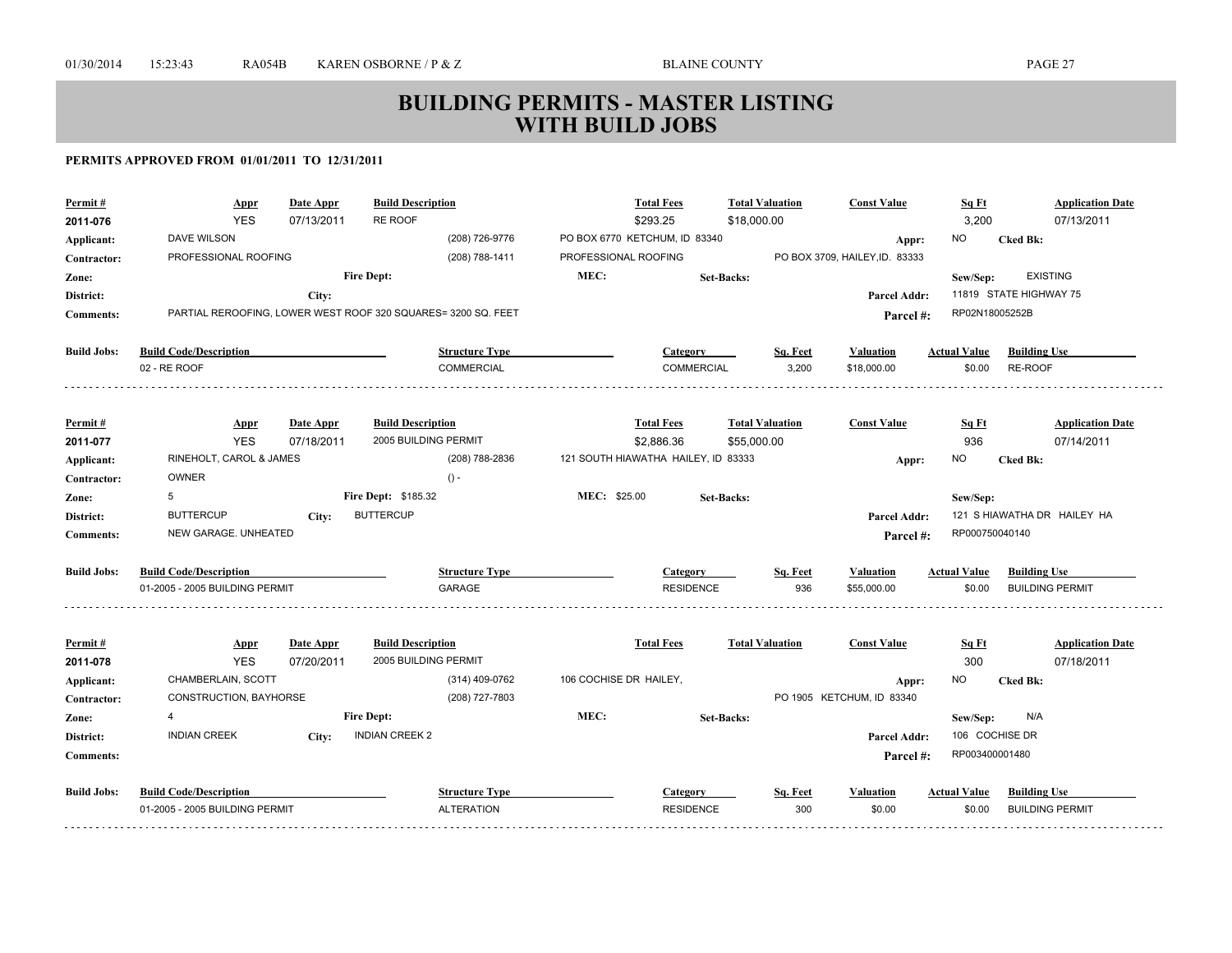# BUILDING PERMITS - MASTER LISTING WITH BUILD JOBS

**PERMITS APPROVED FROM 01/01/2011 TO 12/31/2011**

| Permit # | Appr | Date Appr | Build Description | Total Fees | Total Valuation | Const Value | Sq Ft | Application Date |
|---|---|---|---|---|---|---|---|---|
| 2011-076 | YES | 07/13/2011 | RE ROOF | $293.25 | $18,000.00 | | 3,200 | 07/13/2011 |

- **Applicant:** DAVE WILSON — (208) 726-9776 — PO BOX 6770 KETCHUM, ID 83340 — **Appr:** NO — **Cked Bk:**
- **Contractor:** PROFESSIONAL ROOFING — (208) 788-1411 — PROFESSIONAL ROOFING — PO BOX 3709, HAILEY,ID. 83333
- **Zone:** — **Fire Dept:** — **MEC:** — **Set-Backs:** — **Sew/Sep:** EXISTING
- **District:** — **City:** — **Parcel Addr:** 11819 STATE HIGHWAY 75
- **Comments:** PARTIAL REROOFING, LOWER WEST ROOF 320 SQUARES= 3200 SQ. FEET — **Parcel #:** RP02N18005252B

**Build Jobs:**

| Build Code/Description | Structure Type | Category | Sq. Feet | Valuation | Actual Value | Building Use |
|---|---|---|---|---|---|---|
| 02 - RE ROOF | COMMERCIAL | COMMERCIAL | 3,200 | $18,000.00 | $0.00 | RE-ROOF |

| Permit # | Appr | Date Appr | Build Description | Total Fees | Total Valuation | Const Value | Sq Ft | Application Date |
|---|---|---|---|---|---|---|---|---|
| 2011-077 | YES | 07/18/2011 | 2005 BUILDING PERMIT | $2,886.36 | $55,000.00 | | 936 | 07/14/2011 |

- **Applicant:** RINEHOLT, CAROL & JAMES — (208) 788-2836 — 121 SOUTH HIAWATHA HAILEY, ID 83333 — **Appr:** NO — **Cked Bk:**
- **Contractor:** OWNER — () -
- **Zone:** 5 — **Fire Dept:** $185.32 — **MEC:** $25.00 — **Set-Backs:** — **Sew/Sep:**
- **District:** BUTTERCUP — **City:** BUTTERCUP — **Parcel Addr:** 121 S HIAWATHA DR HAILEY HA
- **Comments:** NEW GARAGE. UNHEATED — **Parcel #:** RP000750040140

**Build Jobs:**

| Build Code/Description | Structure Type | Category | Sq. Feet | Valuation | Actual Value | Building Use |
|---|---|---|---|---|---|---|
| 01-2005 - 2005 BUILDING PERMIT | GARAGE | RESIDENCE | 936 | $55,000.00 | $0.00 | BUILDING PERMIT |

| Permit # | Appr | Date Appr | Build Description | Total Fees | Total Valuation | Const Value | Sq Ft | Application Date |
|---|---|---|---|---|---|---|---|---|
| 2011-078 | YES | 07/20/2011 | 2005 BUILDING PERMIT | | | | 300 | 07/18/2011 |

- **Applicant:** CHAMBERLAIN, SCOTT — (314) 409-0762 — 106 COCHISE DR HAILEY, — **Appr:** NO — **Cked Bk:**
- **Contractor:** CONSTRUCTION, BAYHORSE — (208) 727-7803 — PO 1905 KETCHUM, ID 83340
- **Zone:** 4 — **Fire Dept:** — **MEC:** — **Set-Backs:** — **Sew/Sep:** N/A
- **District:** INDIAN CREEK — **City:** INDIAN CREEK 2 — **Parcel Addr:** 106 COCHISE DR
- **Comments:** — **Parcel #:** RP003400001480

**Build Jobs:**

| Build Code/Description | Structure Type | Category | Sq. Feet | Valuation | Actual Value | Building Use |
|---|---|---|---|---|---|---|
| 01-2005 - 2005 BUILDING PERMIT | ALTERATION | RESIDENCE | 300 | $0.00 | $0.00 | BUILDING PERMIT |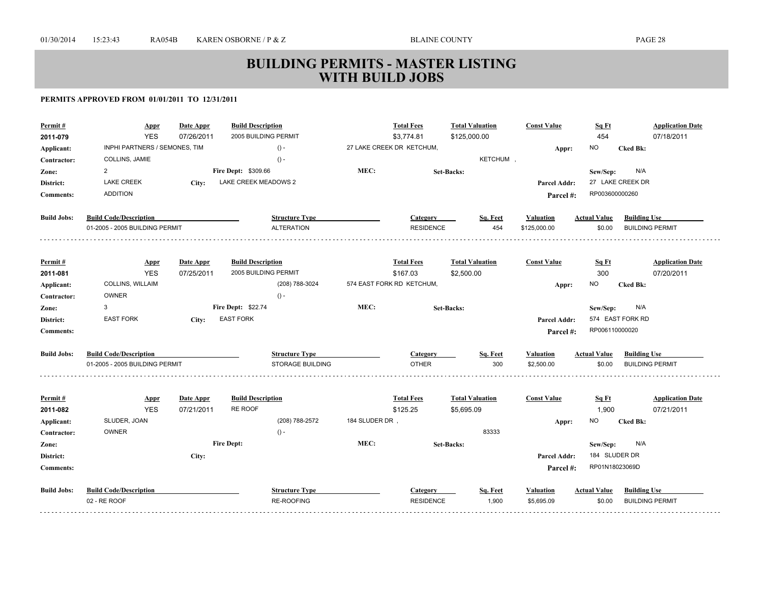# BUILDING PERMITS - MASTER LISTING WITH BUILD JOBS

**PERMITS APPROVED FROM 01/01/2011 TO 12/31/2011**

| Permit # | Appr | Date Appr | Build Description | Total Fees | Total Valuation | Const Value | Sq Ft | Application Date |
|---|---|---|---|---|---|---|---|---|
| 2011-079 | YES | 07/26/2011 | 2005 BUILDING PERMIT | $3,774.81 | $125,000.00 | | 454 | 07/18/2011 |

**Applicant:** INPHI PARTNERS / SEMONES, TIM () - 27 LAKE CREEK DR KETCHUM, **Appr:** NO **Cked Bk:**
**Contractor:** COLLINS, JAMIE () - KETCHUM ,
**Zone:** 2 **Fire Dept:** $309.66 **MEC:** **Set-Backs:** **Sew/Sep:** N/A
**District:** LAKE CREEK **City:** LAKE CREEK MEADOWS 2 **Parcel Addr:** 27 LAKE CREEK DR
**Comments:** ADDITION **Parcel #:** RP003600000260

| Build Jobs: Build Code/Description | Structure Type | Category | Sq. Feet | Valuation | Actual Value | Building Use |
|---|---|---|---|---|---|---|
| 01-2005 - 2005 BUILDING PERMIT | ALTERATION | RESIDENCE | 454 | $125,000.00 | $0.00 | BUILDING PERMIT |

| Permit # | Appr | Date Appr | Build Description | Total Fees | Total Valuation | Const Value | Sq Ft | Application Date |
|---|---|---|---|---|---|---|---|---|
| 2011-081 | YES | 07/25/2011 | 2005 BUILDING PERMIT | $167.03 | $2,500.00 | | 300 | 07/20/2011 |

**Applicant:** COLLINS, WILLAIM (208) 788-3024 574 EAST FORK RD KETCHUM, **Appr:** NO **Cked Bk:**
**Contractor:** OWNER () -
**Zone:** 3 **Fire Dept:** $22.74 **MEC:** **Set-Backs:** **Sew/Sep:** N/A
**District:** EAST FORK **City:** EAST FORK **Parcel Addr:** 574 EAST FORK RD
**Comments:** **Parcel #:** RP006110000020

| Build Jobs: Build Code/Description | Structure Type | Category | Sq. Feet | Valuation | Actual Value | Building Use |
|---|---|---|---|---|---|---|
| 01-2005 - 2005 BUILDING PERMIT | STORAGE BUILDING | OTHER | 300 | $2,500.00 | $0.00 | BUILDING PERMIT |

| Permit # | Appr | Date Appr | Build Description | Total Fees | Total Valuation | Const Value | Sq Ft | Application Date |
|---|---|---|---|---|---|---|---|---|
| 2011-082 | YES | 07/21/2011 | RE ROOF | $125.25 | $5,695.09 | | 1,900 | 07/21/2011 |

**Applicant:** SLUDER, JOAN (208) 788-2572 184 SLUDER DR , **Appr:** NO **Cked Bk:**
**Contractor:** OWNER () - 83333
**Zone:** **Fire Dept:** **MEC:** **Set-Backs:** **Sew/Sep:** N/A
**District:** **City:** **Parcel Addr:** 184 SLUDER DR
**Comments:** **Parcel #:** RP01N18023069D

| Build Jobs: Build Code/Description | Structure Type | Category | Sq. Feet | Valuation | Actual Value | Building Use |
|---|---|---|---|---|---|---|
| 02 - RE ROOF | RE-ROOFING | RESIDENCE | 1,900 | $5,695.09 | $0.00 | BUILDING PERMIT |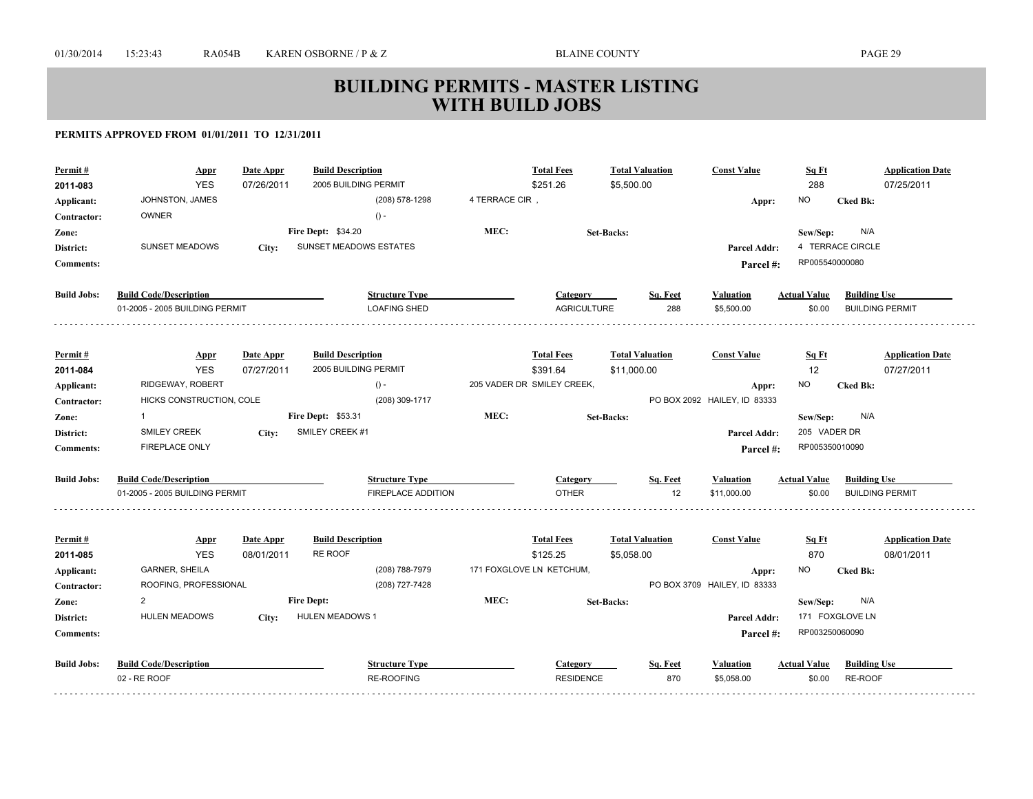# BUILDING PERMITS - MASTER LISTING WITH BUILD JOBS

**PERMITS APPROVED FROM 01/01/2011 TO 12/31/2011**

| Permit # | Appr | Date Appr | Build Description | Total Fees | Total Valuation | Const Value | Sq Ft | Application Date |
|---|---|---|---|---|---|---|---|---|
| 2011-083 | YES | 07/26/2011 | 2005 BUILDING PERMIT | $251.26 | $5,500.00 | | 288 | 07/25/2011 |

**Applicant:** JOHNSTON, JAMES (208) 578-1298 4 TERRACE CIR , **Appr:** NO **Cked Bk:**
**Contractor:** OWNER () -
**Zone:** **Fire Dept:** $34.20 **MEC:** **Set-Backs:** **Sew/Sep:** N/A
**District:** SUNSET MEADOWS **City:** SUNSET MEADOWS ESTATES **Parcel Addr:** 4 TERRACE CIRCLE
**Comments:** **Parcel #:** RP005540000080

| Build Jobs: Build Code/Description | Structure Type | Category | Sq. Feet | Valuation | Actual Value | Building Use |
|---|---|---|---|---|---|---|
| 01-2005 - 2005 BUILDING PERMIT | LOAFING SHED | AGRICULTURE | 288 | $5,500.00 | $0.00 | BUILDING PERMIT |

---

| Permit # | Appr | Date Appr | Build Description | Total Fees | Total Valuation | Const Value | Sq Ft | Application Date |
|---|---|---|---|---|---|---|---|---|
| 2011-084 | YES | 07/27/2011 | 2005 BUILDING PERMIT | $391.64 | $11,000.00 | | 12 | 07/27/2011 |

**Applicant:** RIDGEWAY, ROBERT () - 205 VADER DR SMILEY CREEK, **Appr:** NO **Cked Bk:**
**Contractor:** HICKS CONSTRUCTION, COLE (208) 309-1717 PO BOX 2092 HAILEY, ID 83333
**Zone:** 1 **Fire Dept:** $53.31 **MEC:** **Set-Backs:** **Sew/Sep:** N/A
**District:** SMILEY CREEK **City:** SMILEY CREEK #1 **Parcel Addr:** 205 VADER DR
**Comments:** FIREPLACE ONLY **Parcel #:** RP005350010090

| Build Jobs: Build Code/Description | Structure Type | Category | Sq. Feet | Valuation | Actual Value | Building Use |
|---|---|---|---|---|---|---|
| 01-2005 - 2005 BUILDING PERMIT | FIREPLACE ADDITION | OTHER | 12 | $11,000.00 | $0.00 | BUILDING PERMIT |

---

| Permit # | Appr | Date Appr | Build Description | Total Fees | Total Valuation | Const Value | Sq Ft | Application Date |
|---|---|---|---|---|---|---|---|---|
| 2011-085 | YES | 08/01/2011 | RE ROOF | $125.25 | $5,058.00 | | 870 | 08/01/2011 |

**Applicant:** GARNER, SHEILA (208) 788-7979 171 FOXGLOVE LN KETCHUM, **Appr:** NO **Cked Bk:**
**Contractor:** ROOFING, PROFESSIONAL (208) 727-7428 PO BOX 3709 HAILEY, ID 83333
**Zone:** 2 **Fire Dept:** **MEC:** **Set-Backs:** **Sew/Sep:** N/A
**District:** HULEN MEADOWS **City:** HULEN MEADOWS 1 **Parcel Addr:** 171 FOXGLOVE LN
**Comments:** **Parcel #:** RP003250060090

| Build Jobs: Build Code/Description | Structure Type | Category | Sq. Feet | Valuation | Actual Value | Building Use |
|---|---|---|---|---|---|---|
| 02 - RE ROOF | RE-ROOFING | RESIDENCE | 870 | $5,058.00 | $0.00 | RE-ROOF |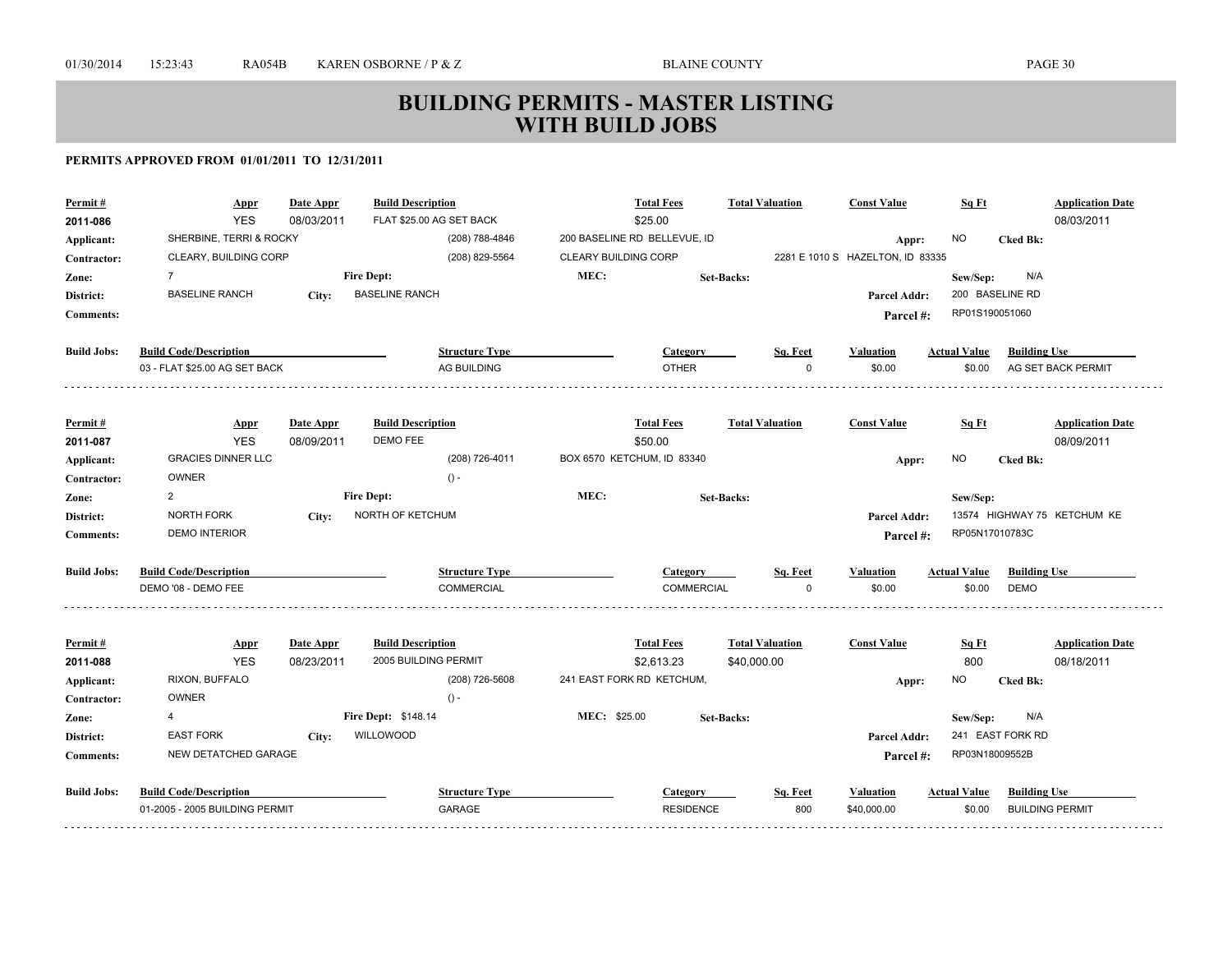# BUILDING PERMITS - MASTER LISTING WITH BUILD JOBS

**PERMITS APPROVED FROM 01/01/2011 TO 12/31/2011**

| Permit # | Appr | Date Appr | Build Description | Total Fees | Total Valuation | Const Value | Sq Ft | Application Date |
|---|---|---|---|---|---|---|---|---|
| 2011-086 | YES | 08/03/2011 | FLAT $25.00 AG SET BACK | $25.00 | | | | 08/03/2011 |

**Applicant:** SHERBINE, TERRI & ROCKY (208) 788-4846 200 BASELINE RD BELLEVUE, ID **Appr:** NO **Cked Bk:**
**Contractor:** CLEARY, BUILDING CORP (208) 829-5564 CLEARY BUILDING CORP 2281 E 1010 S HAZELTON, ID 83335
**Zone:** 7 **Fire Dept:** **MEC:** **Set-Backs:** **Sew/Sep:** N/A
**District:** BASELINE RANCH **City:** BASELINE RANCH **Parcel Addr:** 200 BASELINE RD
**Comments:** **Parcel #:** RP01S190051060

| Build Jobs: Build Code/Description | Structure Type | Category | Sq. Feet | Valuation | Actual Value | Building Use |
|---|---|---|---|---|---|---|
| 03 - FLAT $25.00 AG SET BACK | AG BUILDING | OTHER | 0 | $0.00 | $0.00 | AG SET BACK PERMIT |

| Permit # | Appr | Date Appr | Build Description | Total Fees | Total Valuation | Const Value | Sq Ft | Application Date |
|---|---|---|---|---|---|---|---|---|
| 2011-087 | YES | 08/09/2011 | DEMO FEE | $50.00 | | | | 08/09/2011 |

**Applicant:** GRACIES DINNER LLC (208) 726-4011 BOX 6570 KETCHUM, ID 83340 **Appr:** NO **Cked Bk:**
**Contractor:** OWNER () -
**Zone:** 2 **Fire Dept:** **MEC:** **Set-Backs:** **Sew/Sep:**
**District:** NORTH FORK **City:** NORTH OF KETCHUM **Parcel Addr:** 13574 HIGHWAY 75 KETCHUM KE
**Comments:** DEMO INTERIOR **Parcel #:** RP05N17010783C

| Build Jobs: Build Code/Description | Structure Type | Category | Sq. Feet | Valuation | Actual Value | Building Use |
|---|---|---|---|---|---|---|
| DEMO '08 - DEMO FEE | COMMERCIAL | COMMERCIAL | 0 | $0.00 | $0.00 | DEMO |

| Permit # | Appr | Date Appr | Build Description | Total Fees | Total Valuation | Const Value | Sq Ft | Application Date |
|---|---|---|---|---|---|---|---|---|
| 2011-088 | YES | 08/23/2011 | 2005 BUILDING PERMIT | $2,613.23 | $40,000.00 | | 800 | 08/18/2011 |

**Applicant:** RIXON, BUFFALO (208) 726-5608 241 EAST FORK RD KETCHUM, **Appr:** NO **Cked Bk:**
**Contractor:** OWNER () -
**Zone:** 4 **Fire Dept:** $148.14 **MEC:** $25.00 **Set-Backs:** **Sew/Sep:** N/A
**District:** EAST FORK **City:** WILLOWOOD **Parcel Addr:** 241 EAST FORK RD
**Comments:** NEW DETATCHED GARAGE **Parcel #:** RP03N18009552B

| Build Jobs: Build Code/Description | Structure Type | Category | Sq. Feet | Valuation | Actual Value | Building Use |
|---|---|---|---|---|---|---|
| 01-2005 - 2005 BUILDING PERMIT | GARAGE | RESIDENCE | 800 | $40,000.00 | $0.00 | BUILDING PERMIT |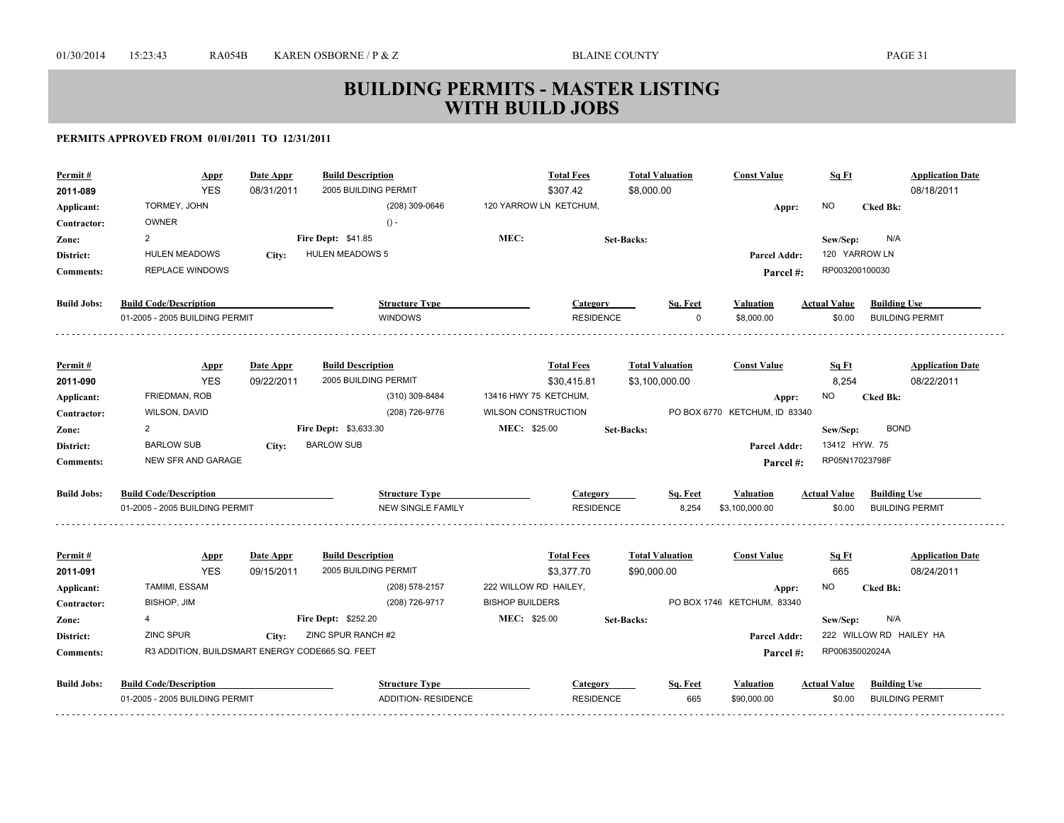# BUILDING PERMITS - MASTER LISTING WITH BUILD JOBS

**PERMITS APPROVED FROM 01/01/2011 TO 12/31/2011**

| Permit # | Appr | Date Appr | Build Description | Total Fees | Total Valuation | Const Value | Sq Ft | Application Date |
|---|---|---|---|---|---|---|---|---|
| 2011-089 | YES | 08/31/2011 | 2005 BUILDING PERMIT | $307.42 | $8,000.00 | | | 08/18/2011 |

- **Applicant:** TORMEY, JOHN — (208) 309-0646 — 120 YARROW LN KETCHUM, — **Appr:** NO — **Cked Bk:**
- **Contractor:** OWNER — () -
- **Zone:** 2 — **Fire Dept:** $41.85 — **MEC:** — **Set-Backs:** — **Sew/Sep:** N/A
- **District:** HULEN MEADOWS — **City:** HULEN MEADOWS 5 — **Parcel Addr:** 120 YARROW LN
- **Comments:** REPLACE WINDOWS — **Parcel #:** RP003200100030

| Build Jobs: | Build Code/Description | Structure Type | Category | Sq. Feet | Valuation | Actual Value | Building Use |
|---|---|---|---|---|---|---|---|
| | 01-2005 - 2005 BUILDING PERMIT | WINDOWS | RESIDENCE | 0 | $8,000.00 | $0.00 | BUILDING PERMIT |

---

| Permit # | Appr | Date Appr | Build Description | Total Fees | Total Valuation | Const Value | Sq Ft | Application Date |
|---|---|---|---|---|---|---|---|---|
| 2011-090 | YES | 09/22/2011 | 2005 BUILDING PERMIT | $30,415.81 | $3,100,000.00 | | 8,254 | 08/22/2011 |

- **Applicant:** FRIEDMAN, ROB — (310) 309-8484 — 13416 HWY 75 KETCHUM, — **Appr:** NO — **Cked Bk:**
- **Contractor:** WILSON, DAVID — (208) 726-9776 — WILSON CONSTRUCTION — PO BOX 6770 KETCHUM, ID 83340
- **Zone:** 2 — **Fire Dept:** $3,633.30 — **MEC:** $25.00 — **Set-Backs:** — **Sew/Sep:** BOND
- **District:** BARLOW SUB — **City:** BARLOW SUB — **Parcel Addr:** 13412 HYW. 75
- **Comments:** NEW SFR AND GARAGE — **Parcel #:** RP05N17023798F

| Build Jobs: | Build Code/Description | Structure Type | Category | Sq. Feet | Valuation | Actual Value | Building Use |
|---|---|---|---|---|---|---|---|
| | 01-2005 - 2005 BUILDING PERMIT | NEW SINGLE FAMILY | RESIDENCE | 8,254 | $3,100,000.00 | $0.00 | BUILDING PERMIT |

---

| Permit # | Appr | Date Appr | Build Description | Total Fees | Total Valuation | Const Value | Sq Ft | Application Date |
|---|---|---|---|---|---|---|---|---|
| 2011-091 | YES | 09/15/2011 | 2005 BUILDING PERMIT | $3,377.70 | $90,000.00 | | 665 | 08/24/2011 |

- **Applicant:** TAMIMI, ESSAM — (208) 578-2157 — 222 WILLOW RD HAILEY, — **Appr:** NO — **Cked Bk:**
- **Contractor:** BISHOP, JIM — (208) 726-9717 — BISHOP BUILDERS — PO BOX 1746 KETCHUM, 83340
- **Zone:** 4 — **Fire Dept:** $252.20 — **MEC:** $25.00 — **Set-Backs:** — **Sew/Sep:** N/A
- **District:** ZINC SPUR — **City:** ZINC SPUR RANCH #2 — **Parcel Addr:** 222 WILLOW RD HAILEY HA
- **Comments:** R3 ADDITION, BUILDSMART ENERGY CODE665 SQ. FEET — **Parcel #:** RP00635002024A

| Build Jobs: | Build Code/Description | Structure Type | Category | Sq. Feet | Valuation | Actual Value | Building Use |
|---|---|---|---|---|---|---|---|
| | 01-2005 - 2005 BUILDING PERMIT | ADDITION- RESIDENCE | RESIDENCE | 665 | $90,000.00 | $0.00 | BUILDING PERMIT |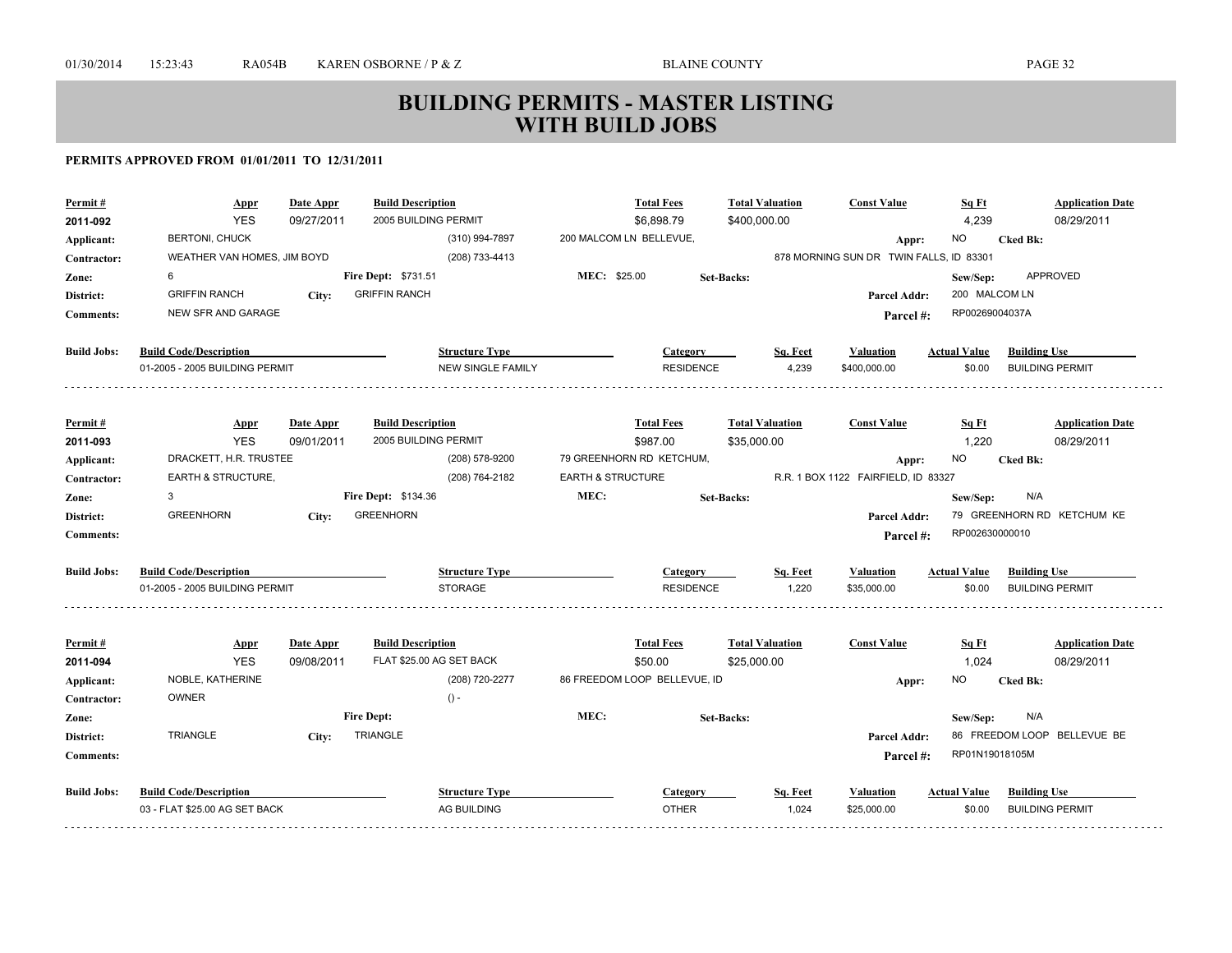# BUILDING PERMITS - MASTER LISTING WITH BUILD JOBS

**PERMITS APPROVED FROM 01/01/2011 TO 12/31/2011**

| Permit # | Appr | Date Appr | Build Description | Total Fees | Total Valuation | Const Value | Sq Ft | Application Date |
|---|---|---|---|---|---|---|---|---|
| 2011-092 | YES | 09/27/2011 | 2005 BUILDING PERMIT | $6,898.79 | $400,000.00 | | 4,239 | 08/29/2011 |

- **Applicant:** BERTONI, CHUCK — (310) 994-7897 — 200 MALCOM LN BELLEVUE, — **Appr:** NO **Cked Bk:**
- **Contractor:** WEATHER VAN HOMES, JIM BOYD — (208) 733-4413 — 878 MORNING SUN DR TWIN FALLS, ID 83301
- **Zone:** 6 — **Fire Dept:** $731.51 — **MEC:** $25.00 — **Set-Backs:** — **Sew/Sep:** APPROVED
- **District:** GRIFFIN RANCH — **City:** GRIFFIN RANCH — **Parcel Addr:** 200 MALCOM LN
- **Comments:** NEW SFR AND GARAGE — **Parcel #:** RP00269004037A

| Build Jobs: Build Code/Description | Structure Type | Category | Sq. Feet | Valuation | Actual Value | Building Use |
|---|---|---|---|---|---|---|
| 01-2005 - 2005 BUILDING PERMIT | NEW SINGLE FAMILY | RESIDENCE | 4,239 | $400,000.00 | $0.00 | BUILDING PERMIT |

---

| Permit # | Appr | Date Appr | Build Description | Total Fees | Total Valuation | Const Value | Sq Ft | Application Date |
|---|---|---|---|---|---|---|---|---|
| 2011-093 | YES | 09/01/2011 | 2005 BUILDING PERMIT | $987.00 | $35,000.00 | | 1,220 | 08/29/2011 |

- **Applicant:** DRACKETT, H.R. TRUSTEE — (208) 578-9200 — 79 GREENHORN RD KETCHUM, — **Appr:** NO **Cked Bk:**
- **Contractor:** EARTH & STRUCTURE, — (208) 764-2182 — EARTH & STRUCTURE — R.R. 1 BOX 1122 FAIRFIELD, ID 83327
- **Zone:** 3 — **Fire Dept:** $134.36 — **MEC:** — **Set-Backs:** — **Sew/Sep:** N/A
- **District:** GREENHORN — **City:** GREENHORN — **Parcel Addr:** 79 GREENHORN RD KETCHUM KE
- **Comments:** — **Parcel #:** RP002630000010

| Build Jobs: Build Code/Description | Structure Type | Category | Sq. Feet | Valuation | Actual Value | Building Use |
|---|---|---|---|---|---|---|
| 01-2005 - 2005 BUILDING PERMIT | STORAGE | RESIDENCE | 1,220 | $35,000.00 | $0.00 | BUILDING PERMIT |

---

| Permit # | Appr | Date Appr | Build Description | Total Fees | Total Valuation | Const Value | Sq Ft | Application Date |
|---|---|---|---|---|---|---|---|---|
| 2011-094 | YES | 09/08/2011 | FLAT $25.00 AG SET BACK | $50.00 | $25,000.00 | | 1,024 | 08/29/2011 |

- **Applicant:** NOBLE, KATHERINE — (208) 720-2277 — 86 FREEDOM LOOP BELLEVUE, ID — **Appr:** NO **Cked Bk:**
- **Contractor:** OWNER — () -
- **Zone:** — **Fire Dept:** — **MEC:** — **Set-Backs:** — **Sew/Sep:** N/A
- **District:** TRIANGLE — **City:** TRIANGLE — **Parcel Addr:** 86 FREEDOM LOOP BELLEVUE BE
- **Comments:** — **Parcel #:** RP01N19018105M

| Build Jobs: Build Code/Description | Structure Type | Category | Sq. Feet | Valuation | Actual Value | Building Use |
|---|---|---|---|---|---|---|
| 03 - FLAT $25.00 AG SET BACK | AG BUILDING | OTHER | 1,024 | $25,000.00 | $0.00 | BUILDING PERMIT |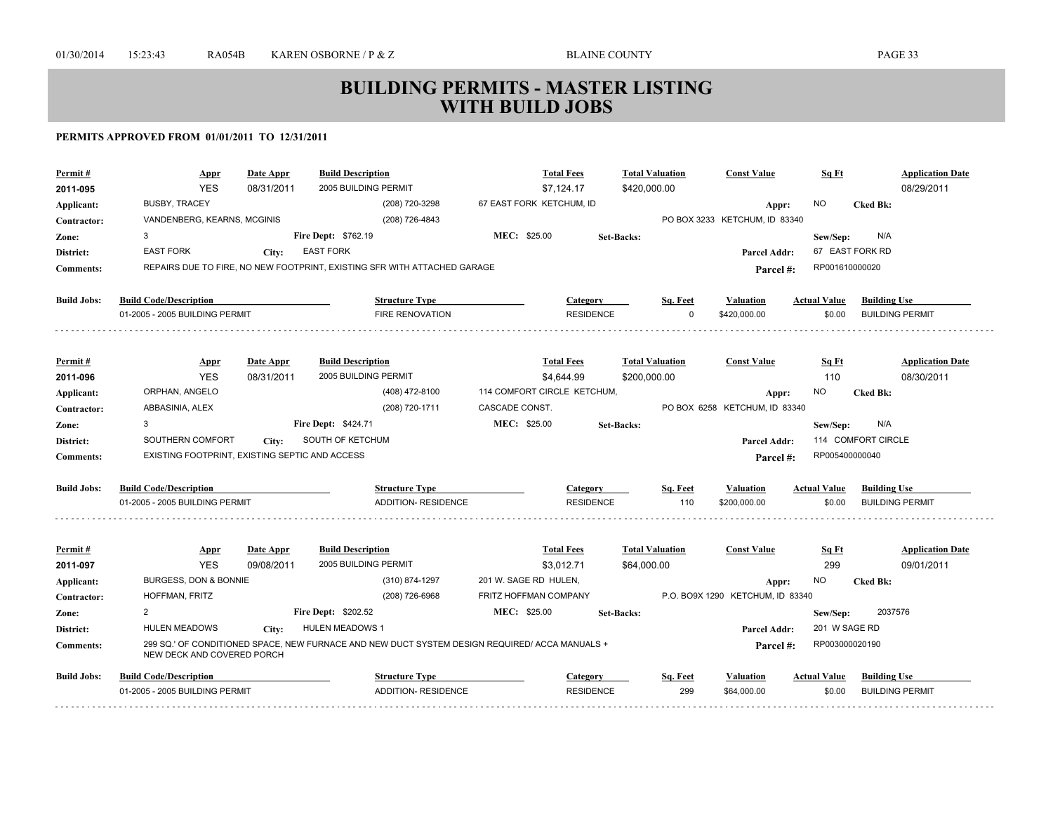# BUILDING PERMITS - MASTER LISTING
# WITH BUILD JOBS

**PERMITS APPROVED FROM 01/01/2011 TO 12/31/2011**

| Permit # | Appr | Date Appr | Build Description | Total Fees | Total Valuation | Const Value | Sq Ft | Application Date |
|---|---|---|---|---|---|---|---|---|
| 2011-095 | YES | 08/31/2011 | 2005 BUILDING PERMIT | $7,124.17 | $420,000.00 | | | 08/29/2011 |

**Applicant:** BUSBY, TRACEY (208) 720-3298 67 EAST FORK KETCHUM, ID **Appr:** NO **Cked Bk:**
**Contractor:** VANDENBERG, KEARNS, MCGINIS (208) 726-4843 PO BOX 3233 KETCHUM, ID 83340
**Zone:** 3 **Fire Dept:** $762.19 **MEC:** $25.00 **Set-Backs:** **Sew/Sep:** N/A
**District:** EAST FORK **City:** EAST FORK **Parcel Addr:** 67 EAST FORK RD
**Comments:** REPAIRS DUE TO FIRE, NO NEW FOOTPRINT, EXISTING SFR WITH ATTACHED GARAGE **Parcel #:** RP001610000020

| Build Jobs: Build Code/Description | Structure Type | Category | Sq. Feet | Valuation | Actual Value | Building Use |
|---|---|---|---|---|---|---|
| 01-2005 - 2005 BUILDING PERMIT | FIRE RENOVATION | RESIDENCE | 0 | $420,000.00 | $0.00 | BUILDING PERMIT |

---

| Permit # | Appr | Date Appr | Build Description | Total Fees | Total Valuation | Const Value | Sq Ft | Application Date |
|---|---|---|---|---|---|---|---|---|
| 2011-096 | YES | 08/31/2011 | 2005 BUILDING PERMIT | $4,644.99 | $200,000.00 | | 110 | 08/30/2011 |

**Applicant:** ORPHAN, ANGELO (408) 472-8100 114 COMFORT CIRCLE KETCHUM, **Appr:** NO **Cked Bk:**
**Contractor:** ABBASINIA, ALEX (208) 720-1711 CASCADE CONST. PO BOX 6258 KETCHUM, ID 83340
**Zone:** 3 **Fire Dept:** $424.71 **MEC:** $25.00 **Set-Backs:** **Sew/Sep:** N/A
**District:** SOUTHERN COMFORT **City:** SOUTH OF KETCHUM **Parcel Addr:** 114 COMFORT CIRCLE
**Comments:** EXISTING FOOTPRINT, EXISTING SEPTIC AND ACCESS **Parcel #:** RP005400000040

| Build Jobs: Build Code/Description | Structure Type | Category | Sq. Feet | Valuation | Actual Value | Building Use |
|---|---|---|---|---|---|---|
| 01-2005 - 2005 BUILDING PERMIT | ADDITION- RESIDENCE | RESIDENCE | 110 | $200,000.00 | $0.00 | BUILDING PERMIT |

---

| Permit # | Appr | Date Appr | Build Description | Total Fees | Total Valuation | Const Value | Sq Ft | Application Date |
|---|---|---|---|---|---|---|---|---|
| 2011-097 | YES | 09/08/2011 | 2005 BUILDING PERMIT | $3,012.71 | $64,000.00 | | 299 | 09/01/2011 |

**Applicant:** BURGESS, DON & BONNIE (310) 874-1297 201 W. SAGE RD HULEN, **Appr:** NO **Cked Bk:**
**Contractor:** HOFFMAN, FRITZ (208) 726-6968 FRITZ HOFFMAN COMPANY P.O. BO9X 1290 KETCHUM, ID 83340
**Zone:** 2 **Fire Dept:** $202.52 **MEC:** $25.00 **Set-Backs:** **Sew/Sep:** 2037576
**District:** HULEN MEADOWS **City:** HULEN MEADOWS 1 **Parcel Addr:** 201 W SAGE RD
**Comments:** 299 SQ.' OF CONDITIONED SPACE, NEW FURNACE AND NEW DUCT SYSTEM DESIGN REQUIRED/ ACCA MANUALS + NEW DECK AND COVERED PORCH **Parcel #:** RP003000020190

| Build Jobs: Build Code/Description | Structure Type | Category | Sq. Feet | Valuation | Actual Value | Building Use |
|---|---|---|---|---|---|---|
| 01-2005 - 2005 BUILDING PERMIT | ADDITION- RESIDENCE | RESIDENCE | 299 | $64,000.00 | $0.00 | BUILDING PERMIT |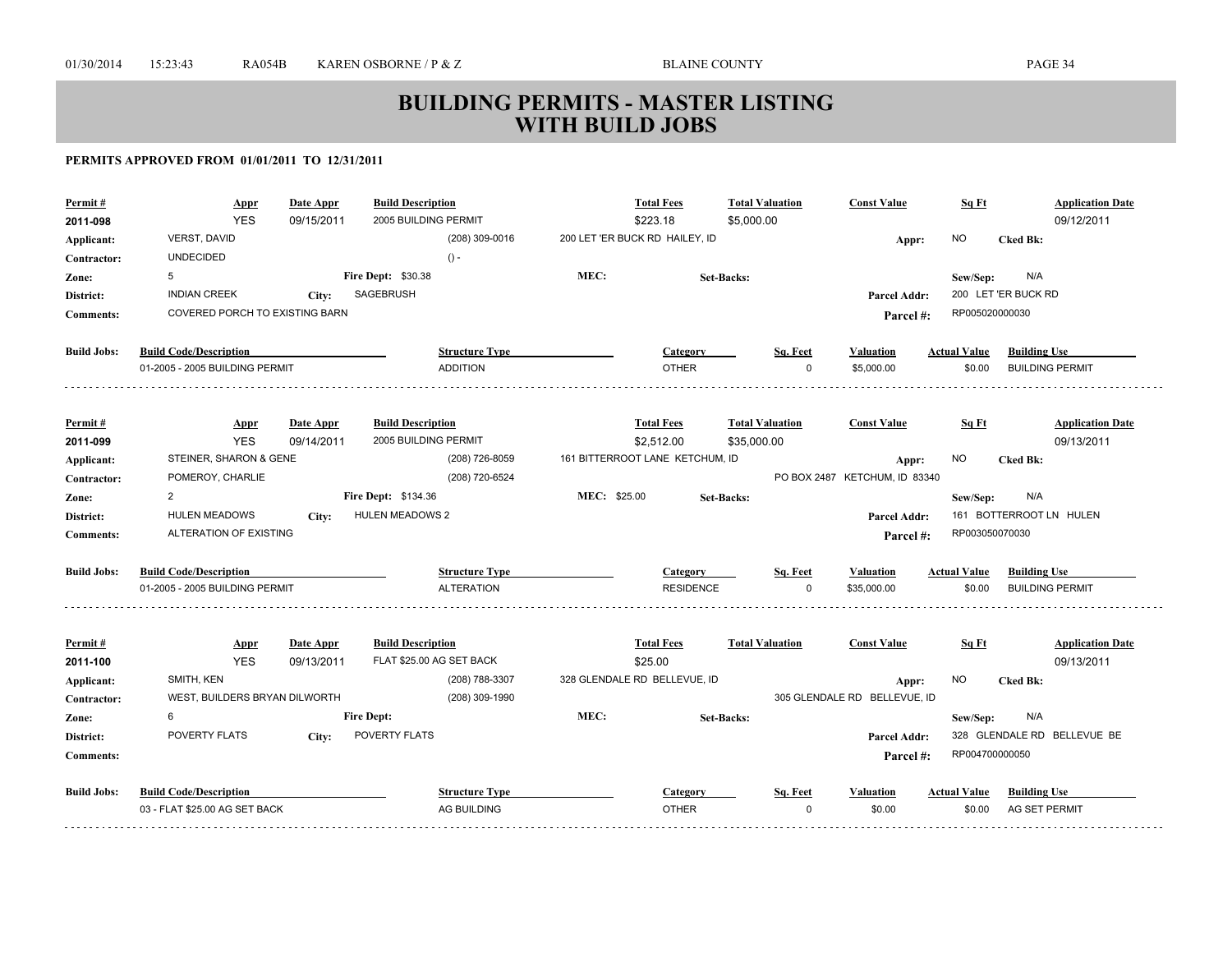# BUILDING PERMITS - MASTER LISTING WITH BUILD JOBS

**PERMITS APPROVED FROM 01/01/2011 TO 12/31/2011**

| Permit # | Appr | Date Appr | Build Description | Total Fees | Total Valuation | Const Value | Sq Ft | Application Date |
|---|---|---|---|---|---|---|---|---|
| 2011-098 | YES | 09/15/2011 | 2005 BUILDING PERMIT | $223.18 | $5,000.00 | | | 09/12/2011 |

- **Applicant:** VERST, DAVID — (208) 309-0016 — 200 LET 'ER BUCK RD HAILEY, ID — **Appr:** NO **Cked Bk:**
- **Contractor:** UNDECIDED — () -
- **Zone:** 5 — **Fire Dept:** $30.38 — **MEC:** — **Set-Backs:** — **Sew/Sep:** N/A
- **District:** INDIAN CREEK — **City:** SAGEBRUSH — **Parcel Addr:** 200 LET 'ER BUCK RD
- **Comments:** COVERED PORCH TO EXISTING BARN — **Parcel #:** RP005020000030

| Build Jobs: Build Code/Description | Structure Type | Category | Sq. Feet | Valuation | Actual Value | Building Use |
|---|---|---|---|---|---|---|
| 01-2005 - 2005 BUILDING PERMIT | ADDITION | OTHER | 0 | $5,000.00 | $0.00 | BUILDING PERMIT |

| Permit # | Appr | Date Appr | Build Description | Total Fees | Total Valuation | Const Value | Sq Ft | Application Date |
|---|---|---|---|---|---|---|---|---|
| 2011-099 | YES | 09/14/2011 | 2005 BUILDING PERMIT | $2,512.00 | $35,000.00 | | | 09/13/2011 |

- **Applicant:** STEINER, SHARON & GENE — (208) 726-8059 — 161 BITTERROOT LANE KETCHUM, ID — **Appr:** NO **Cked Bk:**
- **Contractor:** POMEROY, CHARLIE — (208) 720-6524 — PO BOX 2487 KETCHUM, ID 83340
- **Zone:** 2 — **Fire Dept:** $134.36 — **MEC:** $25.00 — **Set-Backs:** — **Sew/Sep:** N/A
- **District:** HULEN MEADOWS — **City:** HULEN MEADOWS 2 — **Parcel Addr:** 161 BOTTERROOT LN HULEN
- **Comments:** ALTERATION OF EXISTING — **Parcel #:** RP003050070030

| Build Jobs: Build Code/Description | Structure Type | Category | Sq. Feet | Valuation | Actual Value | Building Use |
|---|---|---|---|---|---|---|
| 01-2005 - 2005 BUILDING PERMIT | ALTERATION | RESIDENCE | 0 | $35,000.00 | $0.00 | BUILDING PERMIT |

| Permit # | Appr | Date Appr | Build Description | Total Fees | Total Valuation | Const Value | Sq Ft | Application Date |
|---|---|---|---|---|---|---|---|---|
| 2011-100 | YES | 09/13/2011 | FLAT $25.00 AG SET BACK | $25.00 | | | | 09/13/2011 |

- **Applicant:** SMITH, KEN — (208) 788-3307 — 328 GLENDALE RD BELLEVUE, ID — **Appr:** NO **Cked Bk:**
- **Contractor:** WEST, BUILDERS BRYAN DILWORTH — (208) 309-1990 — 305 GLENDALE RD BELLEVUE, ID
- **Zone:** 6 — **Fire Dept:** — **MEC:** — **Set-Backs:** — **Sew/Sep:** N/A
- **District:** POVERTY FLATS — **City:** POVERTY FLATS — **Parcel Addr:** 328 GLENDALE RD BELLEVUE BE
- **Comments:** — **Parcel #:** RP004700000050

| Build Jobs: Build Code/Description | Structure Type | Category | Sq. Feet | Valuation | Actual Value | Building Use |
|---|---|---|---|---|---|---|
| 03 - FLAT $25.00 AG SET BACK | AG BUILDING | OTHER | 0 | $0.00 | $0.00 | AG SET PERMIT |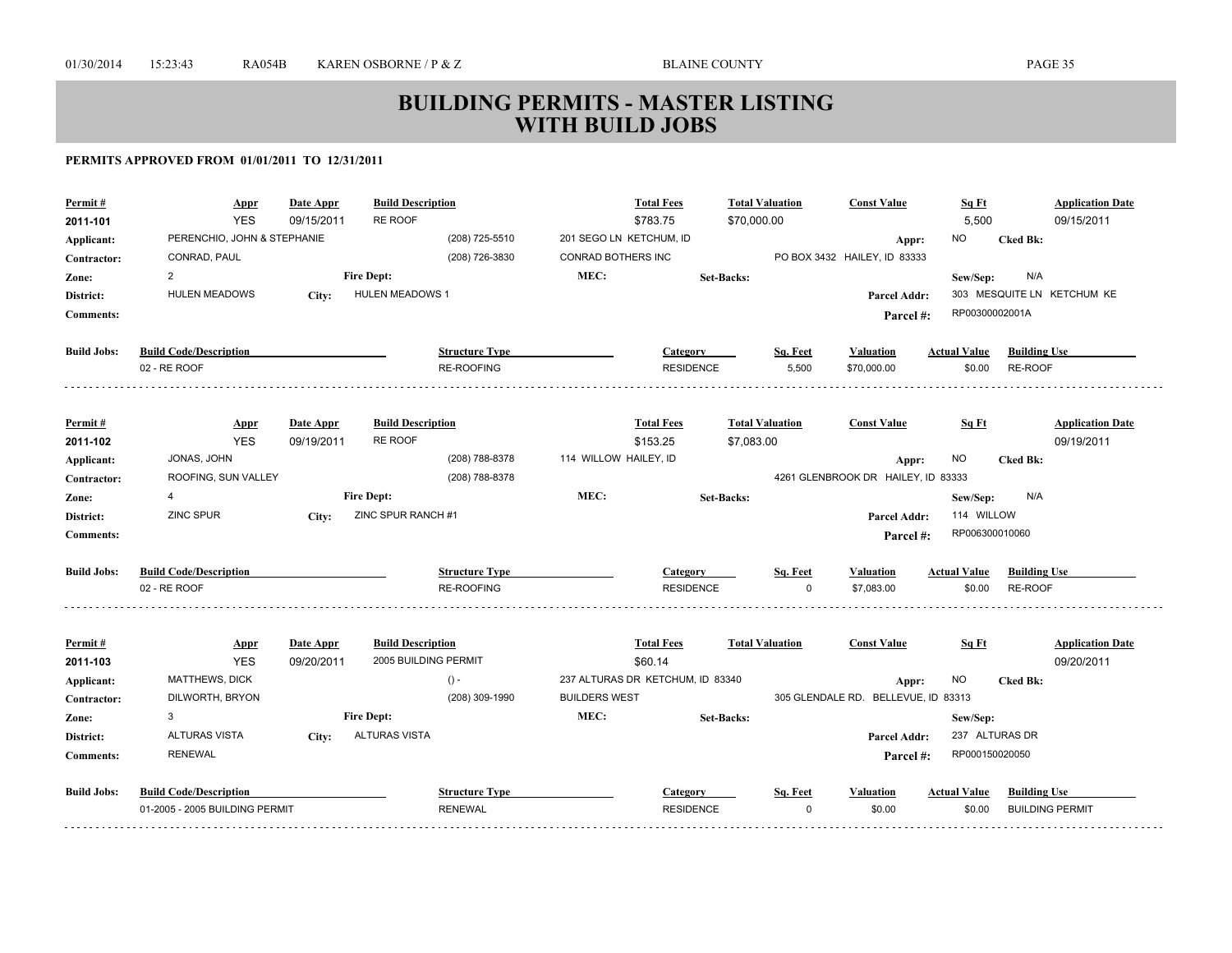# BUILDING PERMITS - MASTER LISTING WITH BUILD JOBS

**PERMITS APPROVED FROM 01/01/2011 TO 12/31/2011**

| Permit # | Appr | Date Appr | Build Description | Total Fees | Total Valuation | Const Value | Sq Ft | Application Date |
|---|---|---|---|---|---|---|---|---|
| 2011-101 | YES | 09/15/2011 | RE ROOF | $783.75 | $70,000.00 | | 5,500 | 09/15/2011 |

- **Applicant:** PERENCHIO, JOHN & STEPHANIE — (208) 725-5510 — 201 SEGO LN KETCHUM, ID — **Appr:** NO — **Cked Bk:**
- **Contractor:** CONRAD, PAUL — (208) 726-3830 — CONRAD BOTHERS INC — PO BOX 3432 HAILEY, ID 83333
- **Zone:** 2 — **Fire Dept:** — **MEC:** — **Set-Backs:** — **Sew/Sep:** N/A
- **District:** HULEN MEADOWS — **City:** HULEN MEADOWS 1 — **Parcel Addr:** 303 MESQUITE LN KETCHUM KE
- **Comments:** — **Parcel #:** RP00300002001A

| Build Jobs: Build Code/Description | Structure Type | Category | Sq. Feet | Valuation | Actual Value | Building Use |
|---|---|---|---|---|---|---|
| 02 - RE ROOF | RE-ROOFING | RESIDENCE | 5,500 | $70,000.00 | $0.00 | RE-ROOF |

---

| Permit # | Appr | Date Appr | Build Description | Total Fees | Total Valuation | Const Value | Sq Ft | Application Date |
|---|---|---|---|---|---|---|---|---|
| 2011-102 | YES | 09/19/2011 | RE ROOF | $153.25 | $7,083.00 | | | 09/19/2011 |

- **Applicant:** JONAS, JOHN — (208) 788-8378 — 114 WILLOW HAILEY, ID — **Appr:** NO — **Cked Bk:**
- **Contractor:** ROOFING, SUN VALLEY — (208) 788-8378 — 4261 GLENBROOK DR HAILEY, ID 83333
- **Zone:** 4 — **Fire Dept:** — **MEC:** — **Set-Backs:** — **Sew/Sep:** N/A
- **District:** ZINC SPUR — **City:** ZINC SPUR RANCH #1 — **Parcel Addr:** 114 WILLOW
- **Comments:** — **Parcel #:** RP006300010060

| Build Jobs: Build Code/Description | Structure Type | Category | Sq. Feet | Valuation | Actual Value | Building Use |
|---|---|---|---|---|---|---|
| 02 - RE ROOF | RE-ROOFING | RESIDENCE | 0 | $7,083.00 | $0.00 | RE-ROOF |

---

| Permit # | Appr | Date Appr | Build Description | Total Fees | Total Valuation | Const Value | Sq Ft | Application Date |
|---|---|---|---|---|---|---|---|---|
| 2011-103 | YES | 09/20/2011 | 2005 BUILDING PERMIT | $60.14 | | | | 09/20/2011 |

- **Applicant:** MATTHEWS, DICK — () - — 237 ALTURAS DR KETCHUM, ID 83340 — **Appr:** NO — **Cked Bk:**
- **Contractor:** DILWORTH, BRYON — (208) 309-1990 — BUILDERS WEST — 305 GLENDALE RD. BELLEVUE, ID 83313
- **Zone:** 3 — **Fire Dept:** — **MEC:** — **Set-Backs:** — **Sew/Sep:**
- **District:** ALTURAS VISTA — **City:** ALTURAS VISTA — **Parcel Addr:** 237 ALTURAS DR
- **Comments:** RENEWAL — **Parcel #:** RP000150020050

| Build Jobs: Build Code/Description | Structure Type | Category | Sq. Feet | Valuation | Actual Value | Building Use |
|---|---|---|---|---|---|---|
| 01-2005 - 2005 BUILDING PERMIT | RENEWAL | RESIDENCE | 0 | $0.00 | $0.00 | BUILDING PERMIT |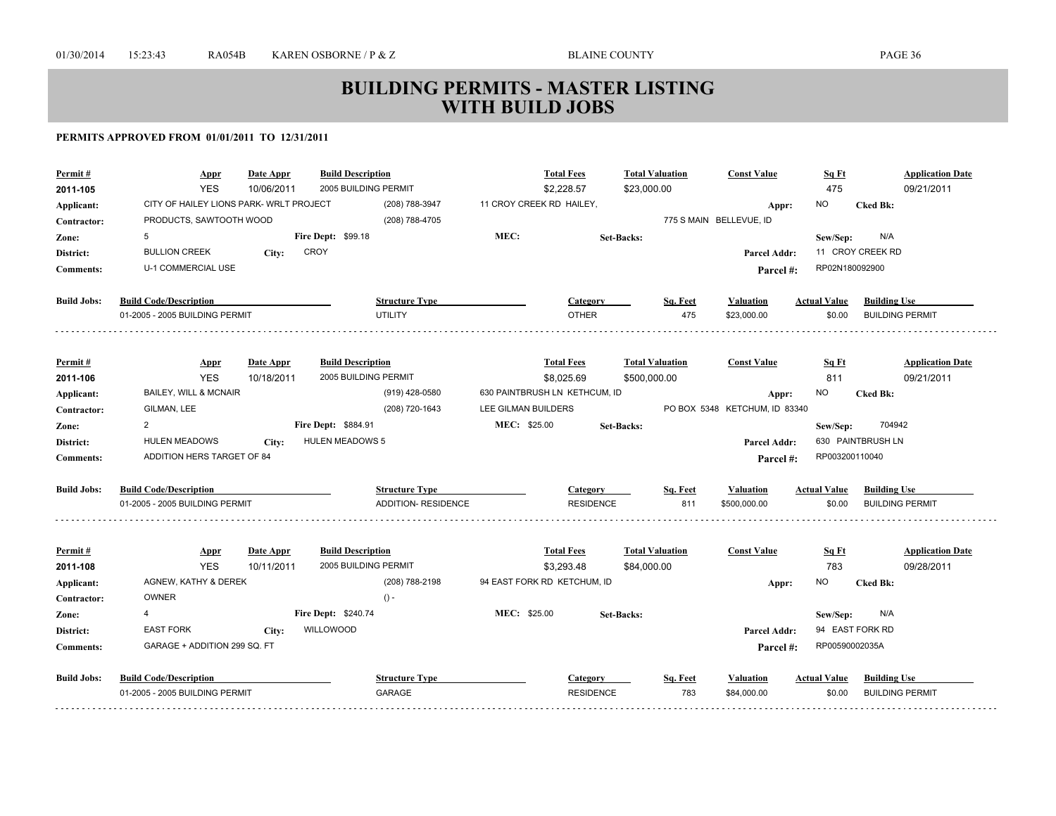# BUILDING PERMITS - MASTER LISTING WITH BUILD JOBS

**PERMITS APPROVED FROM 01/01/2011 TO 12/31/2011**

| Permit # | Appr | Date Appr | Build Description | Total Fees | Total Valuation | Const Value | Sq Ft | Application Date |
|---|---|---|---|---|---|---|---|---|
| 2011-105 | YES | 10/06/2011 | 2005 BUILDING PERMIT | $2,228.57 | $23,000.00 | | 475 | 09/21/2011 |

**Applicant:** CITY OF HAILEY LIONS PARK- WRLT PROJECT (208) 788-3947 11 CROY CREEK RD HAILEY, **Appr:** NO **Cked Bk:**
**Contractor:** PRODUCTS, SAWTOOTH WOOD (208) 788-4705 775 S MAIN BELLEVUE, ID
**Zone:** 5 **Fire Dept:** $99.18 **MEC:** **Set-Backs:** **Sew/Sep:** N/A
**District:** BULLION CREEK **City:** CROY **Parcel Addr:** 11 CROY CREEK RD
**Comments:** U-1 COMMERCIAL USE **Parcel #:** RP02N180092900

| Build Jobs: | Build Code/Description | Structure Type | Category | Sq. Feet | Valuation | Actual Value | Building Use |
|---|---|---|---|---|---|---|---|
| | 01-2005 - 2005 BUILDING PERMIT | UTILITY | OTHER | 475 | $23,000.00 | $0.00 | BUILDING PERMIT |

| Permit # | Appr | Date Appr | Build Description | Total Fees | Total Valuation | Const Value | Sq Ft | Application Date |
|---|---|---|---|---|---|---|---|---|
| 2011-106 | YES | 10/18/2011 | 2005 BUILDING PERMIT | $8,025.69 | $500,000.00 | | 811 | 09/21/2011 |

**Applicant:** BAILEY, WILL & MCNAIR (919) 428-0580 630 PAINTBRUSH LN KETHCUM, ID **Appr:** NO **Cked Bk:**
**Contractor:** GILMAN, LEE (208) 720-1643 LEE GILMAN BUILDERS PO BOX 5348 KETCHUM, ID 83340
**Zone:** 2 **Fire Dept:** $884.91 **MEC:** $25.00 **Set-Backs:** **Sew/Sep:** 704942
**District:** HULEN MEADOWS **City:** HULEN MEADOWS 5 **Parcel Addr:** 630 PAINTBRUSH LN
**Comments:** ADDITION HERS TARGET OF 84 **Parcel #:** RP003200110040

| Build Jobs: | Build Code/Description | Structure Type | Category | Sq. Feet | Valuation | Actual Value | Building Use |
|---|---|---|---|---|---|---|---|
| | 01-2005 - 2005 BUILDING PERMIT | ADDITION- RESIDENCE | RESIDENCE | 811 | $500,000.00 | $0.00 | BUILDING PERMIT |

| Permit # | Appr | Date Appr | Build Description | Total Fees | Total Valuation | Const Value | Sq Ft | Application Date |
|---|---|---|---|---|---|---|---|---|
| 2011-108 | YES | 10/11/2011 | 2005 BUILDING PERMIT | $3,293.48 | $84,000.00 | | 783 | 09/28/2011 |

**Applicant:** AGNEW, KATHY & DEREK (208) 788-2198 94 EAST FORK RD KETCHUM, ID **Appr:** NO **Cked Bk:**
**Contractor:** OWNER () -
**Zone:** 4 **Fire Dept:** $240.74 **MEC:** $25.00 **Set-Backs:** **Sew/Sep:** N/A
**District:** EAST FORK **City:** WILLOWOOD **Parcel Addr:** 94 EAST FORK RD
**Comments:** GARAGE + ADDITION 299 SQ. FT **Parcel #:** RP00590002035A

| Build Jobs: | Build Code/Description | Structure Type | Category | Sq. Feet | Valuation | Actual Value | Building Use |
|---|---|---|---|---|---|---|---|
| | 01-2005 - 2005 BUILDING PERMIT | GARAGE | RESIDENCE | 783 | $84,000.00 | $0.00 | BUILDING PERMIT |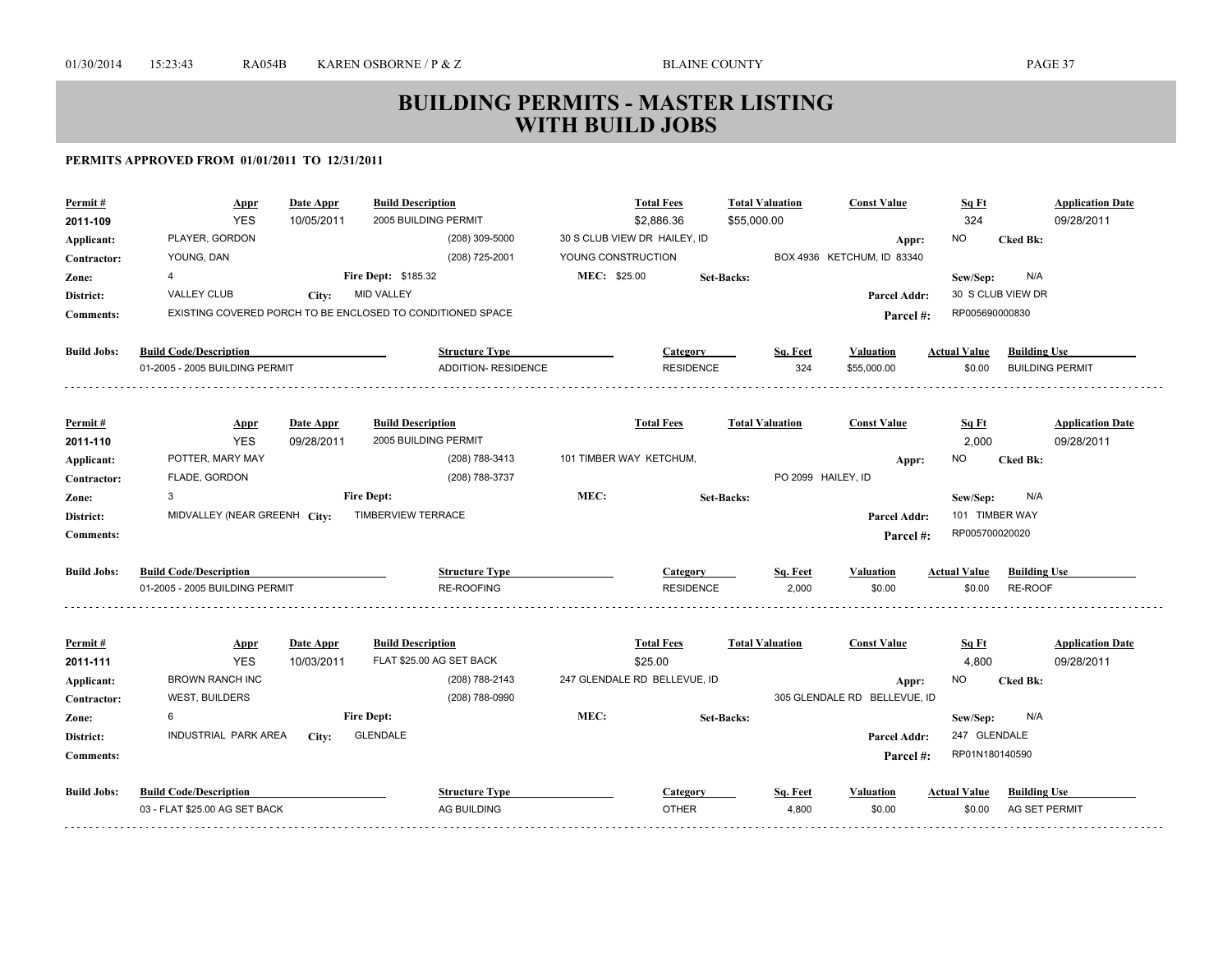# BUILDING PERMITS - MASTER LISTING WITH BUILD JOBS

**PERMITS APPROVED FROM 01/01/2011 TO 12/31/2011**

| Permit # | Appr | Date Appr | Build Description | Total Fees | Total Valuation | Const Value | Sq Ft | Application Date |
|---|---|---|---|---|---|---|---|---|
| 2011-109 | YES | 10/05/2011 | 2005 BUILDING PERMIT | $2,886.36 | $55,000.00 | | 324 | 09/28/2011 |

**Applicant:** PLAYER, GORDON (208) 309-5000 30 S CLUB VIEW DR HAILEY, ID **Appr:** NO **Cked Bk:**

**Contractor:** YOUNG, DAN (208) 725-2001 YOUNG CONSTRUCTION BOX 4936 KETCHUM, ID 83340

**Zone:** 4 **Fire Dept:** $185.32 **MEC:** $25.00 **Set-Backs:** **Sew/Sep:** N/A

**District:** VALLEY CLUB **City:** MID VALLEY **Parcel Addr:** 30 S CLUB VIEW DR

**Comments:** EXISTING COVERED PORCH TO BE ENCLOSED TO CONDITIONED SPACE **Parcel #:** RP005690000830

| Build Jobs: | Build Code/Description | Structure Type | Category | Sq. Feet | Valuation | Actual Value | Building Use |
|---|---|---|---|---|---|---|---|
| | 01-2005 - 2005 BUILDING PERMIT | ADDITION- RESIDENCE | RESIDENCE | 324 | $55,000.00 | $0.00 | BUILDING PERMIT |

---

| Permit # | Appr | Date Appr | Build Description | Total Fees | Total Valuation | Const Value | Sq Ft | Application Date |
|---|---|---|---|---|---|---|---|---|
| 2011-110 | YES | 09/28/2011 | 2005 BUILDING PERMIT | | | | 2,000 | 09/28/2011 |

**Applicant:** POTTER, MARY MAY (208) 788-3413 101 TIMBER WAY KETCHUM, **Appr:** NO **Cked Bk:**

**Contractor:** FLADE, GORDON (208) 788-3737 PO 2099 HAILEY, ID

**Zone:** 3 **Fire Dept:** **MEC:** **Set-Backs:** **Sew/Sep:** N/A

**District:** MIDVALLEY (NEAR GREENH **City:** TIMBERVIEW TERRACE **Parcel Addr:** 101 TIMBER WAY

**Comments:** **Parcel #:** RP005700020020

| Build Jobs: | Build Code/Description | Structure Type | Category | Sq. Feet | Valuation | Actual Value | Building Use |
|---|---|---|---|---|---|---|---|
| | 01-2005 - 2005 BUILDING PERMIT | RE-ROOFING | RESIDENCE | 2,000 | $0.00 | $0.00 | RE-ROOF |

---

| Permit # | Appr | Date Appr | Build Description | Total Fees | Total Valuation | Const Value | Sq Ft | Application Date |
|---|---|---|---|---|---|---|---|---|
| 2011-111 | YES | 10/03/2011 | FLAT $25.00 AG SET BACK | $25.00 | | | 4,800 | 09/28/2011 |

**Applicant:** BROWN RANCH INC (208) 788-2143 247 GLENDALE RD BELLEVUE, ID **Appr:** NO **Cked Bk:**

**Contractor:** WEST, BUILDERS (208) 788-0990 305 GLENDALE RD BELLEVUE, ID

**Zone:** 6 **Fire Dept:** **MEC:** **Set-Backs:** **Sew/Sep:** N/A

**District:** INDUSTRIAL PARK AREA **City:** GLENDALE **Parcel Addr:** 247 GLENDALE

**Comments:** **Parcel #:** RP01N180140590

| Build Jobs: | Build Code/Description | Structure Type | Category | Sq. Feet | Valuation | Actual Value | Building Use |
|---|---|---|---|---|---|---|---|
| | 03 - FLAT $25.00 AG SET BACK | AG BUILDING | OTHER | 4,800 | $0.00 | $0.00 | AG SET PERMIT |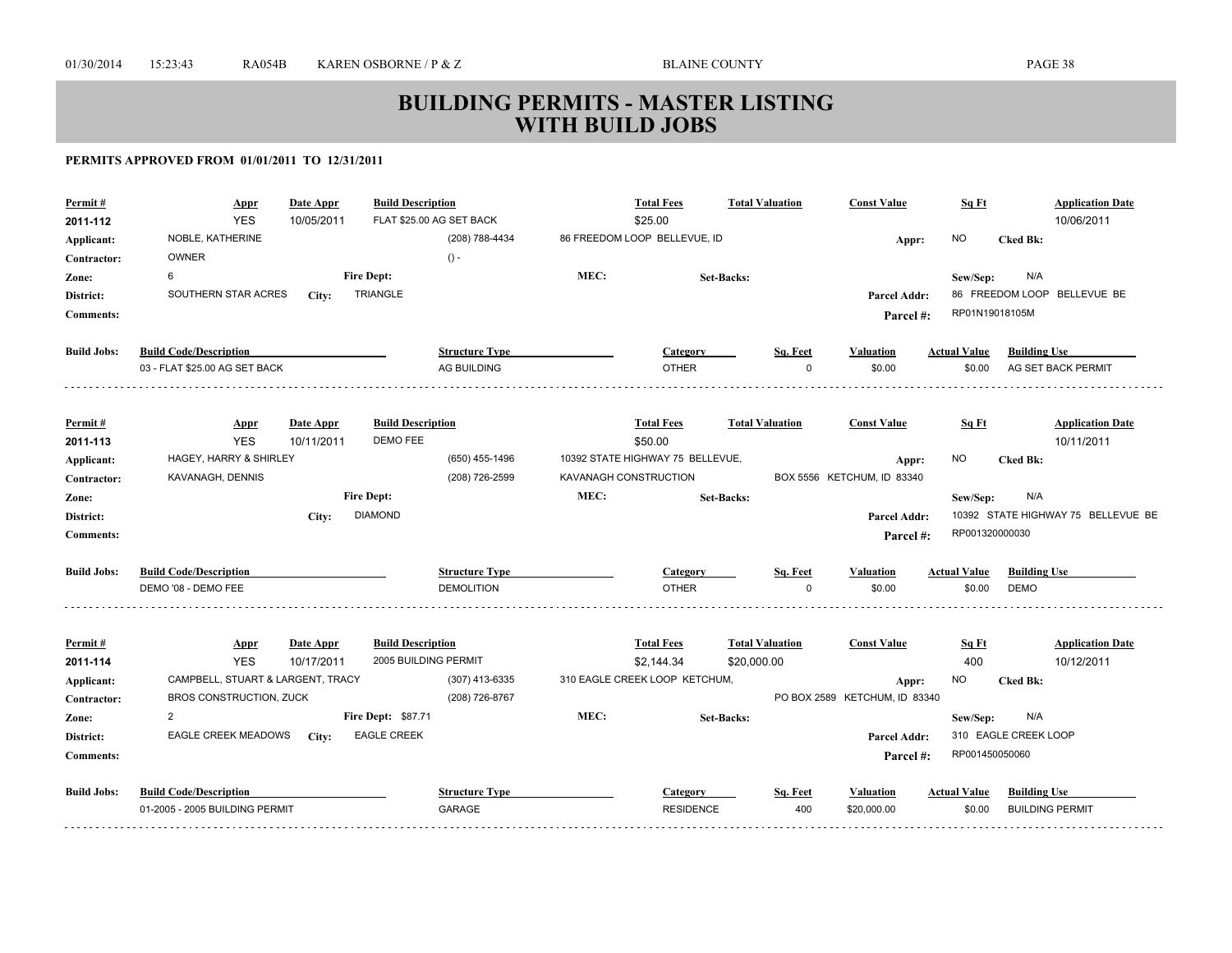# BUILDING PERMITS - MASTER LISTING WITH BUILD JOBS

**PERMITS APPROVED FROM 01/01/2011 TO 12/31/2011**

| Permit # | Appr | Date Appr | Build Description | Total Fees | Total Valuation | Const Value | Sq Ft | Application Date |
|---|---|---|---|---|---|---|---|---|
| 2011-112 | YES | 10/05/2011 | FLAT $25.00 AG SET BACK | $25.00 | | | | 10/06/2011 |

**Applicant:** NOBLE, KATHERINE (208) 788-4434 86 FREEDOM LOOP BELLEVUE, ID — **Appr:** NO **Cked Bk:**
**Contractor:** OWNER () -
**Zone:** 6 **Fire Dept:** **MEC:** **Set-Backs:** **Sew/Sep:** N/A
**District:** SOUTHERN STAR ACRES **City:** TRIANGLE **Parcel Addr:** 86 FREEDOM LOOP BELLEVUE BE
**Comments:** **Parcel #:** RP01N19018105M

| Build Jobs: Build Code/Description | Structure Type | Category | Sq. Feet | Valuation | Actual Value | Building Use |
|---|---|---|---|---|---|---|
| 03 - FLAT $25.00 AG SET BACK | AG BUILDING | OTHER | 0 | $0.00 | $0.00 | AG SET BACK PERMIT |

| Permit # | Appr | Date Appr | Build Description | Total Fees | Total Valuation | Const Value | Sq Ft | Application Date |
|---|---|---|---|---|---|---|---|---|
| 2011-113 | YES | 10/11/2011 | DEMO FEE | $50.00 | | | | 10/11/2011 |

**Applicant:** HAGEY, HARRY & SHIRLEY (650) 455-1496 10392 STATE HIGHWAY 75 BELLEVUE, — **Appr:** NO **Cked Bk:**
**Contractor:** KAVANAGH, DENNIS (208) 726-2599 KAVANAGH CONSTRUCTION BOX 5556 KETCHUM, ID 83340
**Zone:** **Fire Dept:** **MEC:** **Set-Backs:** **Sew/Sep:** N/A
**District:** **City:** DIAMOND **Parcel Addr:** 10392 STATE HIGHWAY 75 BELLEVUE BE
**Comments:** **Parcel #:** RP001320000030

| Build Jobs: Build Code/Description | Structure Type | Category | Sq. Feet | Valuation | Actual Value | Building Use |
|---|---|---|---|---|---|---|
| DEMO '08 - DEMO FEE | DEMOLITION | OTHER | 0 | $0.00 | $0.00 | DEMO |

| Permit # | Appr | Date Appr | Build Description | Total Fees | Total Valuation | Const Value | Sq Ft | Application Date |
|---|---|---|---|---|---|---|---|---|
| 2011-114 | YES | 10/17/2011 | 2005 BUILDING PERMIT | $2,144.34 | $20,000.00 | | 400 | 10/12/2011 |

**Applicant:** CAMPBELL, STUART & LARGENT, TRACY (307) 413-6335 310 EAGLE CREEK LOOP KETCHUM, — **Appr:** NO **Cked Bk:**
**Contractor:** BROS CONSTRUCTION, ZUCK (208) 726-8767 PO BOX 2589 KETCHUM, ID 83340
**Zone:** 2 **Fire Dept:** $87.71 **MEC:** **Set-Backs:** **Sew/Sep:** N/A
**District:** EAGLE CREEK MEADOWS **City:** EAGLE CREEK **Parcel Addr:** 310 EAGLE CREEK LOOP
**Comments:** **Parcel #:** RP001450050060

| Build Jobs: Build Code/Description | Structure Type | Category | Sq. Feet | Valuation | Actual Value | Building Use |
|---|---|---|---|---|---|---|
| 01-2005 - 2005 BUILDING PERMIT | GARAGE | RESIDENCE | 400 | $20,000.00 | $0.00 | BUILDING PERMIT |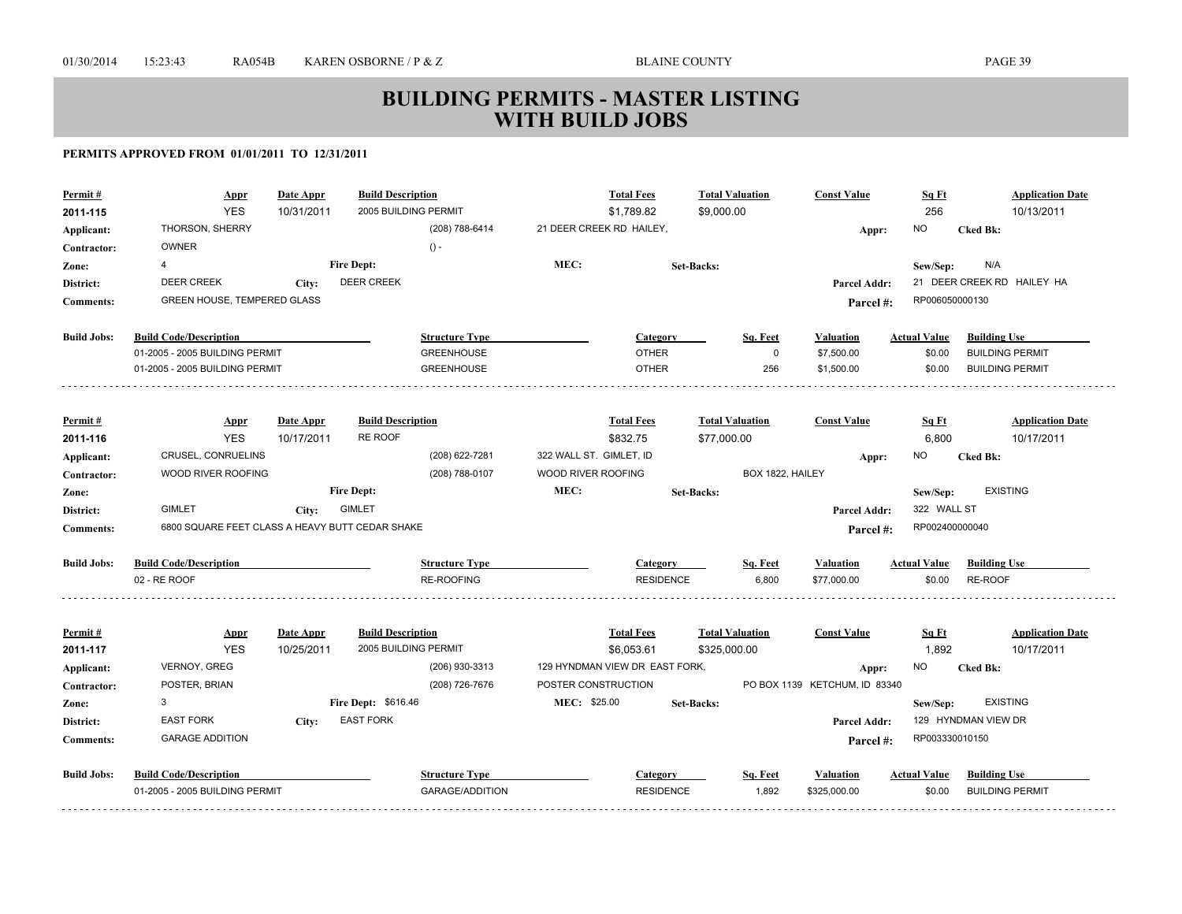# BUILDING PERMITS - MASTER LISTING
# WITH BUILD JOBS

**PERMITS APPROVED FROM 01/01/2011 TO 12/31/2011**

| Permit # | Appr | Date Appr | Build Description | Total Fees | Total Valuation | Const Value | Sq Ft | Application Date |
|---|---|---|---|---|---|---|---|---|
| 2011-115 | YES | 10/31/2011 | 2005 BUILDING PERMIT | $1,789.82 | $9,000.00 | | 256 | 10/13/2011 |

**Applicant:** THORSON, SHERRY (208) 788-6414 21 DEER CREEK RD HAILEY, **Appr:** NO **Cked Bk:**
**Contractor:** OWNER () -
**Zone:** 4 **Fire Dept:** **MEC:** **Set-Backs:** **Sew/Sep:** N/A
**District:** DEER CREEK **City:** DEER CREEK **Parcel Addr:** 21 DEER CREEK RD HAILEY HA
**Comments:** GREEN HOUSE, TEMPERED GLASS **Parcel #:** RP006050000130

| Build Jobs: Build Code/Description | Structure Type | Category | Sq. Feet | Valuation | Actual Value | Building Use |
|---|---|---|---|---|---|---|
| 01-2005 - 2005 BUILDING PERMIT | GREENHOUSE | OTHER | 0 | $7,500.00 | $0.00 | BUILDING PERMIT |
| 01-2005 - 2005 BUILDING PERMIT | GREENHOUSE | OTHER | 256 | $1,500.00 | $0.00 | BUILDING PERMIT |

---

| Permit # | Appr | Date Appr | Build Description | Total Fees | Total Valuation | Const Value | Sq Ft | Application Date |
|---|---|---|---|---|---|---|---|---|
| 2011-116 | YES | 10/17/2011 | RE ROOF | $832.75 | $77,000.00 | | 6,800 | 10/17/2011 |

**Applicant:** CRUSEL, CONRUELINS (208) 622-7281 322 WALL ST. GIMLET, ID **Appr:** NO **Cked Bk:**
**Contractor:** WOOD RIVER ROOFING (208) 788-0107 WOOD RIVER ROOFING BOX 1822, HAILEY
**Zone:** **Fire Dept:** **MEC:** **Set-Backs:** **Sew/Sep:** EXISTING
**District:** GIMLET **City:** GIMLET **Parcel Addr:** 322 WALL ST
**Comments:** 6800 SQUARE FEET CLASS A HEAVY BUTT CEDAR SHAKE **Parcel #:** RP002400000040

| Build Jobs: Build Code/Description | Structure Type | Category | Sq. Feet | Valuation | Actual Value | Building Use |
|---|---|---|---|---|---|---|
| 02 - RE ROOF | RE-ROOFING | RESIDENCE | 6,800 | $77,000.00 | $0.00 | RE-ROOF |

---

| Permit # | Appr | Date Appr | Build Description | Total Fees | Total Valuation | Const Value | Sq Ft | Application Date |
|---|---|---|---|---|---|---|---|---|
| 2011-117 | YES | 10/25/2011 | 2005 BUILDING PERMIT | $6,053.61 | $325,000.00 | | 1,892 | 10/17/2011 |

**Applicant:** VERNOY, GREG (206) 930-3313 129 HYNDMAN VIEW DR EAST FORK, **Appr:** NO **Cked Bk:**
**Contractor:** POSTER, BRIAN (208) 726-7676 POSTER CONSTRUCTION PO BOX 1139 KETCHUM, ID 83340
**Zone:** 3 **Fire Dept:** $616.46 **MEC:** $25.00 **Set-Backs:** **Sew/Sep:** EXISTING
**District:** EAST FORK **City:** EAST FORK **Parcel Addr:** 129 HYNDMAN VIEW DR
**Comments:** GARAGE ADDITION **Parcel #:** RP003330010150

| Build Jobs: Build Code/Description | Structure Type | Category | Sq. Feet | Valuation | Actual Value | Building Use |
|---|---|---|---|---|---|---|
| 01-2005 - 2005 BUILDING PERMIT | GARAGE/ADDITION | RESIDENCE | 1,892 | $325,000.00 | $0.00 | BUILDING PERMIT |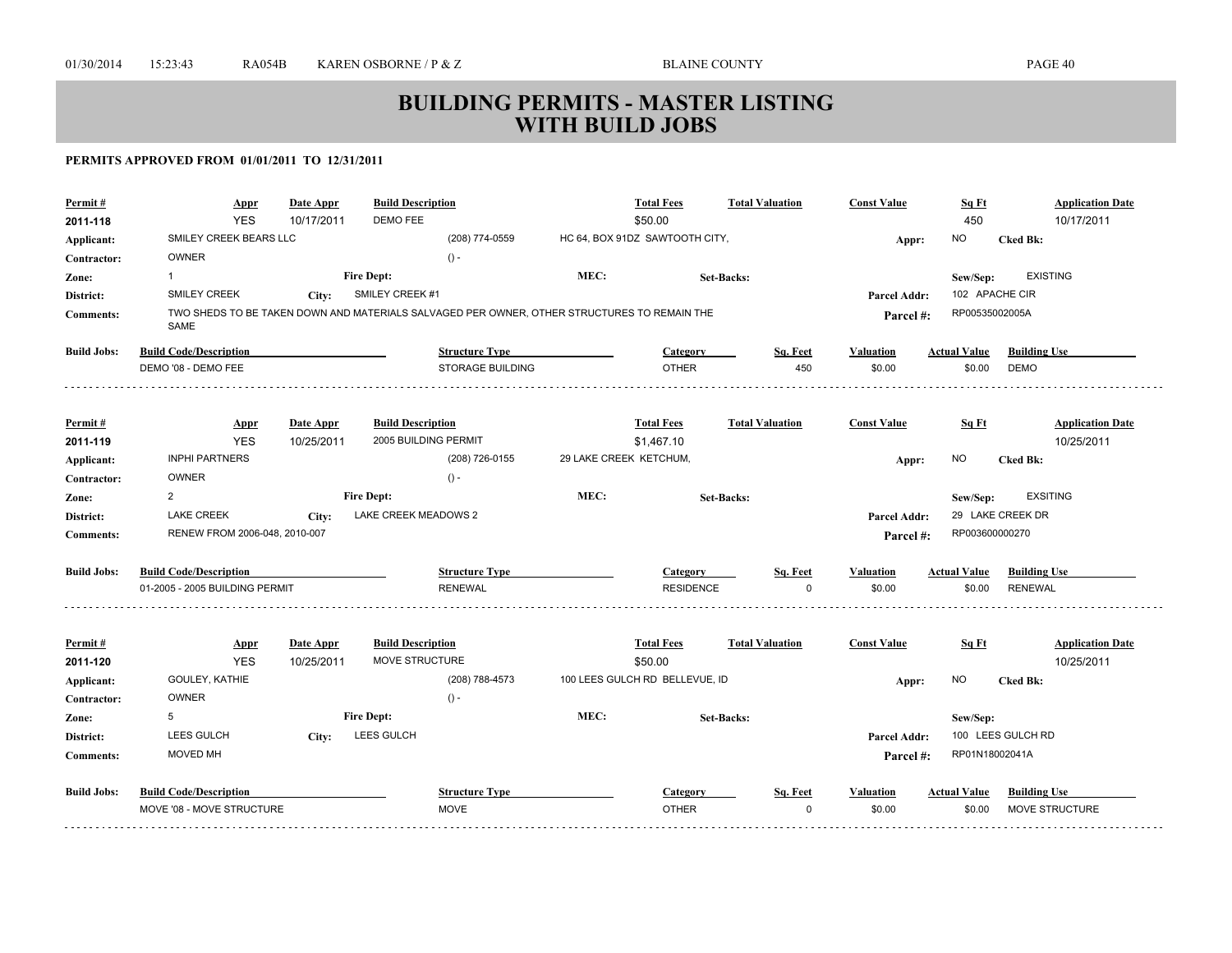# BUILDING PERMITS - MASTER LISTING WITH BUILD JOBS

**PERMITS APPROVED FROM 01/01/2011 TO 12/31/2011**

| Permit # | Appr | Date Appr | Build Description | Total Fees | Total Valuation | Const Value | Sq Ft | Application Date |
|---|---|---|---|---|---|---|---|---|
| 2011-118 | YES | 10/17/2011 | DEMO FEE | $50.00 | | | 450 | 10/17/2011 |

- **Applicant:** SMILEY CREEK BEARS LLC — (208) 774-0559 — HC 64, BOX 91DZ SAWTOOTH CITY, — **Appr:** NO — **Cked Bk:**
- **Contractor:** OWNER — () -
- **Zone:** 1 — **Fire Dept:** — **MEC:** — **Set-Backs:** — **Sew/Sep:** EXISTING
- **District:** SMILEY CREEK — **City:** SMILEY CREEK #1 — **Parcel Addr:** 102 APACHE CIR
- **Comments:** TWO SHEDS TO BE TAKEN DOWN AND MATERIALS SALVAGED PER OWNER, OTHER STRUCTURES TO REMAIN THE SAME — **Parcel #:** RP00535002005A

**Build Jobs:**

| Build Code/Description | Structure Type | Category | Sq. Feet | Valuation | Actual Value | Building Use |
|---|---|---|---|---|---|---|
| DEMO '08 - DEMO FEE | STORAGE BUILDING | OTHER | 450 | $0.00 | $0.00 | DEMO |

---

| Permit # | Appr | Date Appr | Build Description | Total Fees | Total Valuation | Const Value | Sq Ft | Application Date |
|---|---|---|---|---|---|---|---|---|
| 2011-119 | YES | 10/25/2011 | 2005 BUILDING PERMIT | $1,467.10 | | | | 10/25/2011 |

- **Applicant:** INPHI PARTNERS — (208) 726-0155 — 29 LAKE CREEK KETCHUM, — **Appr:** NO — **Cked Bk:**
- **Contractor:** OWNER — () -
- **Zone:** 2 — **Fire Dept:** — **MEC:** — **Set-Backs:** — **Sew/Sep:** EXSITING
- **District:** LAKE CREEK — **City:** LAKE CREEK MEADOWS 2 — **Parcel Addr:** 29 LAKE CREEK DR
- **Comments:** RENEW FROM 2006-048, 2010-007 — **Parcel #:** RP003600000270

**Build Jobs:**

| Build Code/Description | Structure Type | Category | Sq. Feet | Valuation | Actual Value | Building Use |
|---|---|---|---|---|---|---|
| 01-2005 - 2005 BUILDING PERMIT | RENEWAL | RESIDENCE | 0 | $0.00 | $0.00 | RENEWAL |

---

| Permit # | Appr | Date Appr | Build Description | Total Fees | Total Valuation | Const Value | Sq Ft | Application Date |
|---|---|---|---|---|---|---|---|---|
| 2011-120 | YES | 10/25/2011 | MOVE STRUCTURE | $50.00 | | | | 10/25/2011 |

- **Applicant:** GOULEY, KATHIE — (208) 788-4573 — 100 LEES GULCH RD BELLEVUE, ID — **Appr:** NO — **Cked Bk:**
- **Contractor:** OWNER — () -
- **Zone:** 5 — **Fire Dept:** — **MEC:** — **Set-Backs:** — **Sew/Sep:**
- **District:** LEES GULCH — **City:** LEES GULCH — **Parcel Addr:** 100 LEES GULCH RD
- **Comments:** MOVED MH — **Parcel #:** RP01N18002041A

**Build Jobs:**

| Build Code/Description | Structure Type | Category | Sq. Feet | Valuation | Actual Value | Building Use |
|---|---|---|---|---|---|---|
| MOVE '08 - MOVE STRUCTURE | MOVE | OTHER | 0 | $0.00 | $0.00 | MOVE STRUCTURE |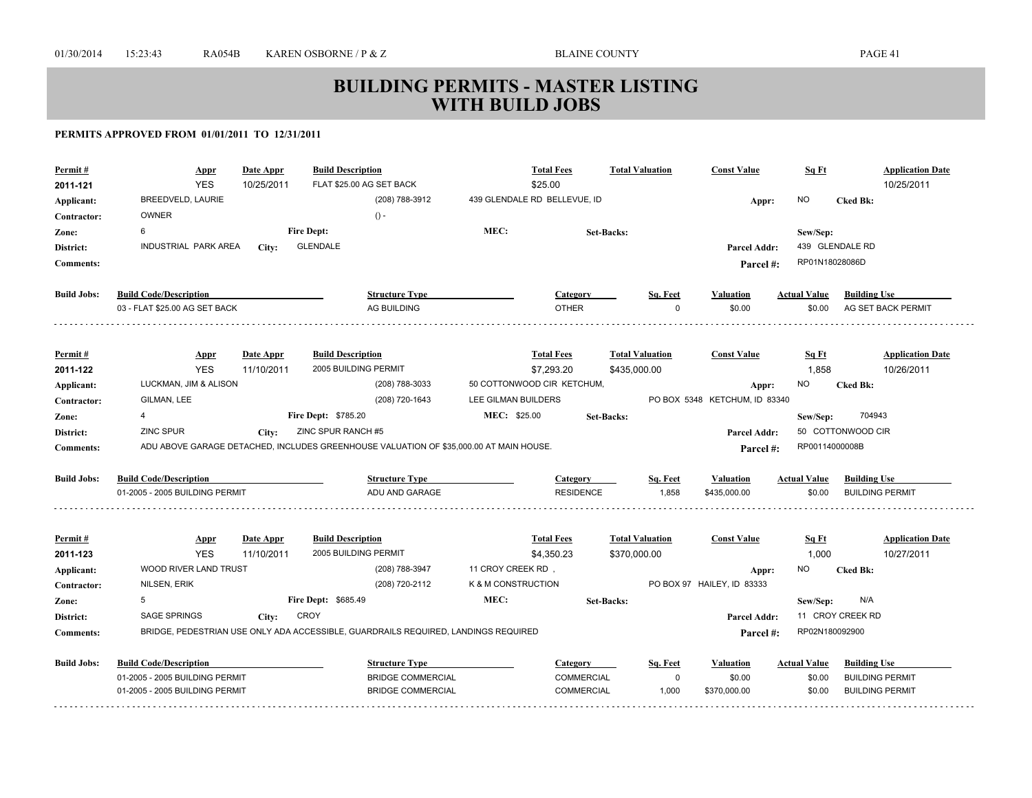# BUILDING PERMITS - MASTER LISTING
# WITH BUILD JOBS

**PERMITS APPROVED FROM 01/01/2011 TO 12/31/2011**

| Permit # | Appr | Date Appr | Build Description | Total Fees | Total Valuation | Const Value | Sq Ft | Application Date |
|---|---|---|---|---|---|---|---|---|
| 2011-121 | YES | 10/25/2011 | FLAT $25.00 AG SET BACK | $25.00 | | | | 10/25/2011 |

**Applicant:** BREEDVELD, LAURIE — (208) 788-3912 — 439 GLENDALE RD BELLEVUE, ID — **Appr:** NO — **Cked Bk:**

**Contractor:** OWNER — () -

**Zone:** 6 — **Fire Dept:** — **MEC:** — **Set-Backs:** — **Sew/Sep:**

**District:** INDUSTRIAL PARK AREA — **City:** GLENDALE — **Parcel Addr:** 439 GLENDALE RD

**Comments:** — **Parcel #:** RP01N18028086D

| Build Jobs: Build Code/Description | Structure Type | Category | Sq. Feet | Valuation | Actual Value | Building Use |
|---|---|---|---|---|---|---|
| 03 - FLAT $25.00 AG SET BACK | AG BUILDING | OTHER | 0 | $0.00 | $0.00 | AG SET BACK PERMIT |

---

| Permit # | Appr | Date Appr | Build Description | Total Fees | Total Valuation | Const Value | Sq Ft | Application Date |
|---|---|---|---|---|---|---|---|---|
| 2011-122 | YES | 11/10/2011 | 2005 BUILDING PERMIT | $7,293.20 | $435,000.00 | | 1,858 | 10/26/2011 |

**Applicant:** LUCKMAN, JIM & ALISON — (208) 788-3033 — 50 COTTONWOOD CIR KETCHUM, — **Appr:** NO — **Cked Bk:**

**Contractor:** GILMAN, LEE — (208) 720-1643 — LEE GILMAN BUILDERS — PO BOX 5348 KETCHUM, ID 83340

**Zone:** 4 — **Fire Dept:** $785.20 — **MEC:** $25.00 — **Set-Backs:** — **Sew/Sep:** 704943

**District:** ZINC SPUR — **City:** ZINC SPUR RANCH #5 — **Parcel Addr:** 50 COTTONWOOD CIR

**Comments:** ADU ABOVE GARAGE DETACHED, INCLUDES GREENHOUSE VALUATION OF $35,000.00 AT MAIN HOUSE. — **Parcel #:** RP00114000008B

| Build Jobs: Build Code/Description | Structure Type | Category | Sq. Feet | Valuation | Actual Value | Building Use |
|---|---|---|---|---|---|---|
| 01-2005 - 2005 BUILDING PERMIT | ADU AND GARAGE | RESIDENCE | 1,858 | $435,000.00 | $0.00 | BUILDING PERMIT |

---

| Permit # | Appr | Date Appr | Build Description | Total Fees | Total Valuation | Const Value | Sq Ft | Application Date |
|---|---|---|---|---|---|---|---|---|
| 2011-123 | YES | 11/10/2011 | 2005 BUILDING PERMIT | $4,350.23 | $370,000.00 | | 1,000 | 10/27/2011 |

**Applicant:** WOOD RIVER LAND TRUST — (208) 788-3947 — 11 CROY CREEK RD , — **Appr:** NO — **Cked Bk:**

**Contractor:** NILSEN, ERIK — (208) 720-2112 — K & M CONSTRUCTION — PO BOX 97 HAILEY, ID 83333

**Zone:** 5 — **Fire Dept:** $685.49 — **MEC:** — **Set-Backs:** — **Sew/Sep:** N/A

**District:** SAGE SPRINGS — **City:** CROY — **Parcel Addr:** 11 CROY CREEK RD

**Comments:** BRIDGE, PEDESTRIAN USE ONLY ADA ACCESSIBLE, GUARDRAILS REQUIRED, LANDINGS REQUIRED — **Parcel #:** RP02N180092900

| Build Jobs: Build Code/Description | Structure Type | Category | Sq. Feet | Valuation | Actual Value | Building Use |
|---|---|---|---|---|---|---|
| 01-2005 - 2005 BUILDING PERMIT | BRIDGE COMMERCIAL | COMMERCIAL | 0 | $0.00 | $0.00 | BUILDING PERMIT |
| 01-2005 - 2005 BUILDING PERMIT | BRIDGE COMMERCIAL | COMMERCIAL | 1,000 | $370,000.00 | $0.00 | BUILDING PERMIT |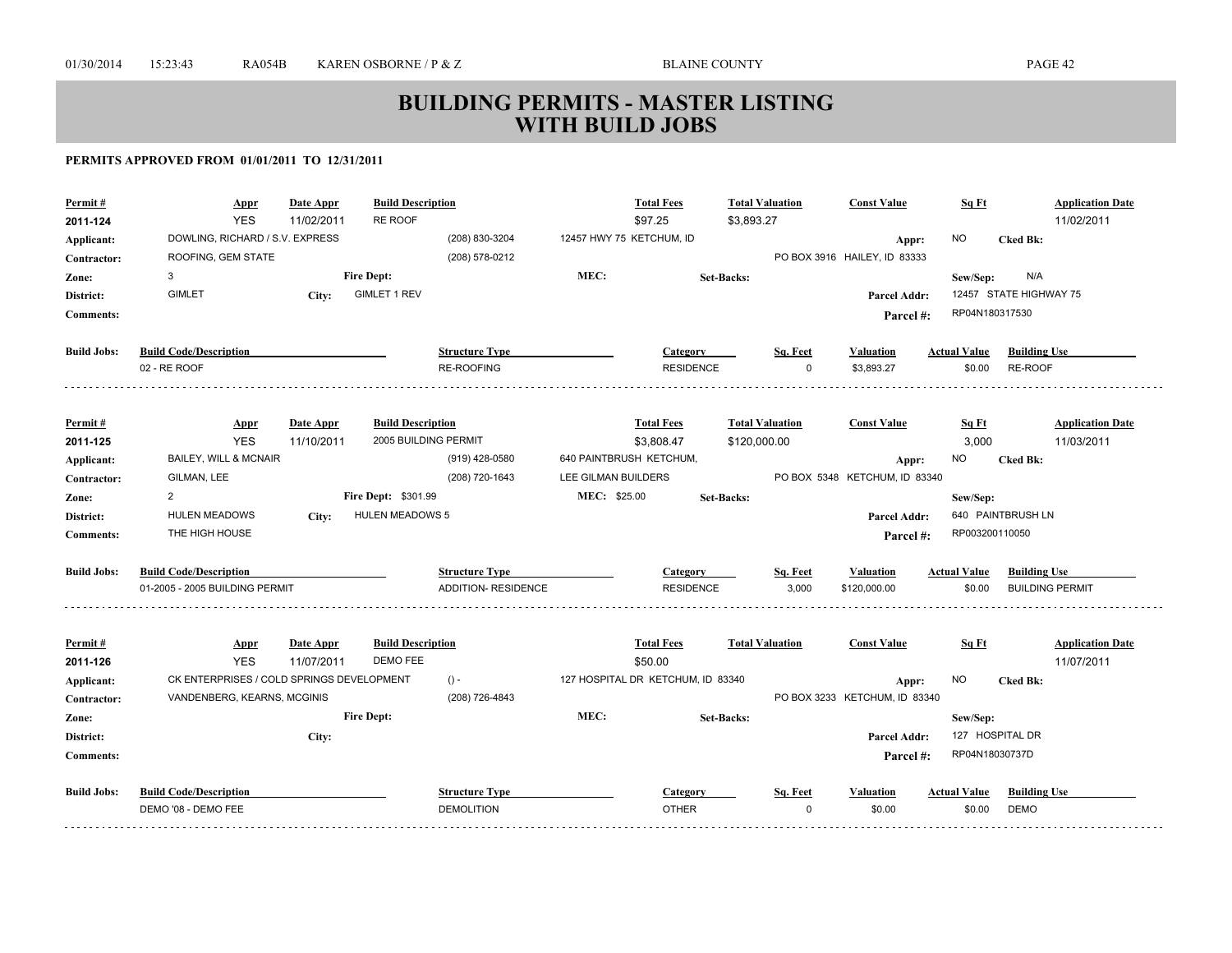# BUILDING PERMITS - MASTER LISTING
# WITH BUILD JOBS

**PERMITS APPROVED FROM 01/01/2011 TO 12/31/2011**

| Permit # | Appr | Date Appr | Build Description | | Total Fees | Total Valuation | Const Value | Sq Ft | Application Date |
|---|---|---|---|---|---|---|---|---|---|
| 2011-124 | YES | 11/02/2011 | RE ROOF | | $97.25 | $3,893.27 | | | 11/02/2011 |

- **Applicant:** DOWLING, RICHARD / S.V. EXPRESS — (208) 830-3204 — 12457 HWY 75 KETCHUM, ID — **Appr:** NO — **Cked Bk:**
- **Contractor:** ROOFING, GEM STATE — (208) 578-0212 — PO BOX 3916 HAILEY, ID 83333
- **Zone:** 3 — **Fire Dept:** — **MEC:** — **Set-Backs:** — **Sew/Sep:** N/A
- **District:** GIMLET — **City:** GIMLET 1 REV — **Parcel Addr:** 12457 STATE HIGHWAY 75
- **Comments:** — **Parcel #:** RP04N180317530

| Build Jobs: Build Code/Description | Structure Type | Category | Sq. Feet | Valuation | Actual Value | Building Use |
|---|---|---|---|---|---|---|
| 02 - RE ROOF | RE-ROOFING | RESIDENCE | 0 | $3,893.27 | $0.00 | RE-ROOF |

---

| Permit # | Appr | Date Appr | Build Description | | Total Fees | Total Valuation | Const Value | Sq Ft | Application Date |
|---|---|---|---|---|---|---|---|---|---|
| 2011-125 | YES | 11/10/2011 | 2005 BUILDING PERMIT | | $3,808.47 | $120,000.00 | | 3,000 | 11/03/2011 |

- **Applicant:** BAILEY, WILL & MCNAIR — (919) 428-0580 — 640 PAINTBRUSH KETCHUM, — **Appr:** NO — **Cked Bk:**
- **Contractor:** GILMAN, LEE — (208) 720-1643 — LEE GILMAN BUILDERS — PO BOX 5348 KETCHUM, ID 83340
- **Zone:** 2 — **Fire Dept:** $301.99 — **MEC:** $25.00 — **Set-Backs:** — **Sew/Sep:**
- **District:** HULEN MEADOWS — **City:** HULEN MEADOWS 5 — **Parcel Addr:** 640 PAINTBRUSH LN
- **Comments:** THE HIGH HOUSE — **Parcel #:** RP003200110050

| Build Jobs: Build Code/Description | Structure Type | Category | Sq. Feet | Valuation | Actual Value | Building Use |
|---|---|---|---|---|---|---|
| 01-2005 - 2005 BUILDING PERMIT | ADDITION- RESIDENCE | RESIDENCE | 3,000 | $120,000.00 | $0.00 | BUILDING PERMIT |

---

| Permit # | Appr | Date Appr | Build Description | | Total Fees | Total Valuation | Const Value | Sq Ft | Application Date |
|---|---|---|---|---|---|---|---|---|---|
| 2011-126 | YES | 11/07/2011 | DEMO FEE | | $50.00 | | | | 11/07/2011 |

- **Applicant:** CK ENTERPRISES / COLD SPRINGS DEVELOPMENT — () - — 127 HOSPITAL DR KETCHUM, ID 83340 — **Appr:** NO — **Cked Bk:**
- **Contractor:** VANDENBERG, KEARNS, MCGINIS — (208) 726-4843 — PO BOX 3233 KETCHUM, ID 83340
- **Zone:** — **Fire Dept:** — **MEC:** — **Set-Backs:** — **Sew/Sep:**
- **District:** — **City:** — **Parcel Addr:** 127 HOSPITAL DR
- **Comments:** — **Parcel #:** RP04N18030737D

| Build Jobs: Build Code/Description | Structure Type | Category | Sq. Feet | Valuation | Actual Value | Building Use |
|---|---|---|---|---|---|---|
| DEMO '08 - DEMO FEE | DEMOLITION | OTHER | 0 | $0.00 | $0.00 | DEMO |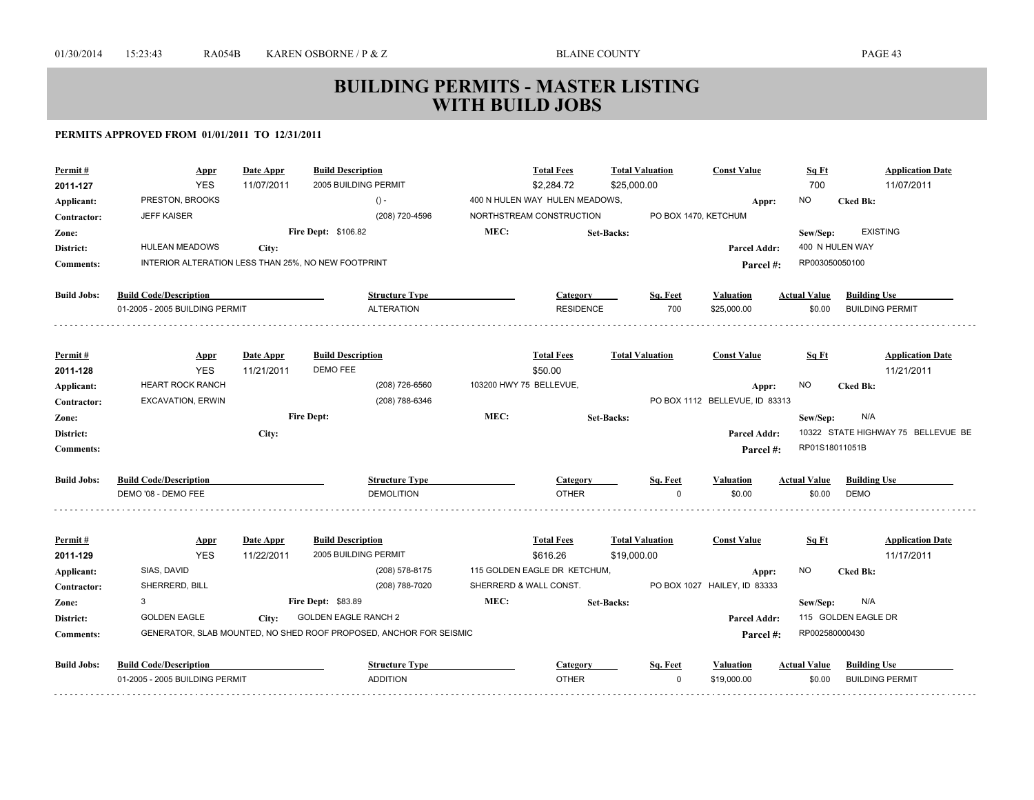# BUILDING PERMITS - MASTER LISTING WITH BUILD JOBS

**PERMITS APPROVED FROM 01/01/2011 TO 12/31/2011**

| Permit # | Appr | Date Appr | Build Description | Total Fees | Total Valuation | Const Value | Sq Ft | Application Date |
|---|---|---|---|---|---|---|---|---|
| 2011-127 | YES | 11/07/2011 | 2005 BUILDING PERMIT | $2,284.72 | $25,000.00 | | 700 | 11/07/2011 |

- **Applicant:** PRESTON, BROOKS — () - — 400 N HULEN WAY HULEN MEADOWS, — **Appr:** NO — **Cked Bk:**
- **Contractor:** JEFF KAISER — (208) 720-4596 — NORTHSTREAM CONSTRUCTION — PO BOX 1470, KETCHUM
- **Zone:** — **Fire Dept:** $106.82 — **MEC:** — **Set-Backs:** — **Sew/Sep:** EXISTING
- **District:** HULEAN MEADOWS — **City:** — **Parcel Addr:** 400 N HULEN WAY
- **Comments:** INTERIOR ALTERATION LESS THAN 25%, NO NEW FOOTPRINT — **Parcel #:** RP003050050100

| Build Jobs: Build Code/Description | Structure Type | Category | Sq. Feet | Valuation | Actual Value | Building Use |
|---|---|---|---|---|---|---|
| 01-2005 - 2005 BUILDING PERMIT | ALTERATION | RESIDENCE | 700 | $25,000.00 | $0.00 | BUILDING PERMIT |

---

| Permit # | Appr | Date Appr | Build Description | Total Fees | Total Valuation | Const Value | Sq Ft | Application Date |
|---|---|---|---|---|---|---|---|---|
| 2011-128 | YES | 11/21/2011 | DEMO FEE | $50.00 | | | | 11/21/2011 |

- **Applicant:** HEART ROCK RANCH — (208) 726-6560 — 103200 HWY 75 BELLEVUE, — **Appr:** NO — **Cked Bk:**
- **Contractor:** EXCAVATION, ERWIN — (208) 788-6346 — PO BOX 1112 BELLEVUE, ID 83313
- **Zone:** — **Fire Dept:** — **MEC:** — **Set-Backs:** — **Sew/Sep:** N/A
- **District:** — **City:** — **Parcel Addr:** 10322 STATE HIGHWAY 75 BELLEVUE BE
- **Comments:** — **Parcel #:** RP01S18011051B

| Build Jobs: Build Code/Description | Structure Type | Category | Sq. Feet | Valuation | Actual Value | Building Use |
|---|---|---|---|---|---|---|
| DEMO '08 - DEMO FEE | DEMOLITION | OTHER | 0 | $0.00 | $0.00 | DEMO |

---

| Permit # | Appr | Date Appr | Build Description | Total Fees | Total Valuation | Const Value | Sq Ft | Application Date |
|---|---|---|---|---|---|---|---|---|
| 2011-129 | YES | 11/22/2011 | 2005 BUILDING PERMIT | $616.26 | $19,000.00 | | | 11/17/2011 |

- **Applicant:** SIAS, DAVID — (208) 578-8175 — 115 GOLDEN EAGLE DR KETCHUM, — **Appr:** NO — **Cked Bk:**
- **Contractor:** SHERRERD, BILL — (208) 788-7020 — SHERRERD & WALL CONST. — PO BOX 1027 HAILEY, ID 83333
- **Zone:** 3 — **Fire Dept:** $83.89 — **MEC:** — **Set-Backs:** — **Sew/Sep:** N/A
- **District:** GOLDEN EAGLE — **City:** GOLDEN EAGLE RANCH 2 — **Parcel Addr:** 115 GOLDEN EAGLE DR
- **Comments:** GENERATOR, SLAB MOUNTED, NO SHED ROOF PROPOSED, ANCHOR FOR SEISMIC — **Parcel #:** RP002580000430

| Build Jobs: Build Code/Description | Structure Type | Category | Sq. Feet | Valuation | Actual Value | Building Use |
|---|---|---|---|---|---|---|
| 01-2005 - 2005 BUILDING PERMIT | ADDITION | OTHER | 0 | $19,000.00 | $0.00 | BUILDING PERMIT |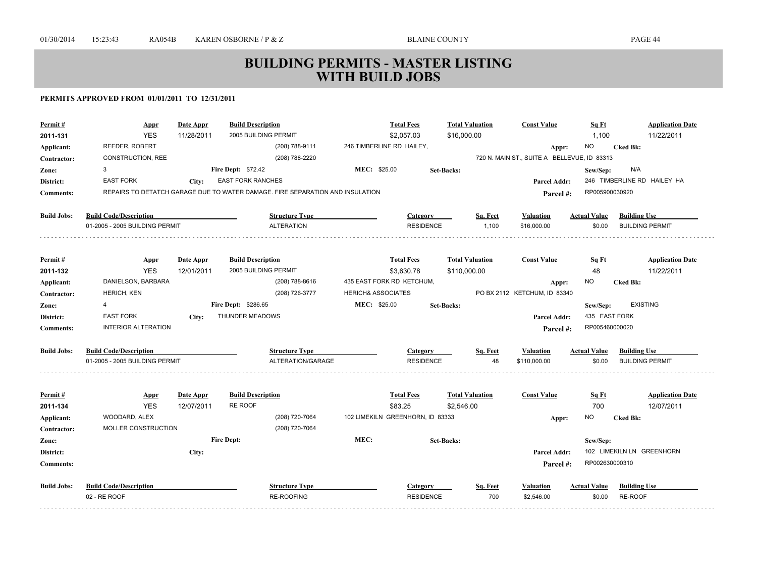# BUILDING PERMITS - MASTER LISTING
# WITH BUILD JOBS

**PERMITS APPROVED FROM 01/01/2011 TO 12/31/2011**

| Permit # | Appr | Date Appr | Build Description | Total Fees | Total Valuation | Const Value | Sq Ft | Application Date |
|---|---|---|---|---|---|---|---|---|
| 2011-131 | YES | 11/28/2011 | 2005 BUILDING PERMIT | $2,057.03 | $16,000.00 | | 1,100 | 11/22/2011 |

**Applicant:** REEDER, ROBERT (208) 788-9111 246 TIMBERLINE RD HAILEY, **Appr:** NO **Cked Bk:**
**Contractor:** CONSTRUCTION, REE (208) 788-2220 720 N. MAIN ST., SUITE A BELLEVUE, ID 83313
**Zone:** 3 **Fire Dept:** $72.42 **MEC:** $25.00 **Set-Backs:** **Sew/Sep:** N/A
**District:** EAST FORK **City:** EAST FORK RANCHES **Parcel Addr:** 246 TIMBERLINE RD HAILEY HA
**Comments:** REPAIRS TO DETATCH GARAGE DUE TO WATER DAMAGE. FIRE SEPARATION AND INSULATION **Parcel #:** RP005900030920

| Build Jobs: Build Code/Description | Structure Type | Category | Sq. Feet | Valuation | Actual Value | Building Use |
|---|---|---|---|---|---|---|
| 01-2005 - 2005 BUILDING PERMIT | ALTERATION | RESIDENCE | 1,100 | $16,000.00 | $0.00 | BUILDING PERMIT |

---

| Permit # | Appr | Date Appr | Build Description | Total Fees | Total Valuation | Const Value | Sq Ft | Application Date |
|---|---|---|---|---|---|---|---|---|
| 2011-132 | YES | 12/01/2011 | 2005 BUILDING PERMIT | $3,630.78 | $110,000.00 | | 48 | 11/22/2011 |

**Applicant:** DANIELSON, BARBARA (208) 788-8616 435 EAST FORK RD KETCHUM, **Appr:** NO **Cked Bk:**
**Contractor:** HERICH, KEN (208) 726-3777 HERICH& ASSOCIATES PO BOX 2112 KETCHUM, ID 83340
**Zone:** 4 **Fire Dept:** $286.65 **MEC:** $25.00 **Set-Backs:** **Sew/Sep:** EXISTING
**District:** EAST FORK **City:** THUNDER MEADOWS **Parcel Addr:** 435 EAST FORK
**Comments:** INTERIOR ALTERATION **Parcel #:** RP005460000020

| Build Jobs: Build Code/Description | Structure Type | Category | Sq. Feet | Valuation | Actual Value | Building Use |
|---|---|---|---|---|---|---|
| 01-2005 - 2005 BUILDING PERMIT | ALTERATION/GARAGE | RESIDENCE | 48 | $110,000.00 | $0.00 | BUILDING PERMIT |

---

| Permit # | Appr | Date Appr | Build Description | Total Fees | Total Valuation | Const Value | Sq Ft | Application Date |
|---|---|---|---|---|---|---|---|---|
| 2011-134 | YES | 12/07/2011 | RE ROOF | $83.25 | $2,546.00 | | 700 | 12/07/2011 |

**Applicant:** WOODARD, ALEX (208) 720-7064 102 LIMEKILN GREENHORN, ID 83333 **Appr:** NO **Cked Bk:**
**Contractor:** MOLLER CONSTRUCTION (208) 720-7064
**Zone:** **Fire Dept:** **MEC:** **Set-Backs:** **Sew/Sep:**
**District:** **City:** **Parcel Addr:** 102 LIMEKILN LN GREENHORN
**Comments:** **Parcel #:** RP002630000310

| Build Jobs: Build Code/Description | Structure Type | Category | Sq. Feet | Valuation | Actual Value | Building Use |
|---|---|---|---|---|---|---|
| 02 - RE ROOF | RE-ROOFING | RESIDENCE | 700 | $2,546.00 | $0.00 | RE-ROOF |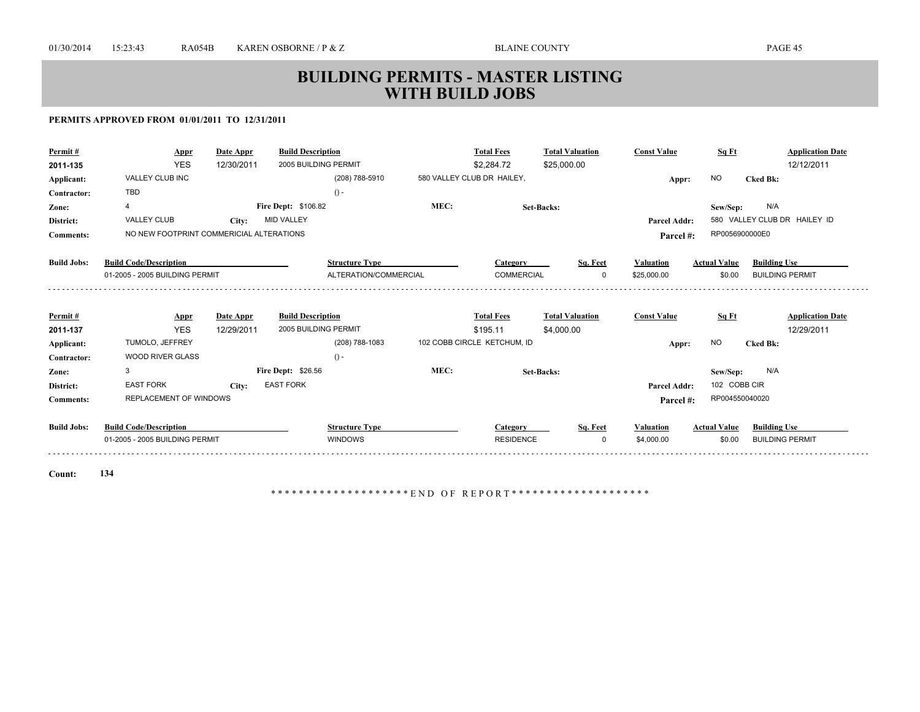# BUILDING PERMITS - MASTER LISTING WITH BUILD JOBS

**PERMITS APPROVED FROM 01/01/2011 TO 12/31/2011**

| Permit # | Appr | Date Appr | Build Description | | Total Fees | Total Valuation | Const Value | Sq Ft | Application Date |
|---|---|---|---|---|---|---|---|---|---|
| 2011-135 | YES | 12/30/2011 | 2005 BUILDING PERMIT | | $2,284.72 | $25,000.00 | | | 12/12/2011 |

| | | | |
|---|---|---|---|
| **Applicant:** | VALLEY CLUB INC | (208) 788-5910 | 580 VALLEY CLUB DR HAILEY, |
| **Contractor:** | TBD | () - | |
| **Zone:** | 4 | **Fire Dept:** $106.82 | **MEC:** **Set-Backs:** |
| **District:** | VALLEY CLUB | **City:** MID VALLEY | |
| **Comments:** | NO NEW FOOTPRINT COMMERICIAL ALTERATIONS | | |

**Appr:** NO **Cked Bk:** **Sew/Sep:** N/A
**Parcel Addr:** 580 VALLEY CLUB DR HAILEY ID
**Parcel #:** RP0056900000E0

| Build Jobs: | Build Code/Description | Structure Type | Category | Sq. Feet | Valuation | Actual Value | Building Use |
|---|---|---|---|---|---|---|---|
| | 01-2005 - 2005 BUILDING PERMIT | ALTERATION/COMMERCIAL | COMMERCIAL | 0 | $25,000.00 | $0.00 | BUILDING PERMIT |

| Permit # | Appr | Date Appr | Build Description | | Total Fees | Total Valuation | Const Value | Sq Ft | Application Date |
|---|---|---|---|---|---|---|---|---|---|
| 2011-137 | YES | 12/29/2011 | 2005 BUILDING PERMIT | | $195.11 | $4,000.00 | | | 12/29/2011 |

| | | | |
|---|---|---|---|
| **Applicant:** | TUMOLO, JEFFREY | (208) 788-1083 | 102 COBB CIRCLE KETCHUM, ID |
| **Contractor:** | WOOD RIVER GLASS | () - | |
| **Zone:** | 3 | **Fire Dept:** $26.56 | **MEC:** **Set-Backs:** |
| **District:** | EAST FORK | **City:** EAST FORK | |
| **Comments:** | REPLACEMENT OF WINDOWS | | |

**Appr:** NO **Cked Bk:** **Sew/Sep:** N/A
**Parcel Addr:** 102 COBB CIR
**Parcel #:** RP004550040020

| Build Jobs: | Build Code/Description | Structure Type | Category | Sq. Feet | Valuation | Actual Value | Building Use |
|---|---|---|---|---|---|---|---|
| | 01-2005 - 2005 BUILDING PERMIT | WINDOWS | RESIDENCE | 0 | $4,000.00 | $0.00 | BUILDING PERMIT |

**Count:** 134

* * * * * * * * * * * * * * * * * * * * END OF REPORT * * * * * * * * * * * * * * * * * * * *